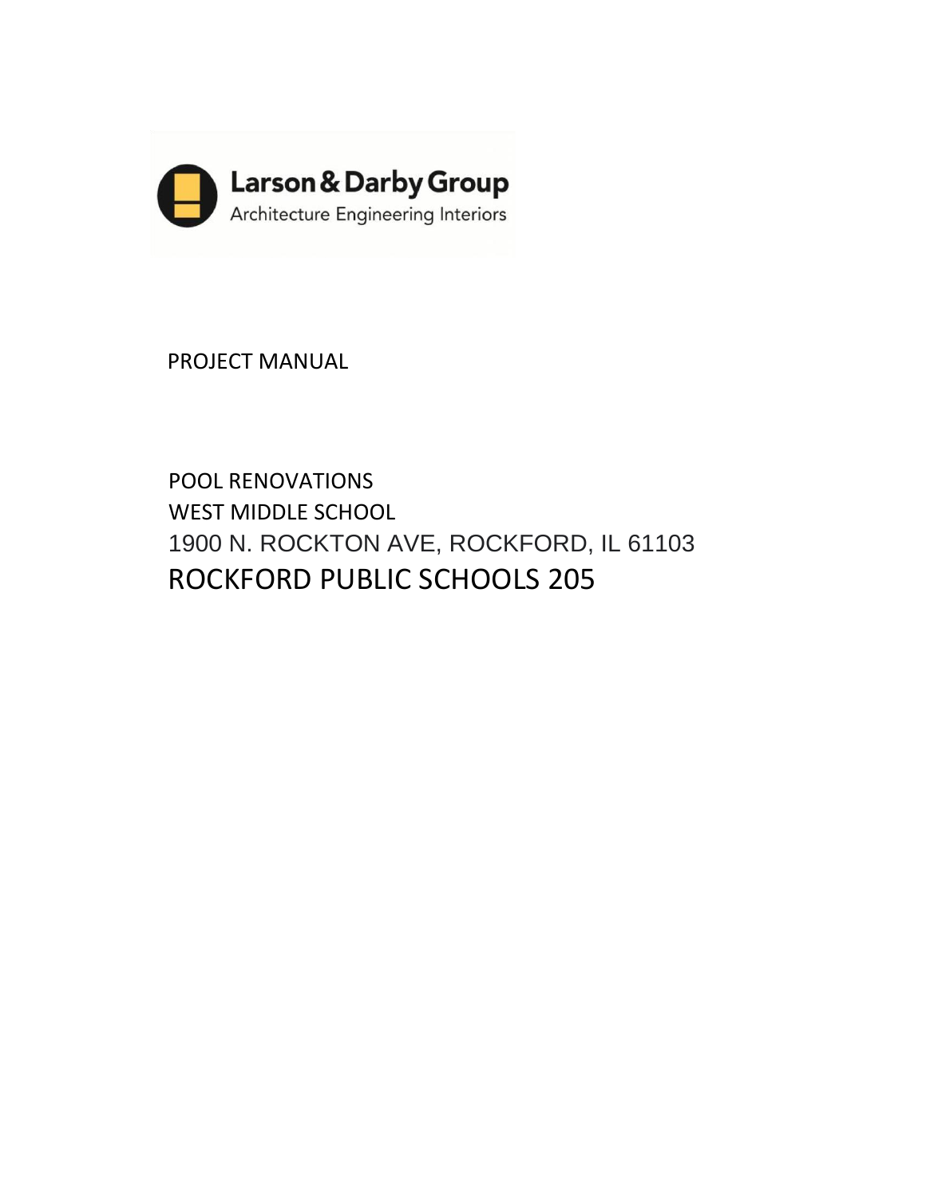Larson & Darby Group
Architecture Engineering Interiors

PROJECT MANUAL

POOL RENOVATIONS
WEST MIDDLE SCHOOL
1900 N. ROCKTON AVE, ROCKFORD, IL 61103
ROCKFORD PUBLIC SCHOOLS 205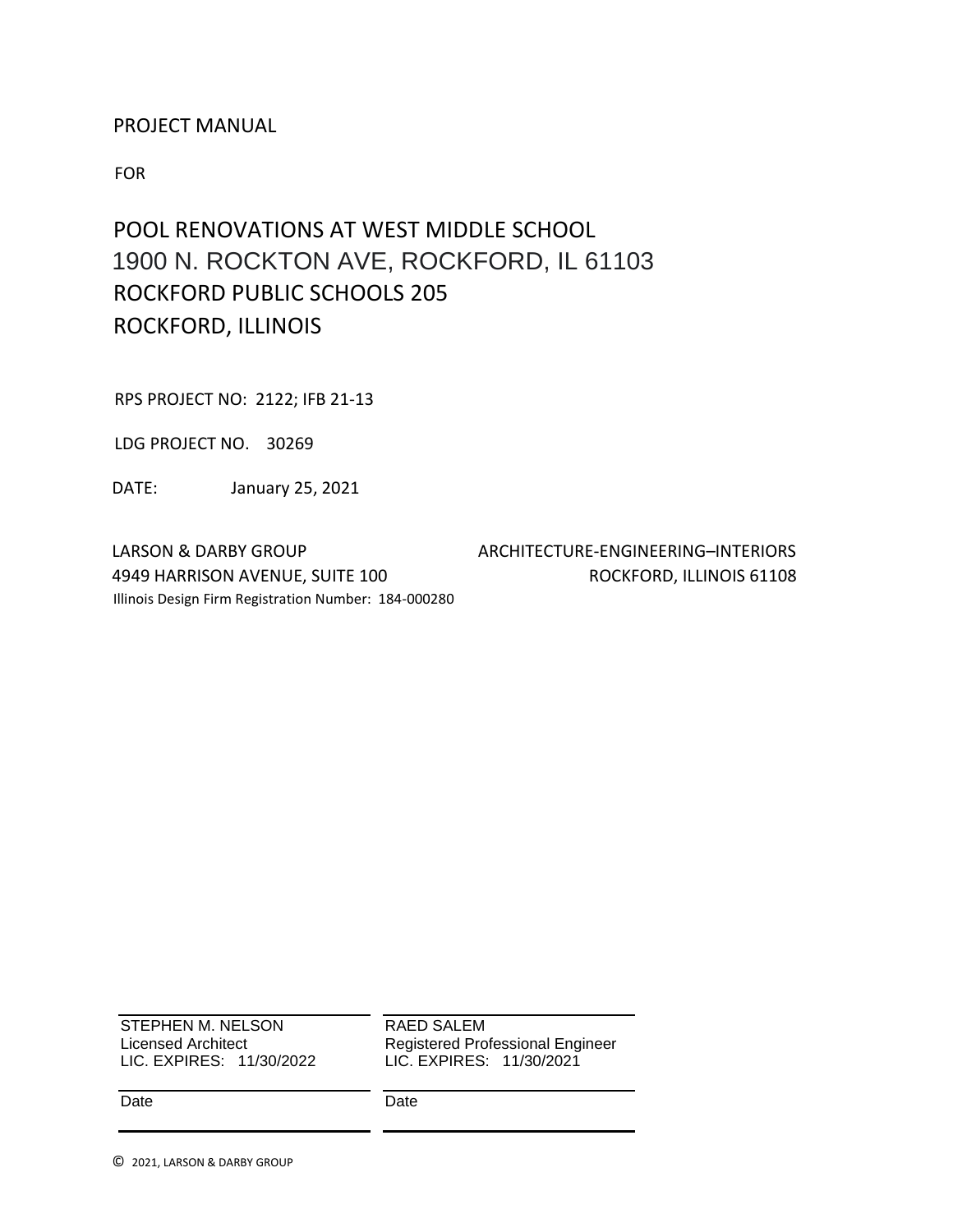PROJECT MANUAL

FOR

# POOL RENOVATIONS AT WEST MIDDLE SCHOOL
## 1900 N. ROCKTON AVE, ROCKFORD, IL 61103
## ROCKFORD PUBLIC SCHOOLS 205
## ROCKFORD, ILLINOIS

RPS PROJECT NO: 2122; IFB 21-13

LDG PROJECT NO. 30269

DATE: January 25, 2021

LARSON & DARBY GROUP
4949 HARRISON AVENUE, SUITE 100
Illinois Design Firm Registration Number: 184-000280

ARCHITECTURE-ENGINEERING–INTERIORS
ROCKFORD, ILLINOIS 61108

| | |
|---|---|
| STEPHEN M. NELSON<br>Licensed Architect<br>LIC. EXPIRES: 11/30/2022 | RAED SALEM<br>Registered Professional Engineer<br>LIC. EXPIRES: 11/30/2021 |
| Date | Date |

© 2021, LARSON & DARBY GROUP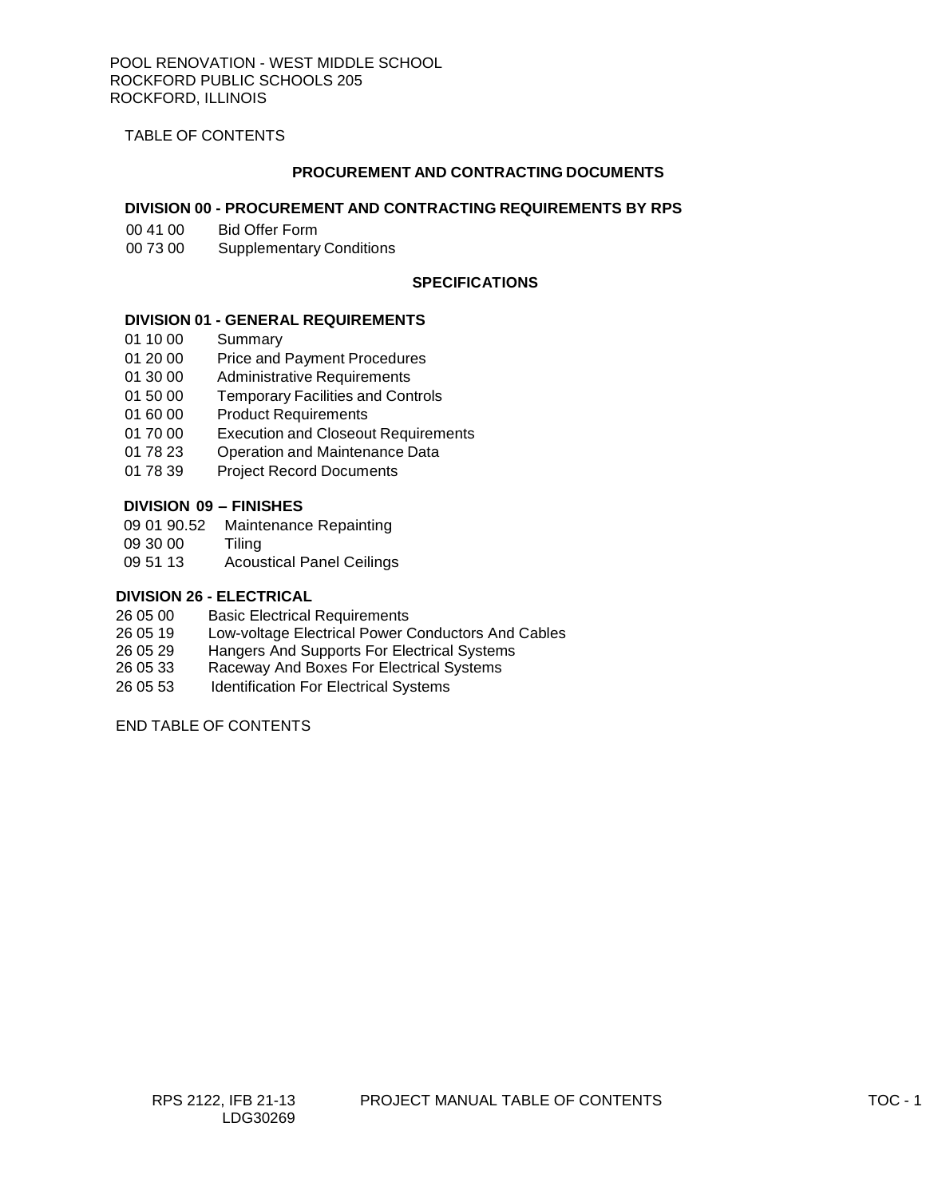POOL RENOVATION - WEST MIDDLE SCHOOL
ROCKFORD PUBLIC SCHOOLS 205
ROCKFORD, ILLINOIS

TABLE OF CONTENTS

## PROCUREMENT AND CONTRACTING DOCUMENTS

### DIVISION 00 - PROCUREMENT AND CONTRACTING REQUIREMENTS BY RPS

00 41 00 Bid Offer Form
00 73 00 Supplementary Conditions

## SPECIFICATIONS

### DIVISION 01 - GENERAL REQUIREMENTS

01 10 00 Summary
01 20 00 Price and Payment Procedures
01 30 00 Administrative Requirements
01 50 00 Temporary Facilities and Controls
01 60 00 Product Requirements
01 70 00 Execution and Closeout Requirements
01 78 23 Operation and Maintenance Data
01 78 39 Project Record Documents

### DIVISION 09 – FINISHES

09 01 90.52 Maintenance Repainting
09 30 00 Tiling
09 51 13 Acoustical Panel Ceilings

### DIVISION 26 - ELECTRICAL

26 05 00 Basic Electrical Requirements
26 05 19 Low-voltage Electrical Power Conductors And Cables
26 05 29 Hangers And Supports For Electrical Systems
26 05 33 Raceway And Boxes For Electrical Systems
26 05 53 Identification For Electrical Systems

END TABLE OF CONTENTS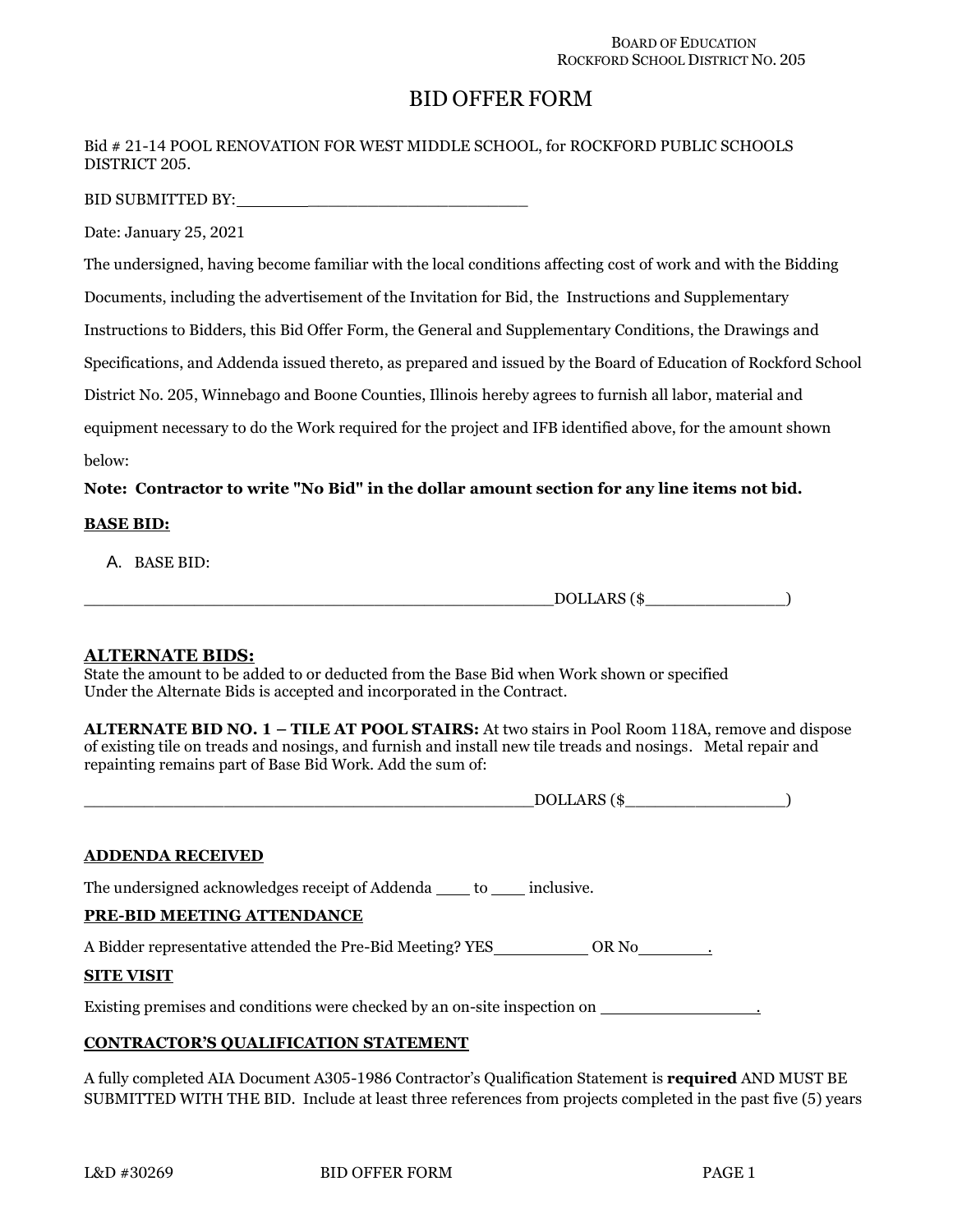BOARD OF EDUCATION
ROCKFORD SCHOOL DISTRICT NO. 205

# BID OFFER FORM

Bid # 21-14 POOL RENOVATION FOR WEST MIDDLE SCHOOL, for ROCKFORD PUBLIC SCHOOLS DISTRICT 205.

BID SUBMITTED BY:________________________________

Date: January 25, 2021

The undersigned, having become familiar with the local conditions affecting cost of work and with the Bidding Documents, including the advertisement of the Invitation for Bid, the Instructions and Supplementary Instructions to Bidders, this Bid Offer Form, the General and Supplementary Conditions, the Drawings and Specifications, and Addenda issued thereto, as prepared and issued by the Board of Education of Rockford School District No. 205, Winnebago and Boone Counties, Illinois hereby agrees to furnish all labor, material and equipment necessary to do the Work required for the project and IFB identified above, for the amount shown below:

**Note: Contractor to write "No Bid" in the dollar amount section for any line items not bid.**

**BASE BID:**

A. BASE BID:

___________________________________________________DOLLARS ($_______________)

## ALTERNATE BIDS:

State the amount to be added to or deducted from the Base Bid when Work shown or specified Under the Alternate Bids is accepted and incorporated in the Contract.

**ALTERNATE BID NO. 1 – TILE AT POOL STAIRS:** At two stairs in Pool Room 118A, remove and dispose of existing tile on treads and nosings, and furnish and install new tile treads and nosings. Metal repair and repainting remains part of Base Bid Work. Add the sum of:

_________________________________________________DOLLARS ($_________________)

**ADDENDA RECEIVED**

The undersigned acknowledges receipt of Addenda ____ to ____ inclusive.

**PRE-BID MEETING ATTENDANCE**

A Bidder representative attended the Pre-Bid Meeting? YES__________ OR No________.

**SITE VISIT**

Existing premises and conditions were checked by an on-site inspection on ________________.

**CONTRACTOR'S QUALIFICATION STATEMENT**

A fully completed AIA Document A305-1986 Contractor's Qualification Statement is **required** AND MUST BE SUBMITTED WITH THE BID. Include at least three references from projects completed in the past five (5) years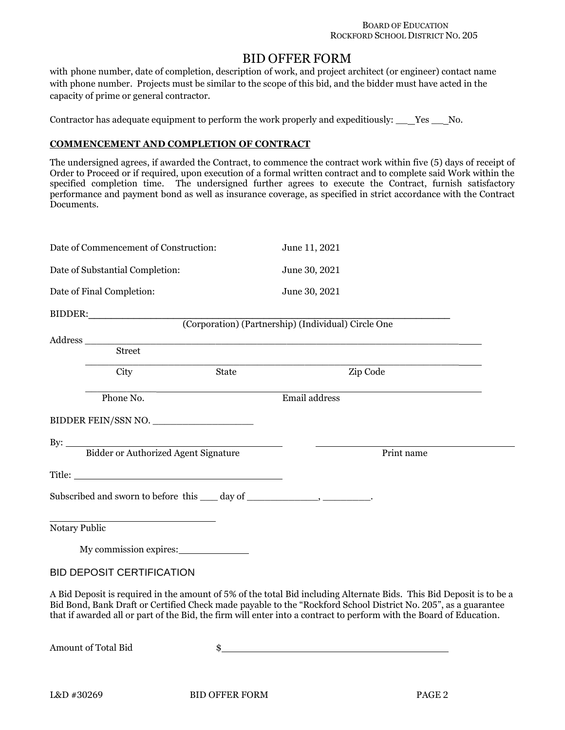# BID OFFER FORM

with phone number, date of completion, description of work, and project architect (or engineer) contact name with phone number. Projects must be similar to the scope of this bid, and the bidder must have acted in the capacity of prime or general contractor.

Contractor has adequate equipment to perform the work properly and expeditiously: ___Yes ___No.

**COMMENCEMENT AND COMPLETION OF CONTRACT**

The undersigned agrees, if awarded the Contract, to commence the contract work within five (5) days of receipt of Order to Proceed or if required, upon execution of a formal written contract and to complete said Work within the specified completion time. The undersigned further agrees to execute the Contract, furnish satisfactory performance and payment bond as well as insurance coverage, as specified in strict accordance with the Contract Documents.

| | |
|---|---|
| Date of Commencement of Construction: | June 11, 2021 |
| Date of Substantial Completion: | June 30, 2021 |
| Date of Final Completion: | June 30, 2021 |

BIDDER: ______________________________________________
(Corporation) (Partnership) (Individual) Circle One

Address ______________________________________________
Street

______________________________________________
City State Zip Code

______________________________________________
Phone No. Email address

BIDDER FEIN/SSN NO. __________________

By: ______________________________ ______________________________
Bidder or Authorized Agent Signature Print name

Title: ______________________________

Subscribed and sworn to before this ___ day of ____________, ________.

______________________________
Notary Public

My commission expires:____________

## BID DEPOSIT CERTIFICATION

A Bid Deposit is required in the amount of 5% of the total Bid including Alternate Bids. This Bid Deposit is to be a Bid Bond, Bank Draft or Certified Check made payable to the "Rockford School District No. 205", as a guarantee that if awarded all or part of the Bid, the firm will enter into a contract to perform with the Board of Education.

Amount of Total Bid $______________________________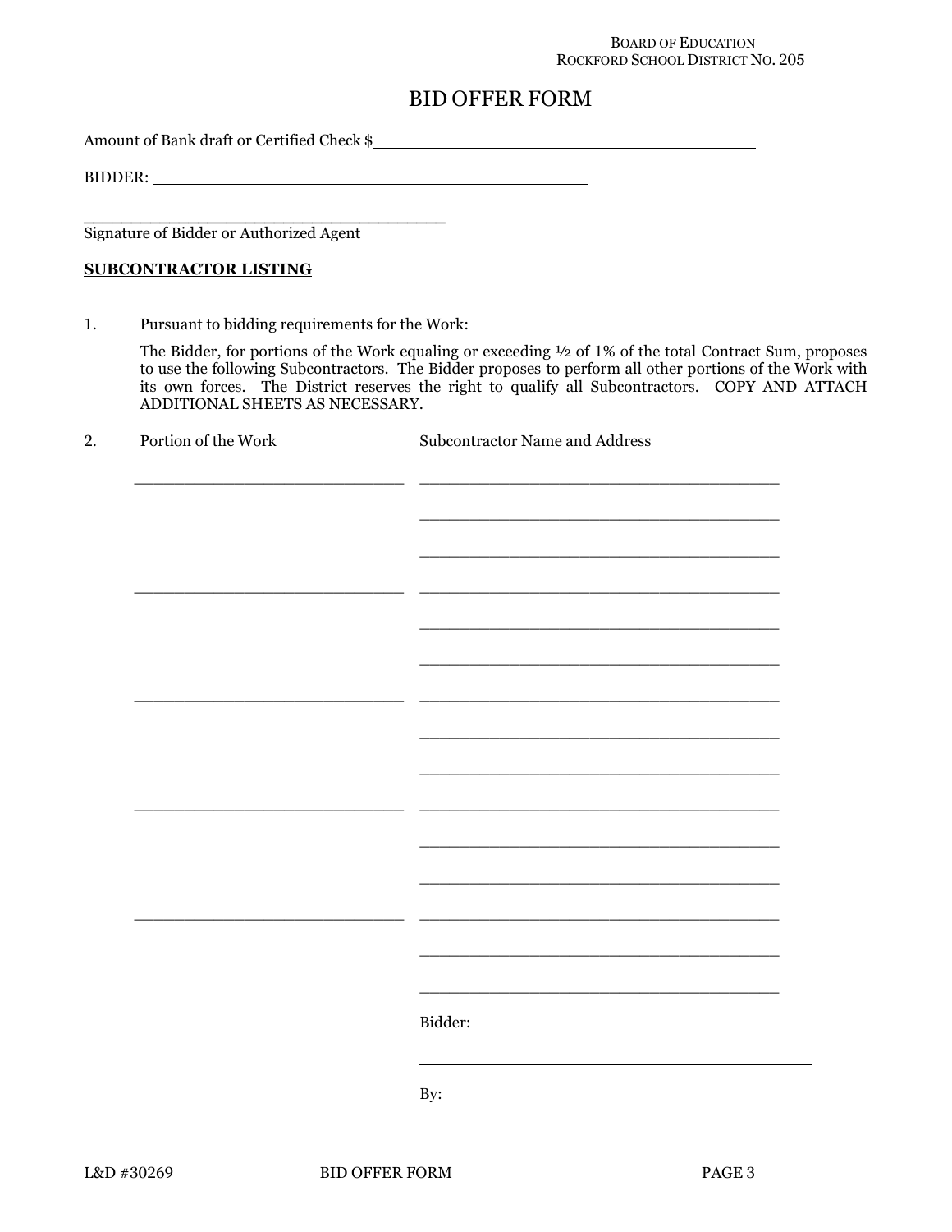BOARD OF EDUCATION
ROCKFORD SCHOOL DISTRICT NO. 205

# BID OFFER FORM

Amount of Bank draft or Certified Check $\_\_\_\_\_\_\_\_\_\_\_\_\_\_\_\_\_\_\_\_\_\_\_\_\_\_\_\_\_\_\_\_\_\_\_\_\_\_\_\_

BIDDER: \_\_\_\_\_\_\_\_\_\_\_\_\_\_\_\_\_\_\_\_\_\_\_\_\_\_\_\_\_\_\_\_\_\_\_\_\_\_\_\_\_\_\_\_

\_\_\_\_\_\_\_\_\_\_\_\_\_\_\_\_\_\_\_\_\_\_\_\_\_\_\_\_\_\_\_\_\_\_\_\_\_\_\_\_
Signature of Bidder or Authorized Agent

**SUBCONTRACTOR LISTING**

1. Pursuant to bidding requirements for the Work:

   The Bidder, for portions of the Work equaling or exceeding ½ of 1% of the total Contract Sum, proposes to use the following Subcontractors. The Bidder proposes to perform all other portions of the Work with its own forces. The District reserves the right to qualify all Subcontractors. COPY AND ATTACH ADDITIONAL SHEETS AS NECESSARY.

2. Portion of the Work / Subcontractor Name and Address

| Portion of the Work | Subcontractor Name and Address |
| --- | --- |
| \_\_\_\_\_\_\_\_\_\_\_\_\_\_\_\_\_\_\_\_\_\_\_\_ | \_\_\_\_\_\_\_\_\_\_\_\_\_\_\_\_\_\_\_\_\_\_\_\_\_\_\_\_\_\_\_\_ |
| | \_\_\_\_\_\_\_\_\_\_\_\_\_\_\_\_\_\_\_\_\_\_\_\_\_\_\_\_\_\_\_\_ |
| | \_\_\_\_\_\_\_\_\_\_\_\_\_\_\_\_\_\_\_\_\_\_\_\_\_\_\_\_\_\_\_\_ |
| \_\_\_\_\_\_\_\_\_\_\_\_\_\_\_\_\_\_\_\_\_\_\_\_ | \_\_\_\_\_\_\_\_\_\_\_\_\_\_\_\_\_\_\_\_\_\_\_\_\_\_\_\_\_\_\_\_ |
| | \_\_\_\_\_\_\_\_\_\_\_\_\_\_\_\_\_\_\_\_\_\_\_\_\_\_\_\_\_\_\_\_ |
| | \_\_\_\_\_\_\_\_\_\_\_\_\_\_\_\_\_\_\_\_\_\_\_\_\_\_\_\_\_\_\_\_ |
| \_\_\_\_\_\_\_\_\_\_\_\_\_\_\_\_\_\_\_\_\_\_\_\_ | \_\_\_\_\_\_\_\_\_\_\_\_\_\_\_\_\_\_\_\_\_\_\_\_\_\_\_\_\_\_\_\_ |
| | \_\_\_\_\_\_\_\_\_\_\_\_\_\_\_\_\_\_\_\_\_\_\_\_\_\_\_\_\_\_\_\_ |
| | \_\_\_\_\_\_\_\_\_\_\_\_\_\_\_\_\_\_\_\_\_\_\_\_\_\_\_\_\_\_\_\_ |
| \_\_\_\_\_\_\_\_\_\_\_\_\_\_\_\_\_\_\_\_\_\_\_\_ | \_\_\_\_\_\_\_\_\_\_\_\_\_\_\_\_\_\_\_\_\_\_\_\_\_\_\_\_\_\_\_\_ |
| | \_\_\_\_\_\_\_\_\_\_\_\_\_\_\_\_\_\_\_\_\_\_\_\_\_\_\_\_\_\_\_\_ |
| | \_\_\_\_\_\_\_\_\_\_\_\_\_\_\_\_\_\_\_\_\_\_\_\_\_\_\_\_\_\_\_\_ |
| \_\_\_\_\_\_\_\_\_\_\_\_\_\_\_\_\_\_\_\_\_\_\_\_ | \_\_\_\_\_\_\_\_\_\_\_\_\_\_\_\_\_\_\_\_\_\_\_\_\_\_\_\_\_\_\_\_ |
| | \_\_\_\_\_\_\_\_\_\_\_\_\_\_\_\_\_\_\_\_\_\_\_\_\_\_\_\_\_\_\_\_ |
| | \_\_\_\_\_\_\_\_\_\_\_\_\_\_\_\_\_\_\_\_\_\_\_\_\_\_\_\_\_\_\_\_ |

Bidder:

\_\_\_\_\_\_\_\_\_\_\_\_\_\_\_\_\_\_\_\_\_\_\_\_\_\_\_\_\_\_\_\_\_\_\_\_

By: \_\_\_\_\_\_\_\_\_\_\_\_\_\_\_\_\_\_\_\_\_\_\_\_\_\_\_\_\_\_\_\_\_\_

L&D #30269 BID OFFER FORM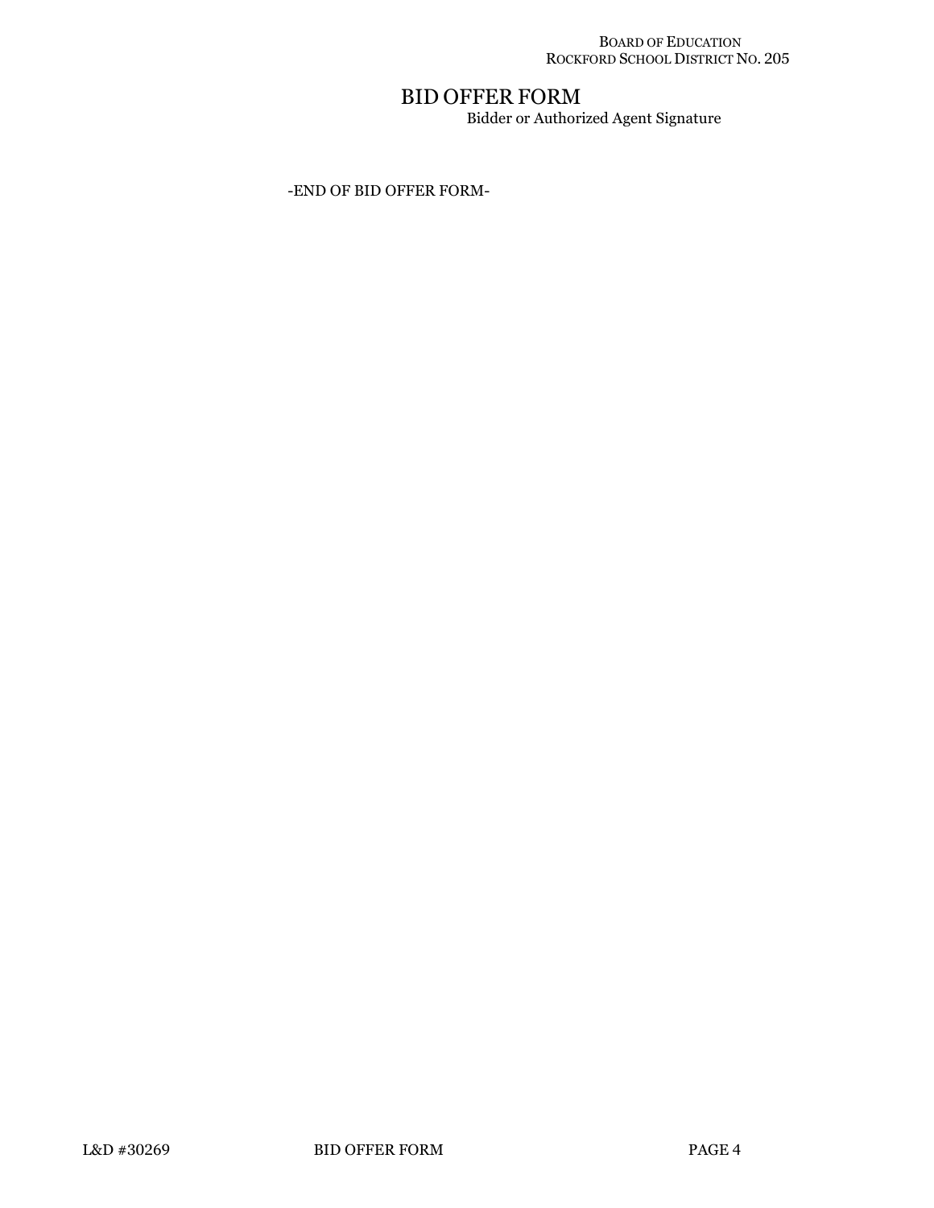# BID OFFER FORM

Bidder or Authorized Agent Signature

-END OF BID OFFER FORM-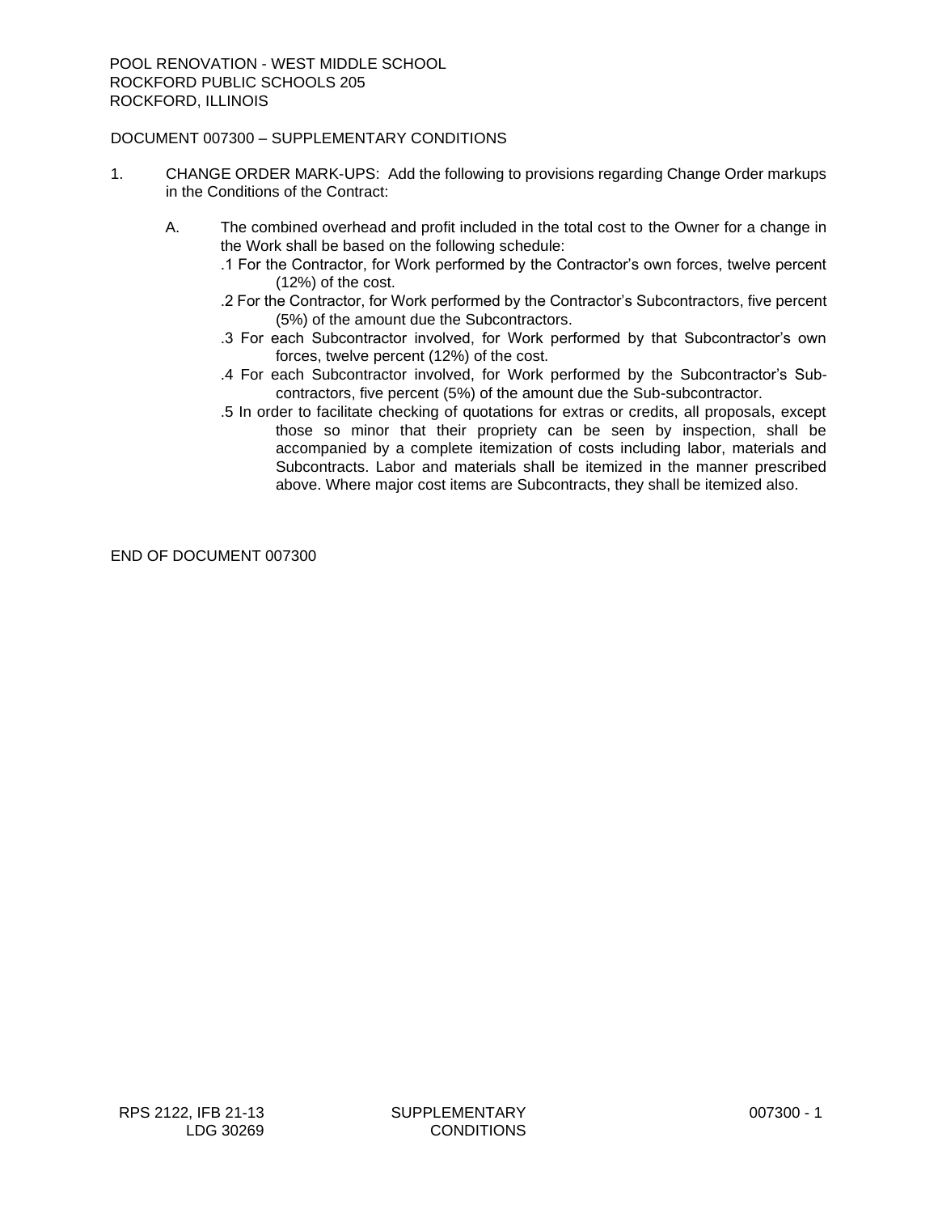DOCUMENT 007300 – SUPPLEMENTARY CONDITIONS

1. CHANGE ORDER MARK-UPS: Add the following to provisions regarding Change Order markups in the Conditions of the Contract:

   A. The combined overhead and profit included in the total cost to the Owner for a change in the Work shall be based on the following schedule:

      .1 For the Contractor, for Work performed by the Contractor's own forces, twelve percent (12%) of the cost.

      .2 For the Contractor, for Work performed by the Contractor's Subcontractors, five percent (5%) of the amount due the Subcontractors.

      .3 For each Subcontractor involved, for Work performed by that Subcontractor's own forces, twelve percent (12%) of the cost.

      .4 For each Subcontractor involved, for Work performed by the Subcontractor's Sub-contractors, five percent (5%) of the amount due the Sub-subcontractor.

      .5 In order to facilitate checking of quotations for extras or credits, all proposals, except those so minor that their propriety can be seen by inspection, shall be accompanied by a complete itemization of costs including labor, materials and Subcontracts. Labor and materials shall be itemized in the manner prescribed above. Where major cost items are Subcontracts, they shall be itemized also.

END OF DOCUMENT 007300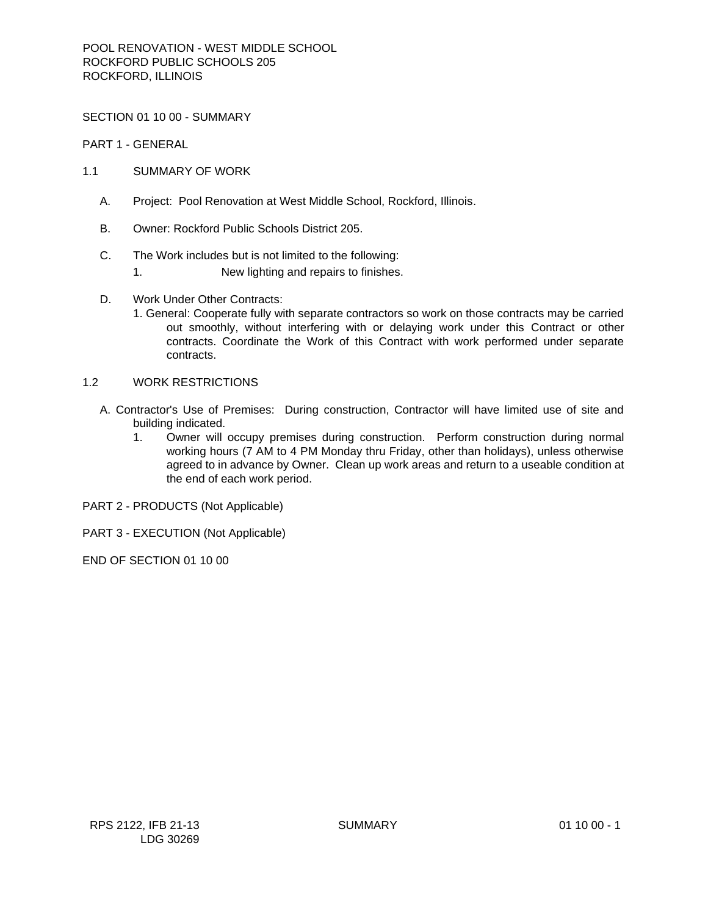## SECTION 01 10 00 - SUMMARY

### PART 1 - GENERAL

#### 1.1 SUMMARY OF WORK

A. Project: Pool Renovation at West Middle School, Rockford, Illinois.

B. Owner: Rockford Public Schools District 205.

C. The Work includes but is not limited to the following:

1. New lighting and repairs to finishes.

D. Work Under Other Contracts:

1. General: Cooperate fully with separate contractors so work on those contracts may be carried out smoothly, without interfering with or delaying work under this Contract or other contracts. Coordinate the Work of this Contract with work performed under separate contracts.

#### 1.2 WORK RESTRICTIONS

A. Contractor's Use of Premises: During construction, Contractor will have limited use of site and building indicated.

1. Owner will occupy premises during construction. Perform construction during normal working hours (7 AM to 4 PM Monday thru Friday, other than holidays), unless otherwise agreed to in advance by Owner. Clean up work areas and return to a useable condition at the end of each work period.

### PART 2 - PRODUCTS (Not Applicable)

### PART 3 - EXECUTION (Not Applicable)

END OF SECTION 01 10 00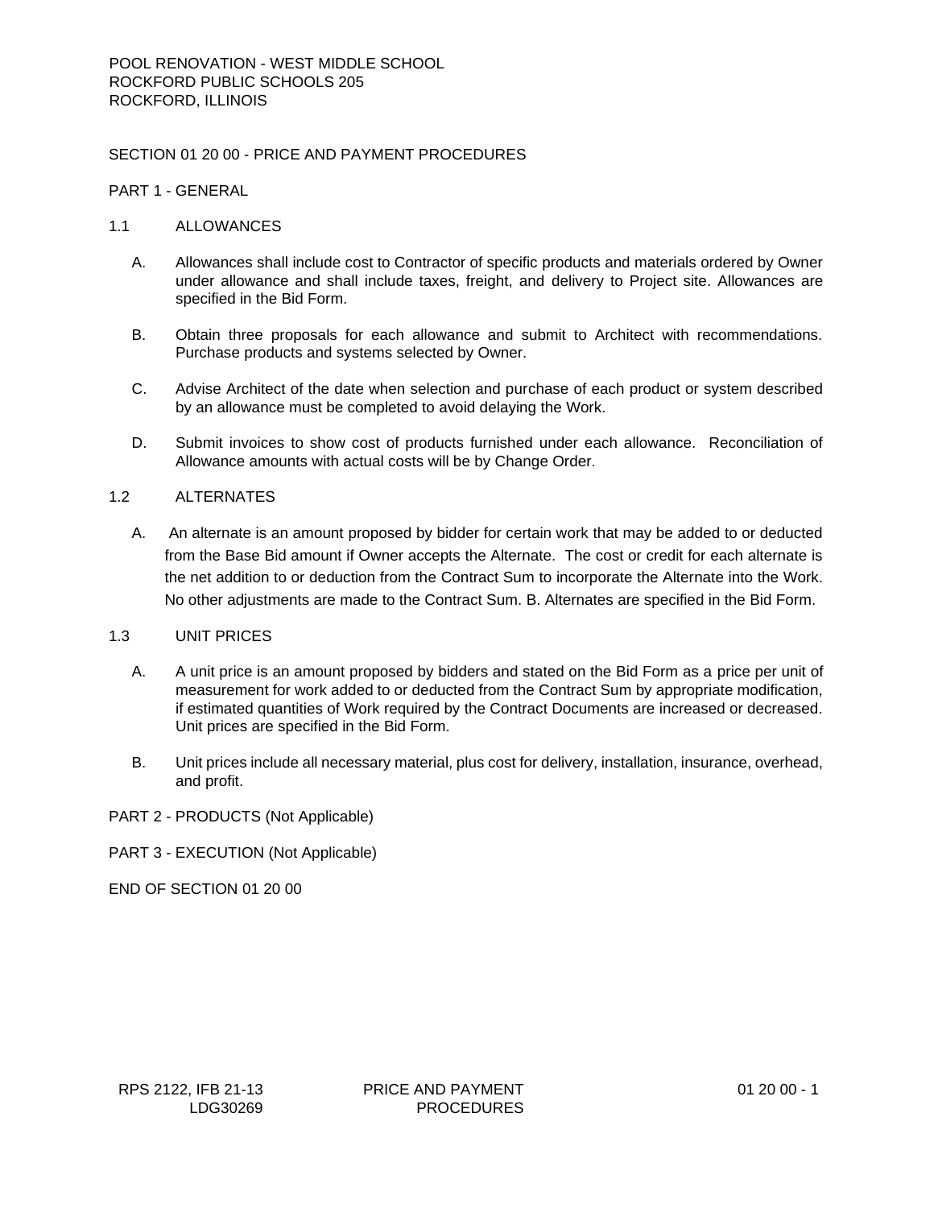SECTION 01 20 00 - PRICE AND PAYMENT PROCEDURES

PART 1 - GENERAL

1.1 ALLOWANCES

A. Allowances shall include cost to Contractor of specific products and materials ordered by Owner under allowance and shall include taxes, freight, and delivery to Project site. Allowances are specified in the Bid Form.

B. Obtain three proposals for each allowance and submit to Architect with recommendations. Purchase products and systems selected by Owner.

C. Advise Architect of the date when selection and purchase of each product or system described by an allowance must be completed to avoid delaying the Work.

D. Submit invoices to show cost of products furnished under each allowance. Reconciliation of Allowance amounts with actual costs will be by Change Order.

1.2 ALTERNATES

A. An alternate is an amount proposed by bidder for certain work that may be added to or deducted from the Base Bid amount if Owner accepts the Alternate. The cost or credit for each alternate is the net addition to or deduction from the Contract Sum to incorporate the Alternate into the Work. No other adjustments are made to the Contract Sum. B. Alternates are specified in the Bid Form.

1.3 UNIT PRICES

A. A unit price is an amount proposed by bidders and stated on the Bid Form as a price per unit of measurement for work added to or deducted from the Contract Sum by appropriate modification, if estimated quantities of Work required by the Contract Documents are increased or decreased. Unit prices are specified in the Bid Form.

B. Unit prices include all necessary material, plus cost for delivery, installation, insurance, overhead, and profit.

PART 2 - PRODUCTS (Not Applicable)

PART 3 - EXECUTION (Not Applicable)

END OF SECTION 01 20 00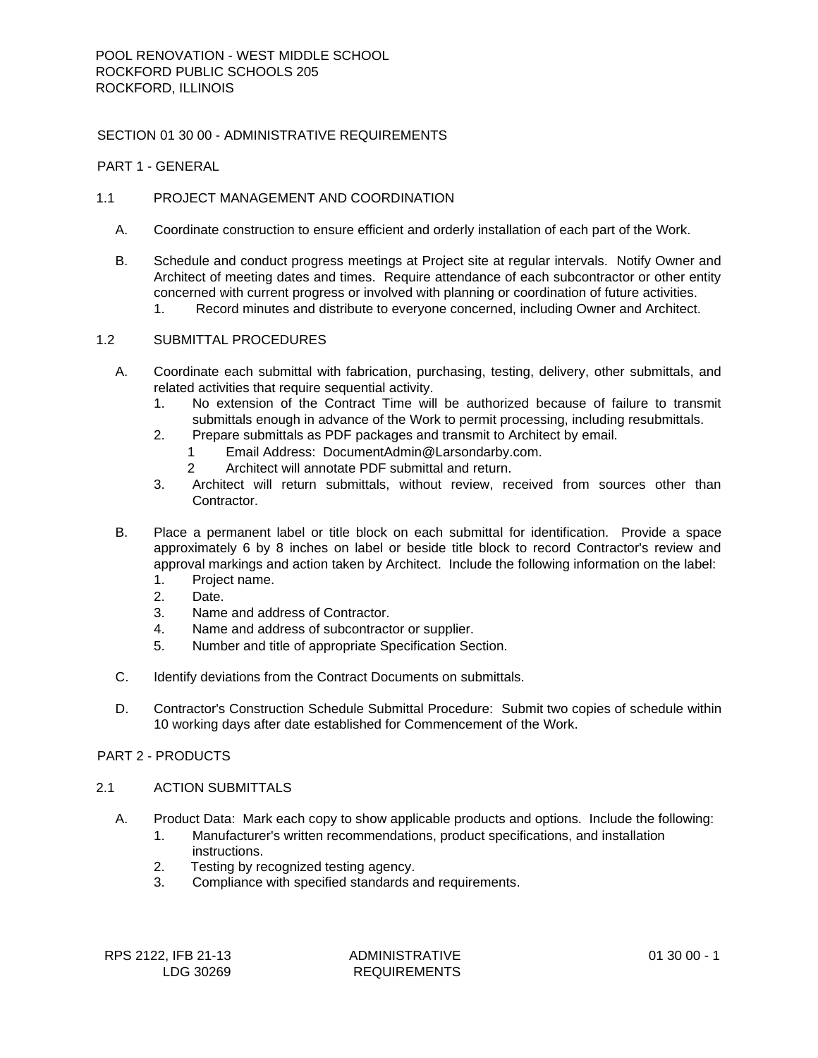POOL RENOVATION - WEST MIDDLE SCHOOL
ROCKFORD PUBLIC SCHOOLS 205
ROCKFORD, ILLINOIS

# SECTION 01 30 00 - ADMINISTRATIVE REQUIREMENTS

## PART 1 - GENERAL

### 1.1 PROJECT MANAGEMENT AND COORDINATION

A. Coordinate construction to ensure efficient and orderly installation of each part of the Work.

B. Schedule and conduct progress meetings at Project site at regular intervals. Notify Owner and Architect of meeting dates and times. Require attendance of each subcontractor or other entity concerned with current progress or involved with planning or coordination of future activities.
   1. Record minutes and distribute to everyone concerned, including Owner and Architect.

### 1.2 SUBMITTAL PROCEDURES

A. Coordinate each submittal with fabrication, purchasing, testing, delivery, other submittals, and related activities that require sequential activity.
   1. No extension of the Contract Time will be authorized because of failure to transmit submittals enough in advance of the Work to permit processing, including resubmittals.
   2. Prepare submittals as PDF packages and transmit to Architect by email.
      1 Email Address: DocumentAdmin@Larsondarby.com.
      2 Architect will annotate PDF submittal and return.
   3. Architect will return submittals, without review, received from sources other than Contractor.

B. Place a permanent label or title block on each submittal for identification. Provide a space approximately 6 by 8 inches on label or beside title block to record Contractor's review and approval markings and action taken by Architect. Include the following information on the label:
   1. Project name.
   2. Date.
   3. Name and address of Contractor.
   4. Name and address of subcontractor or supplier.
   5. Number and title of appropriate Specification Section.

C. Identify deviations from the Contract Documents on submittals.

D. Contractor's Construction Schedule Submittal Procedure: Submit two copies of schedule within 10 working days after date established for Commencement of the Work.

## PART 2 - PRODUCTS

### 2.1 ACTION SUBMITTALS

A. Product Data: Mark each copy to show applicable products and options. Include the following:
   1. Manufacturer's written recommendations, product specifications, and installation instructions.
   2. Testing by recognized testing agency.
   3. Compliance with specified standards and requirements.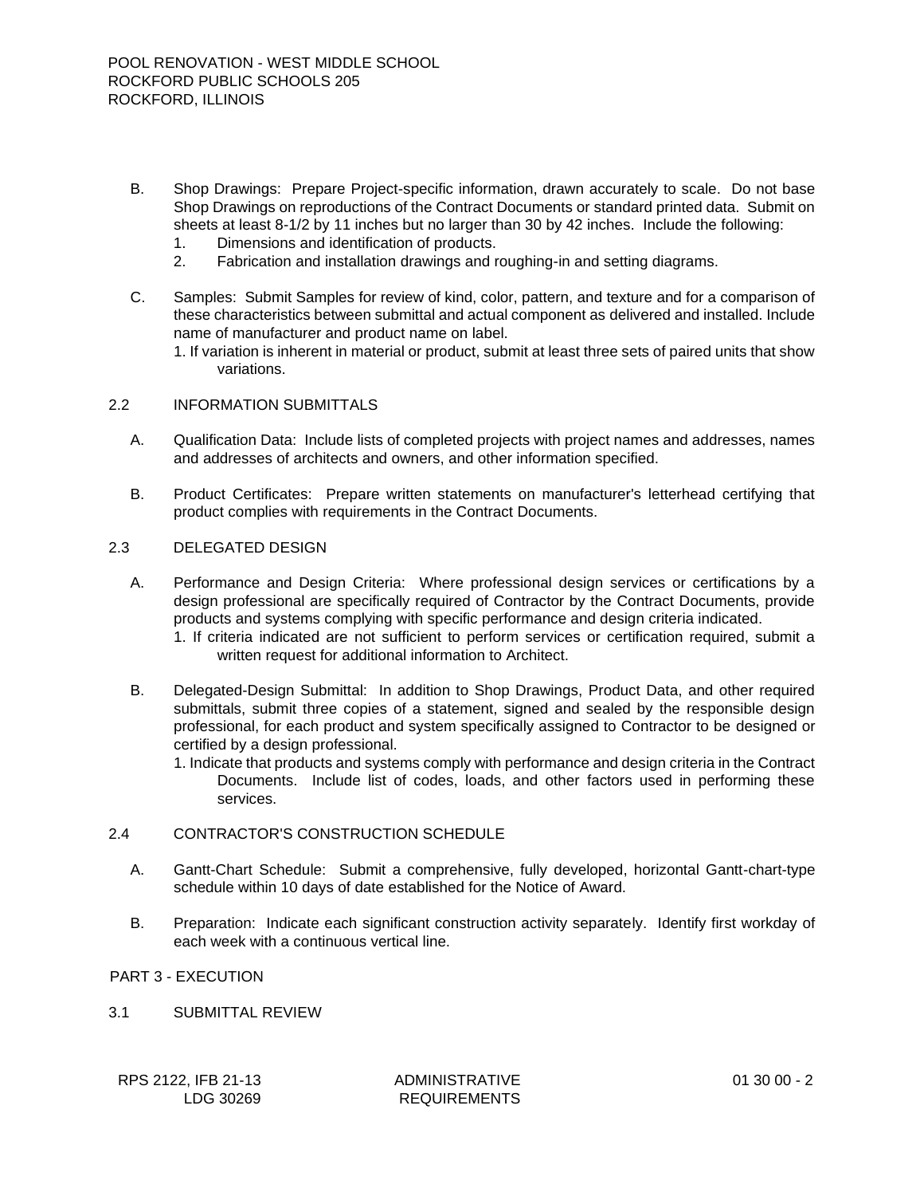B. Shop Drawings: Prepare Project-specific information, drawn accurately to scale. Do not base Shop Drawings on reproductions of the Contract Documents or standard printed data. Submit on sheets at least 8-1/2 by 11 inches but no larger than 30 by 42 inches. Include the following:
   1. Dimensions and identification of products.
   2. Fabrication and installation drawings and roughing-in and setting diagrams.

C. Samples: Submit Samples for review of kind, color, pattern, and texture and for a comparison of these characteristics between submittal and actual component as delivered and installed. Include name of manufacturer and product name on label.
   1. If variation is inherent in material or product, submit at least three sets of paired units that show variations.

## 2.2 INFORMATION SUBMITTALS

A. Qualification Data: Include lists of completed projects with project names and addresses, names and addresses of architects and owners, and other information specified.

B. Product Certificates: Prepare written statements on manufacturer's letterhead certifying that product complies with requirements in the Contract Documents.

## 2.3 DELEGATED DESIGN

A. Performance and Design Criteria: Where professional design services or certifications by a design professional are specifically required of Contractor by the Contract Documents, provide products and systems complying with specific performance and design criteria indicated.
   1. If criteria indicated are not sufficient to perform services or certification required, submit a written request for additional information to Architect.

B. Delegated-Design Submittal: In addition to Shop Drawings, Product Data, and other required submittals, submit three copies of a statement, signed and sealed by the responsible design professional, for each product and system specifically assigned to Contractor to be designed or certified by a design professional.
   1. Indicate that products and systems comply with performance and design criteria in the Contract Documents. Include list of codes, loads, and other factors used in performing these services.

## 2.4 CONTRACTOR'S CONSTRUCTION SCHEDULE

A. Gantt-Chart Schedule: Submit a comprehensive, fully developed, horizontal Gantt-chart-type schedule within 10 days of date established for the Notice of Award.

B. Preparation: Indicate each significant construction activity separately. Identify first workday of each week with a continuous vertical line.

# PART 3 - EXECUTION

## 3.1 SUBMITTAL REVIEW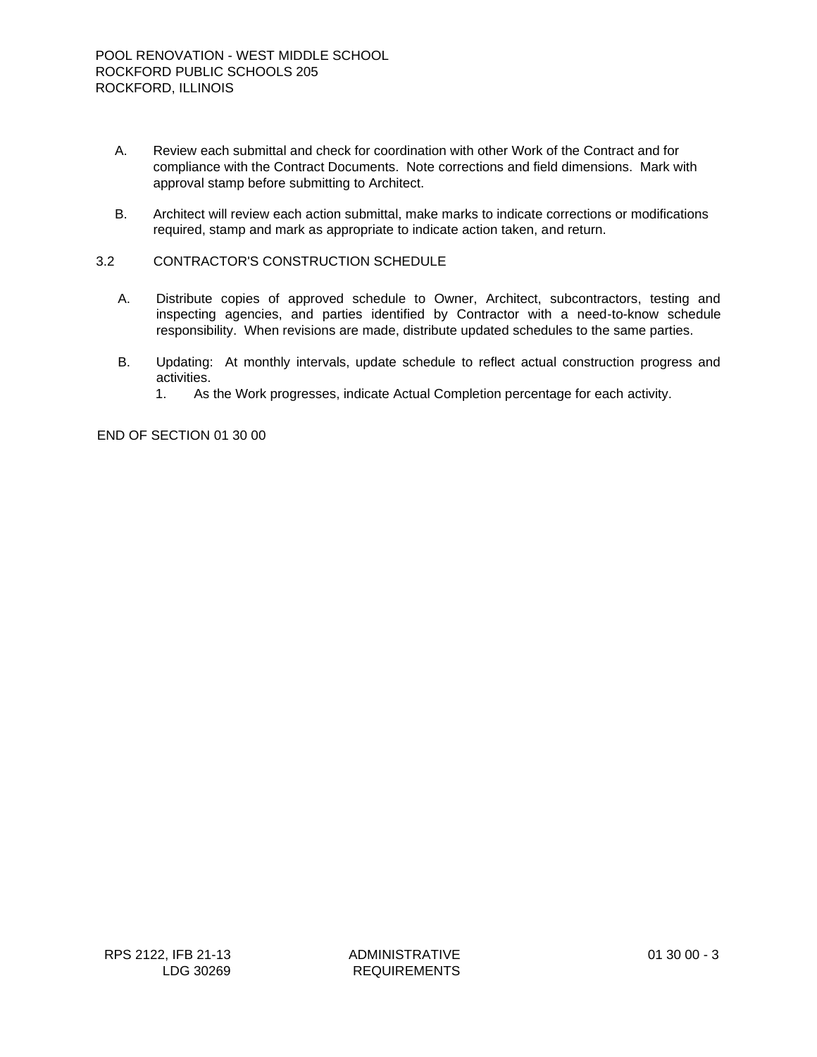A. Review each submittal and check for coordination with other Work of the Contract and for compliance with the Contract Documents. Note corrections and field dimensions. Mark with approval stamp before submitting to Architect.

B. Architect will review each action submittal, make marks to indicate corrections or modifications required, stamp and mark as appropriate to indicate action taken, and return.

## 3.2 CONTRACTOR'S CONSTRUCTION SCHEDULE

A. Distribute copies of approved schedule to Owner, Architect, subcontractors, testing and inspecting agencies, and parties identified by Contractor with a need-to-know schedule responsibility. When revisions are made, distribute updated schedules to the same parties.

B. Updating: At monthly intervals, update schedule to reflect actual construction progress and activities.
   1. As the Work progresses, indicate Actual Completion percentage for each activity.

END OF SECTION 01 30 00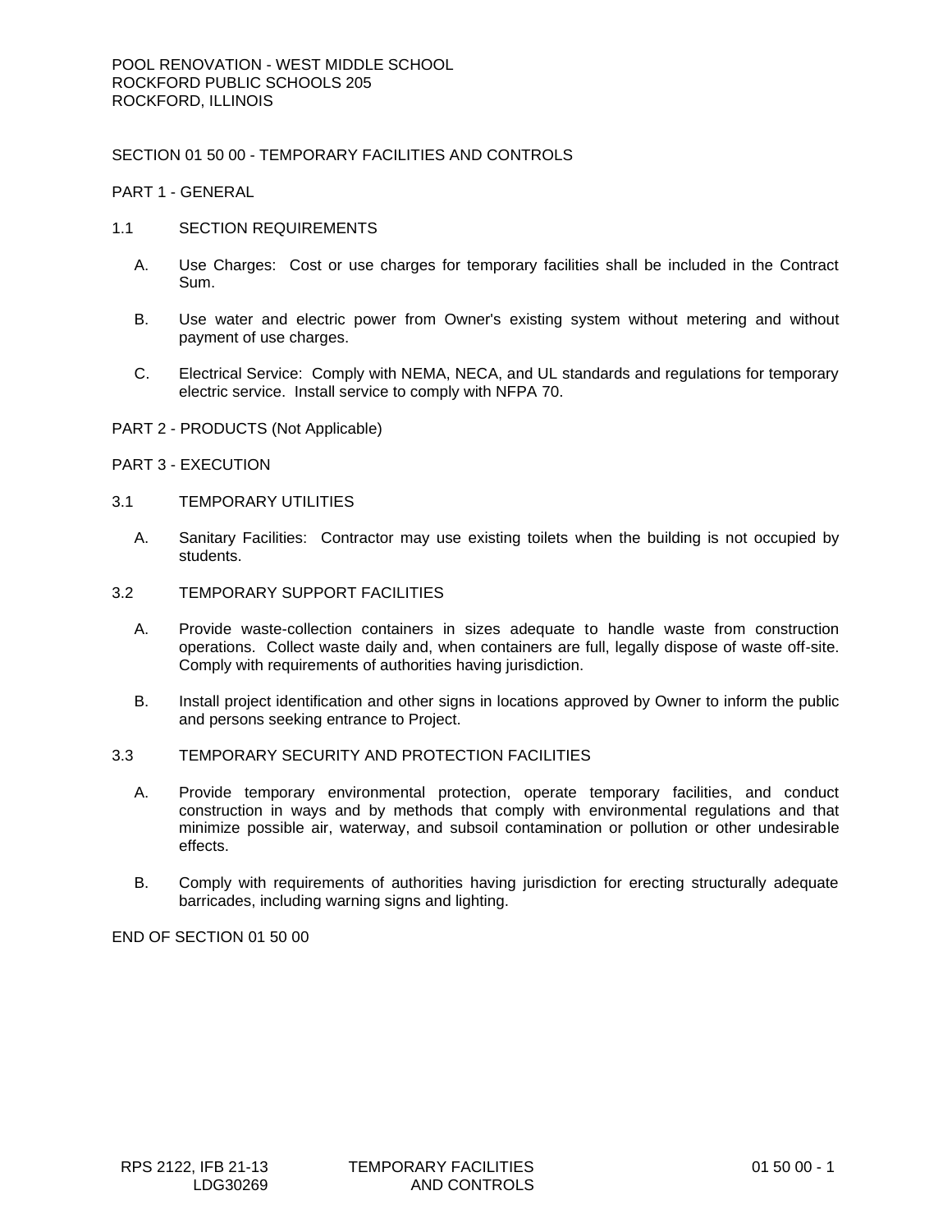POOL RENOVATION - WEST MIDDLE SCHOOL
ROCKFORD PUBLIC SCHOOLS 205
ROCKFORD, ILLINOIS

# SECTION 01 50 00 - TEMPORARY FACILITIES AND CONTROLS

## PART 1 - GENERAL

### 1.1 SECTION REQUIREMENTS

A. Use Charges: Cost or use charges for temporary facilities shall be included in the Contract Sum.

B. Use water and electric power from Owner's existing system without metering and without payment of use charges.

C. Electrical Service: Comply with NEMA, NECA, and UL standards and regulations for temporary electric service. Install service to comply with NFPA 70.

## PART 2 - PRODUCTS (Not Applicable)

## PART 3 - EXECUTION

### 3.1 TEMPORARY UTILITIES

A. Sanitary Facilities: Contractor may use existing toilets when the building is not occupied by students.

### 3.2 TEMPORARY SUPPORT FACILITIES

A. Provide waste-collection containers in sizes adequate to handle waste from construction operations. Collect waste daily and, when containers are full, legally dispose of waste off-site. Comply with requirements of authorities having jurisdiction.

B. Install project identification and other signs in locations approved by Owner to inform the public and persons seeking entrance to Project.

### 3.3 TEMPORARY SECURITY AND PROTECTION FACILITIES

A. Provide temporary environmental protection, operate temporary facilities, and conduct construction in ways and by methods that comply with environmental regulations and that minimize possible air, waterway, and subsoil contamination or pollution or other undesirable effects.

B. Comply with requirements of authorities having jurisdiction for erecting structurally adequate barricades, including warning signs and lighting.

END OF SECTION 01 50 00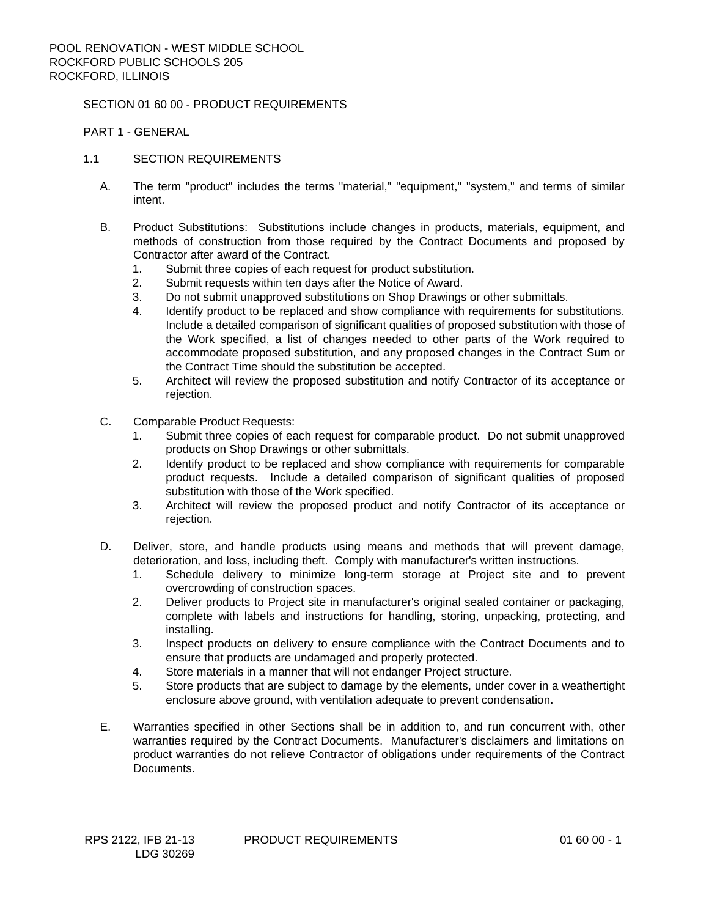SECTION 01 60 00 - PRODUCT REQUIREMENTS

PART 1 - GENERAL

1.1 SECTION REQUIREMENTS

A. The term "product" includes the terms "material," "equipment," "system," and terms of similar intent.

B. Product Substitutions: Substitutions include changes in products, materials, equipment, and methods of construction from those required by the Contract Documents and proposed by Contractor after award of the Contract.
   1. Submit three copies of each request for product substitution.
   2. Submit requests within ten days after the Notice of Award.
   3. Do not submit unapproved substitutions on Shop Drawings or other submittals.
   4. Identify product to be replaced and show compliance with requirements for substitutions. Include a detailed comparison of significant qualities of proposed substitution with those of the Work specified, a list of changes needed to other parts of the Work required to accommodate proposed substitution, and any proposed changes in the Contract Sum or the Contract Time should the substitution be accepted.
   5. Architect will review the proposed substitution and notify Contractor of its acceptance or rejection.

C. Comparable Product Requests:
   1. Submit three copies of each request for comparable product. Do not submit unapproved products on Shop Drawings or other submittals.
   2. Identify product to be replaced and show compliance with requirements for comparable product requests. Include a detailed comparison of significant qualities of proposed substitution with those of the Work specified.
   3. Architect will review the proposed product and notify Contractor of its acceptance or rejection.

D. Deliver, store, and handle products using means and methods that will prevent damage, deterioration, and loss, including theft. Comply with manufacturer's written instructions.
   1. Schedule delivery to minimize long-term storage at Project site and to prevent overcrowding of construction spaces.
   2. Deliver products to Project site in manufacturer's original sealed container or packaging, complete with labels and instructions for handling, storing, unpacking, protecting, and installing.
   3. Inspect products on delivery to ensure compliance with the Contract Documents and to ensure that products are undamaged and properly protected.
   4. Store materials in a manner that will not endanger Project structure.
   5. Store products that are subject to damage by the elements, under cover in a weathertight enclosure above ground, with ventilation adequate to prevent condensation.

E. Warranties specified in other Sections shall be in addition to, and run concurrent with, other warranties required by the Contract Documents. Manufacturer's disclaimers and limitations on product warranties do not relieve Contractor of obligations under requirements of the Contract Documents.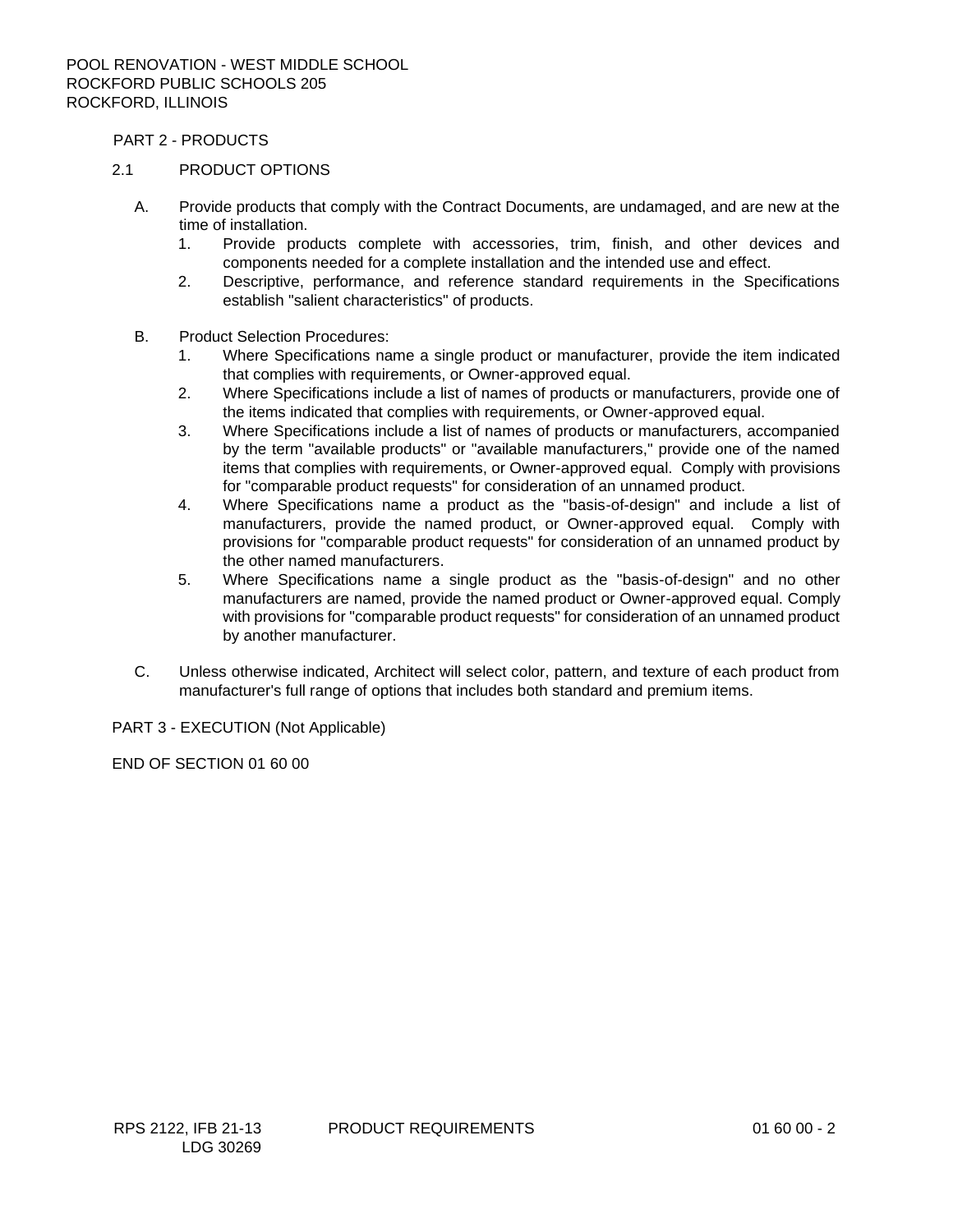PART 2 - PRODUCTS

2.1 PRODUCT OPTIONS

A. Provide products that comply with the Contract Documents, are undamaged, and are new at the time of installation.
   1. Provide products complete with accessories, trim, finish, and other devices and components needed for a complete installation and the intended use and effect.
   2. Descriptive, performance, and reference standard requirements in the Specifications establish "salient characteristics" of products.

B. Product Selection Procedures:
   1. Where Specifications name a single product or manufacturer, provide the item indicated that complies with requirements, or Owner-approved equal.
   2. Where Specifications include a list of names of products or manufacturers, provide one of the items indicated that complies with requirements, or Owner-approved equal.
   3. Where Specifications include a list of names of products or manufacturers, accompanied by the term "available products" or "available manufacturers," provide one of the named items that complies with requirements, or Owner-approved equal. Comply with provisions for "comparable product requests" for consideration of an unnamed product.
   4. Where Specifications name a product as the "basis-of-design" and include a list of manufacturers, provide the named product, or Owner-approved equal. Comply with provisions for "comparable product requests" for consideration of an unnamed product by the other named manufacturers.
   5. Where Specifications name a single product as the "basis-of-design" and no other manufacturers are named, provide the named product or Owner-approved equal. Comply with provisions for "comparable product requests" for consideration of an unnamed product by another manufacturer.

C. Unless otherwise indicated, Architect will select color, pattern, and texture of each product from manufacturer's full range of options that includes both standard and premium items.

PART 3 - EXECUTION (Not Applicable)

END OF SECTION 01 60 00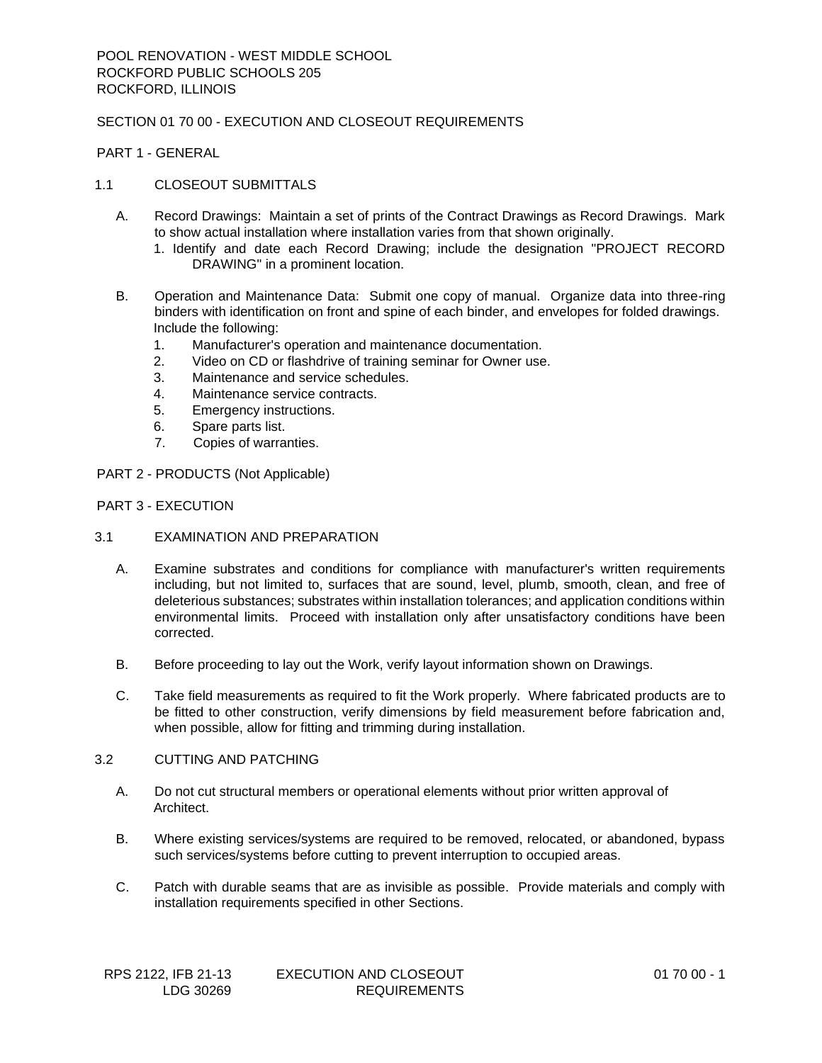SECTION 01 70 00 - EXECUTION AND CLOSEOUT REQUIREMENTS

PART 1 - GENERAL

1.1 CLOSEOUT SUBMITTALS

A. Record Drawings: Maintain a set of prints of the Contract Drawings as Record Drawings. Mark to show actual installation where installation varies from that shown originally.
   1. Identify and date each Record Drawing; include the designation "PROJECT RECORD DRAWING" in a prominent location.

B. Operation and Maintenance Data: Submit one copy of manual. Organize data into three-ring binders with identification on front and spine of each binder, and envelopes for folded drawings. Include the following:
   1. Manufacturer's operation and maintenance documentation.
   2. Video on CD or flashdrive of training seminar for Owner use.
   3. Maintenance and service schedules.
   4. Maintenance service contracts.
   5. Emergency instructions.
   6. Spare parts list.
   7. Copies of warranties.

PART 2 - PRODUCTS (Not Applicable)

PART 3 - EXECUTION

3.1 EXAMINATION AND PREPARATION

A. Examine substrates and conditions for compliance with manufacturer's written requirements including, but not limited to, surfaces that are sound, level, plumb, smooth, clean, and free of deleterious substances; substrates within installation tolerances; and application conditions within environmental limits. Proceed with installation only after unsatisfactory conditions have been corrected.

B. Before proceeding to lay out the Work, verify layout information shown on Drawings.

C. Take field measurements as required to fit the Work properly. Where fabricated products are to be fitted to other construction, verify dimensions by field measurement before fabrication and, when possible, allow for fitting and trimming during installation.

3.2 CUTTING AND PATCHING

A. Do not cut structural members or operational elements without prior written approval of Architect.

B. Where existing services/systems are required to be removed, relocated, or abandoned, bypass such services/systems before cutting to prevent interruption to occupied areas.

C. Patch with durable seams that are as invisible as possible. Provide materials and comply with installation requirements specified in other Sections.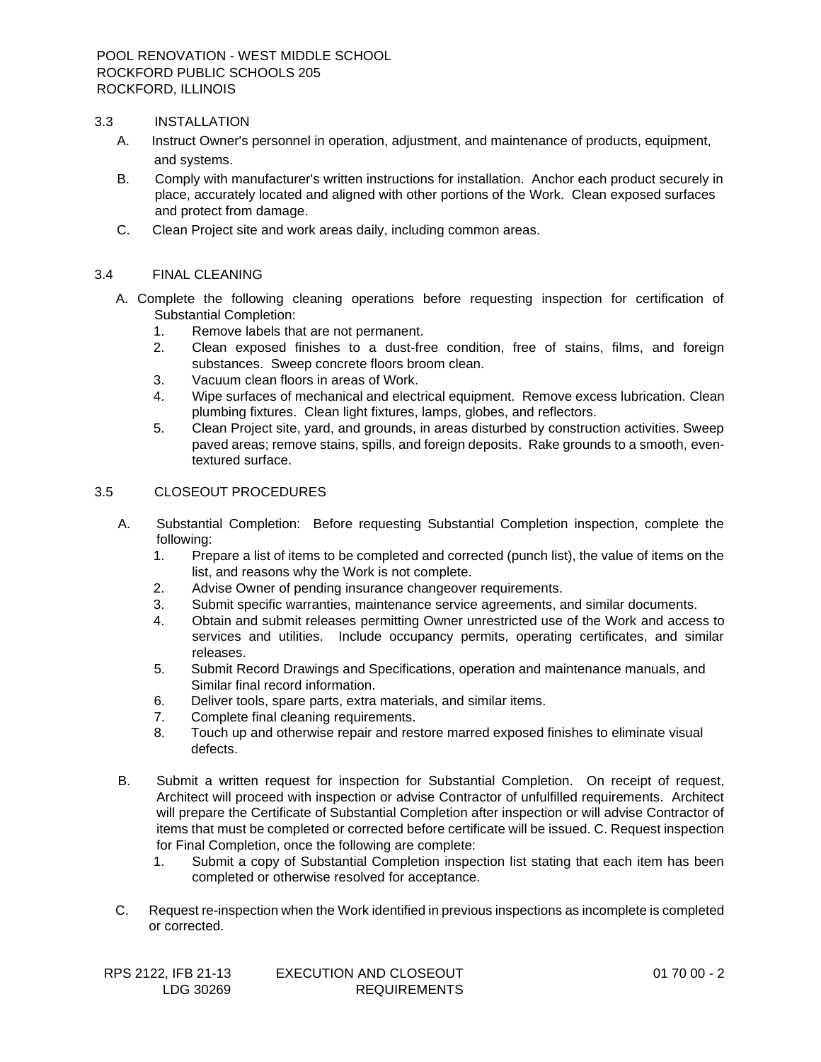### 3.3 INSTALLATION

A. Instruct Owner's personnel in operation, adjustment, and maintenance of products, equipment, and systems.

B. Comply with manufacturer's written instructions for installation. Anchor each product securely in place, accurately located and aligned with other portions of the Work. Clean exposed surfaces and protect from damage.

C. Clean Project site and work areas daily, including common areas.

### 3.4 FINAL CLEANING

A. Complete the following cleaning operations before requesting inspection for certification of Substantial Completion:

1. Remove labels that are not permanent.
2. Clean exposed finishes to a dust-free condition, free of stains, films, and foreign substances. Sweep concrete floors broom clean.
3. Vacuum clean floors in areas of Work.
4. Wipe surfaces of mechanical and electrical equipment. Remove excess lubrication. Clean plumbing fixtures. Clean light fixtures, lamps, globes, and reflectors.
5. Clean Project site, yard, and grounds, in areas disturbed by construction activities. Sweep paved areas; remove stains, spills, and foreign deposits. Rake grounds to a smooth, even-textured surface.

### 3.5 CLOSEOUT PROCEDURES

A. Substantial Completion: Before requesting Substantial Completion inspection, complete the following:

1. Prepare a list of items to be completed and corrected (punch list), the value of items on the list, and reasons why the Work is not complete.
2. Advise Owner of pending insurance changeover requirements.
3. Submit specific warranties, maintenance service agreements, and similar documents.
4. Obtain and submit releases permitting Owner unrestricted use of the Work and access to services and utilities. Include occupancy permits, operating certificates, and similar releases.
5. Submit Record Drawings and Specifications, operation and maintenance manuals, and Similar final record information.
6. Deliver tools, spare parts, extra materials, and similar items.
7. Complete final cleaning requirements.
8. Touch up and otherwise repair and restore marred exposed finishes to eliminate visual defects.

B. Submit a written request for inspection for Substantial Completion. On receipt of request, Architect will proceed with inspection or advise Contractor of unfulfilled requirements. Architect will prepare the Certificate of Substantial Completion after inspection or will advise Contractor of items that must be completed or corrected before certificate will be issued. C. Request inspection for Final Completion, once the following are complete:

1. Submit a copy of Substantial Completion inspection list stating that each item has been completed or otherwise resolved for acceptance.

C. Request re-inspection when the Work identified in previous inspections as incomplete is completed or corrected.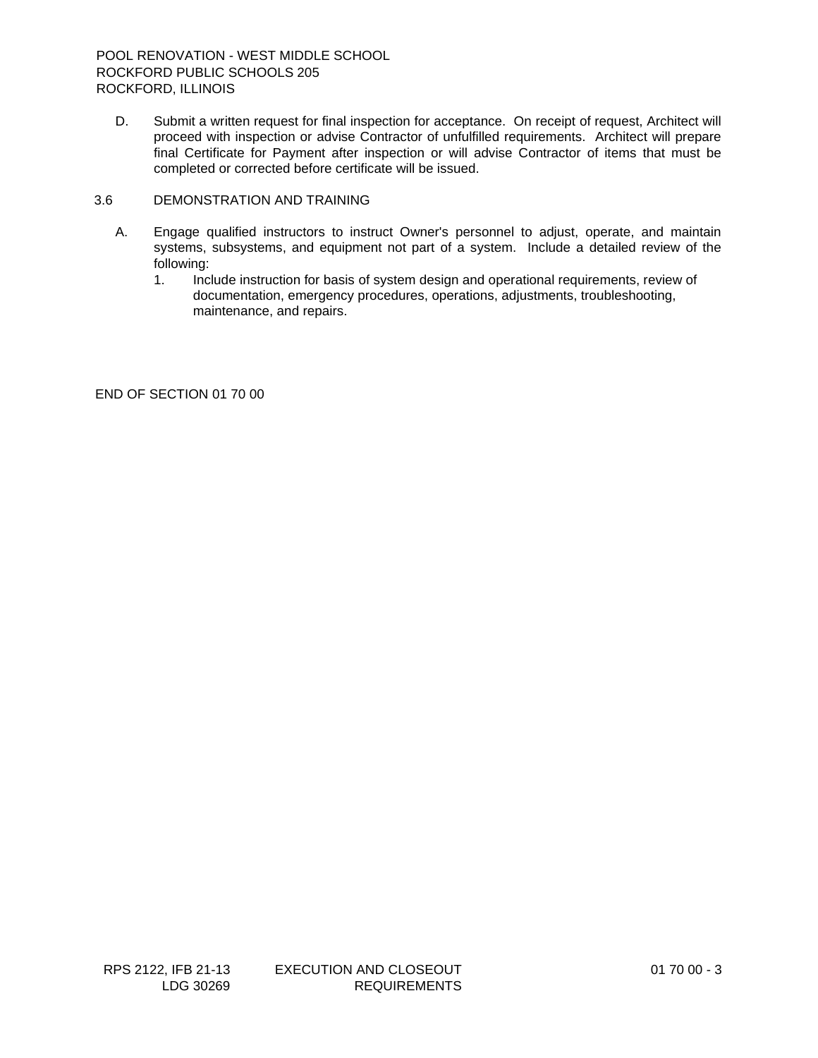D. Submit a written request for final inspection for acceptance. On receipt of request, Architect will proceed with inspection or advise Contractor of unfulfilled requirements. Architect will prepare final Certificate for Payment after inspection or will advise Contractor of items that must be completed or corrected before certificate will be issued.

## 3.6 DEMONSTRATION AND TRAINING

A. Engage qualified instructors to instruct Owner's personnel to adjust, operate, and maintain systems, subsystems, and equipment not part of a system. Include a detailed review of the following:

   1. Include instruction for basis of system design and operational requirements, review of documentation, emergency procedures, operations, adjustments, troubleshooting, maintenance, and repairs.

END OF SECTION 01 70 00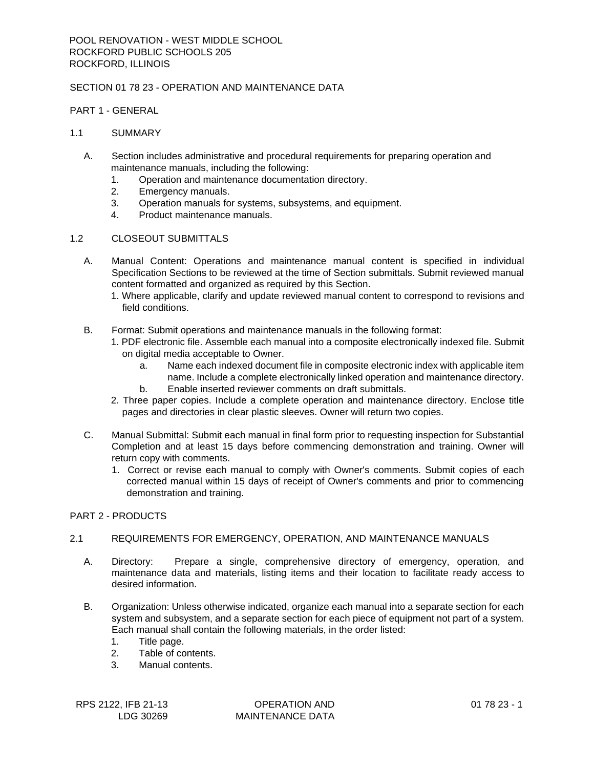## SECTION 01 78 23 - OPERATION AND MAINTENANCE DATA

### PART 1 - GENERAL

#### 1.1 SUMMARY

A. Section includes administrative and procedural requirements for preparing operation and maintenance manuals, including the following:
   1. Operation and maintenance documentation directory.
   2. Emergency manuals.
   3. Operation manuals for systems, subsystems, and equipment.
   4. Product maintenance manuals.

#### 1.2 CLOSEOUT SUBMITTALS

A. Manual Content: Operations and maintenance manual content is specified in individual Specification Sections to be reviewed at the time of Section submittals. Submit reviewed manual content formatted and organized as required by this Section.
   1. Where applicable, clarify and update reviewed manual content to correspond to revisions and field conditions.

B. Format: Submit operations and maintenance manuals in the following format:
   1. PDF electronic file. Assemble each manual into a composite electronically indexed file. Submit on digital media acceptable to Owner.
      a. Name each indexed document file in composite electronic index with applicable item name. Include a complete electronically linked operation and maintenance directory.
      b. Enable inserted reviewer comments on draft submittals.
   2. Three paper copies. Include a complete operation and maintenance directory. Enclose title pages and directories in clear plastic sleeves. Owner will return two copies.

C. Manual Submittal: Submit each manual in final form prior to requesting inspection for Substantial Completion and at least 15 days before commencing demonstration and training. Owner will return copy with comments.
   1. Correct or revise each manual to comply with Owner's comments. Submit copies of each corrected manual within 15 days of receipt of Owner's comments and prior to commencing demonstration and training.

### PART 2 - PRODUCTS

#### 2.1 REQUIREMENTS FOR EMERGENCY, OPERATION, AND MAINTENANCE MANUALS

A. Directory: Prepare a single, comprehensive directory of emergency, operation, and maintenance data and materials, listing items and their location to facilitate ready access to desired information.

B. Organization: Unless otherwise indicated, organize each manual into a separate section for each system and subsystem, and a separate section for each piece of equipment not part of a system. Each manual shall contain the following materials, in the order listed:
   1. Title page.
   2. Table of contents.
   3. Manual contents.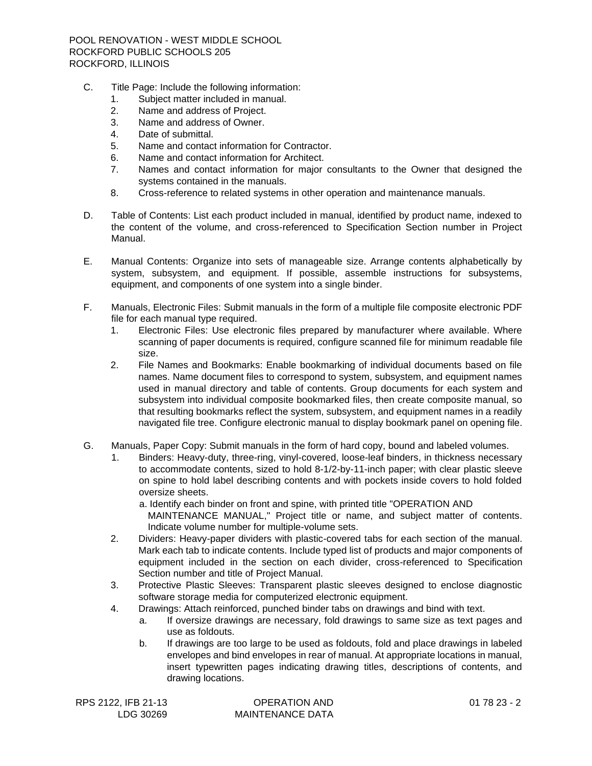C. Title Page: Include the following information:
   1. Subject matter included in manual.
   2. Name and address of Project.
   3. Name and address of Owner.
   4. Date of submittal.
   5. Name and contact information for Contractor.
   6. Name and contact information for Architect.
   7. Names and contact information for major consultants to the Owner that designed the systems contained in the manuals.
   8. Cross-reference to related systems in other operation and maintenance manuals.

D. Table of Contents: List each product included in manual, identified by product name, indexed to the content of the volume, and cross-referenced to Specification Section number in Project Manual.

E. Manual Contents: Organize into sets of manageable size. Arrange contents alphabetically by system, subsystem, and equipment. If possible, assemble instructions for subsystems, equipment, and components of one system into a single binder.

F. Manuals, Electronic Files: Submit manuals in the form of a multiple file composite electronic PDF file for each manual type required.
   1. Electronic Files: Use electronic files prepared by manufacturer where available. Where scanning of paper documents is required, configure scanned file for minimum readable file size.
   2. File Names and Bookmarks: Enable bookmarking of individual documents based on file names. Name document files to correspond to system, subsystem, and equipment names used in manual directory and table of contents. Group documents for each system and subsystem into individual composite bookmarked files, then create composite manual, so that resulting bookmarks reflect the system, subsystem, and equipment names in a readily navigated file tree. Configure electronic manual to display bookmark panel on opening file.

G. Manuals, Paper Copy: Submit manuals in the form of hard copy, bound and labeled volumes.
   1. Binders: Heavy-duty, three-ring, vinyl-covered, loose-leaf binders, in thickness necessary to accommodate contents, sized to hold 8-1/2-by-11-inch paper; with clear plastic sleeve on spine to hold label describing contents and with pockets inside covers to hold folded oversize sheets.
      a. Identify each binder on front and spine, with printed title "OPERATION AND MAINTENANCE MANUAL," Project title or name, and subject matter of contents. Indicate volume number for multiple-volume sets.
   2. Dividers: Heavy-paper dividers with plastic-covered tabs for each section of the manual. Mark each tab to indicate contents. Include typed list of products and major components of equipment included in the section on each divider, cross-referenced to Specification Section number and title of Project Manual.
   3. Protective Plastic Sleeves: Transparent plastic sleeves designed to enclose diagnostic software storage media for computerized electronic equipment.
   4. Drawings: Attach reinforced, punched binder tabs on drawings and bind with text.
      a. If oversize drawings are necessary, fold drawings to same size as text pages and use as foldouts.
      b. If drawings are too large to be used as foldouts, fold and place drawings in labeled envelopes and bind envelopes in rear of manual. At appropriate locations in manual, insert typewritten pages indicating drawing titles, descriptions of contents, and drawing locations.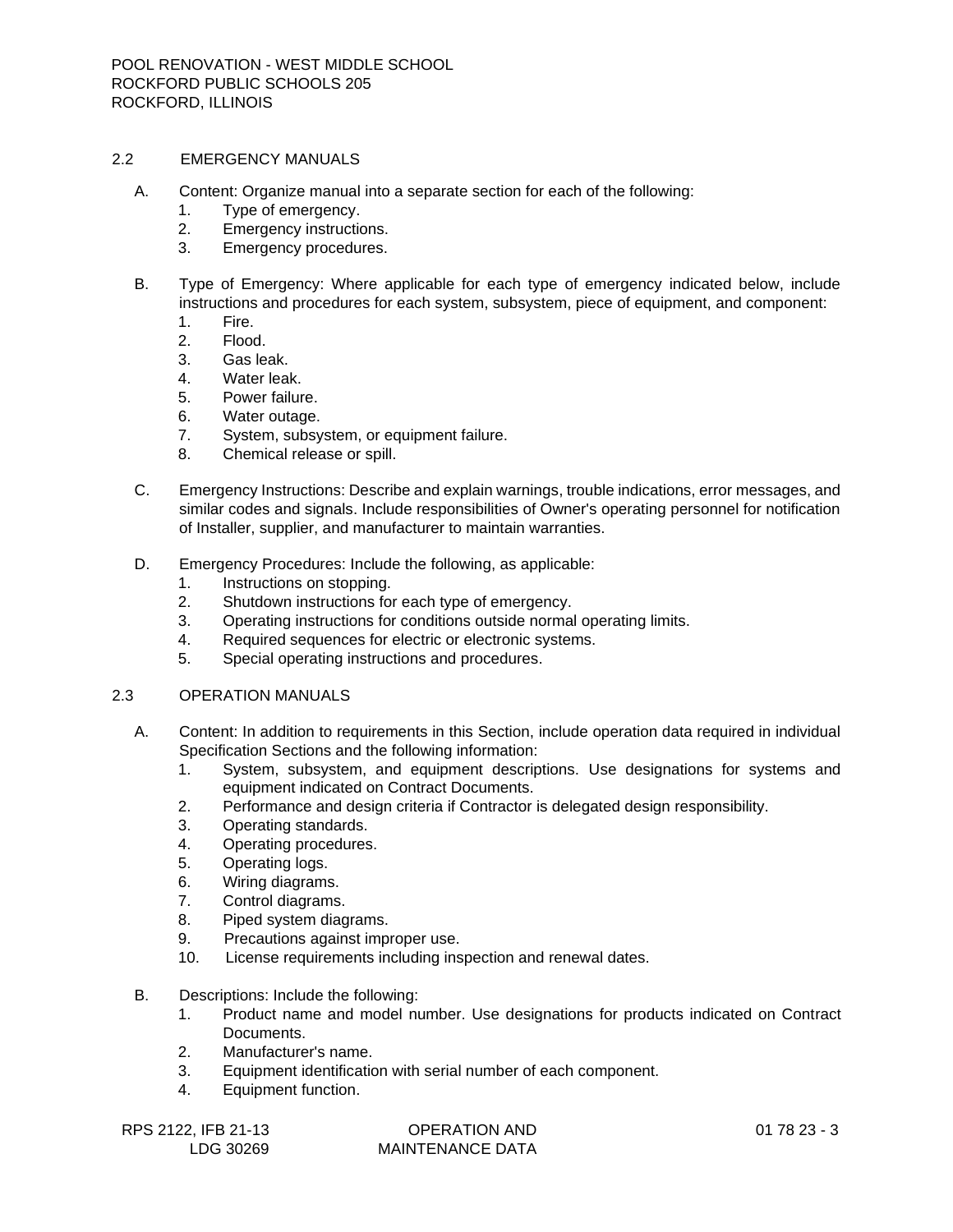## 2.2 EMERGENCY MANUALS

A. Content: Organize manual into a separate section for each of the following:
   1. Type of emergency.
   2. Emergency instructions.
   3. Emergency procedures.

B. Type of Emergency: Where applicable for each type of emergency indicated below, include instructions and procedures for each system, subsystem, piece of equipment, and component:
   1. Fire.
   2. Flood.
   3. Gas leak.
   4. Water leak.
   5. Power failure.
   6. Water outage.
   7. System, subsystem, or equipment failure.
   8. Chemical release or spill.

C. Emergency Instructions: Describe and explain warnings, trouble indications, error messages, and similar codes and signals. Include responsibilities of Owner's operating personnel for notification of Installer, supplier, and manufacturer to maintain warranties.

D. Emergency Procedures: Include the following, as applicable:
   1. Instructions on stopping.
   2. Shutdown instructions for each type of emergency.
   3. Operating instructions for conditions outside normal operating limits.
   4. Required sequences for electric or electronic systems.
   5. Special operating instructions and procedures.

## 2.3 OPERATION MANUALS

A. Content: In addition to requirements in this Section, include operation data required in individual Specification Sections and the following information:
   1. System, subsystem, and equipment descriptions. Use designations for systems and equipment indicated on Contract Documents.
   2. Performance and design criteria if Contractor is delegated design responsibility.
   3. Operating standards.
   4. Operating procedures.
   5. Operating logs.
   6. Wiring diagrams.
   7. Control diagrams.
   8. Piped system diagrams.
   9. Precautions against improper use.
   10. License requirements including inspection and renewal dates.

B. Descriptions: Include the following:
   1. Product name and model number. Use designations for products indicated on Contract Documents.
   2. Manufacturer's name.
   3. Equipment identification with serial number of each component.
   4. Equipment function.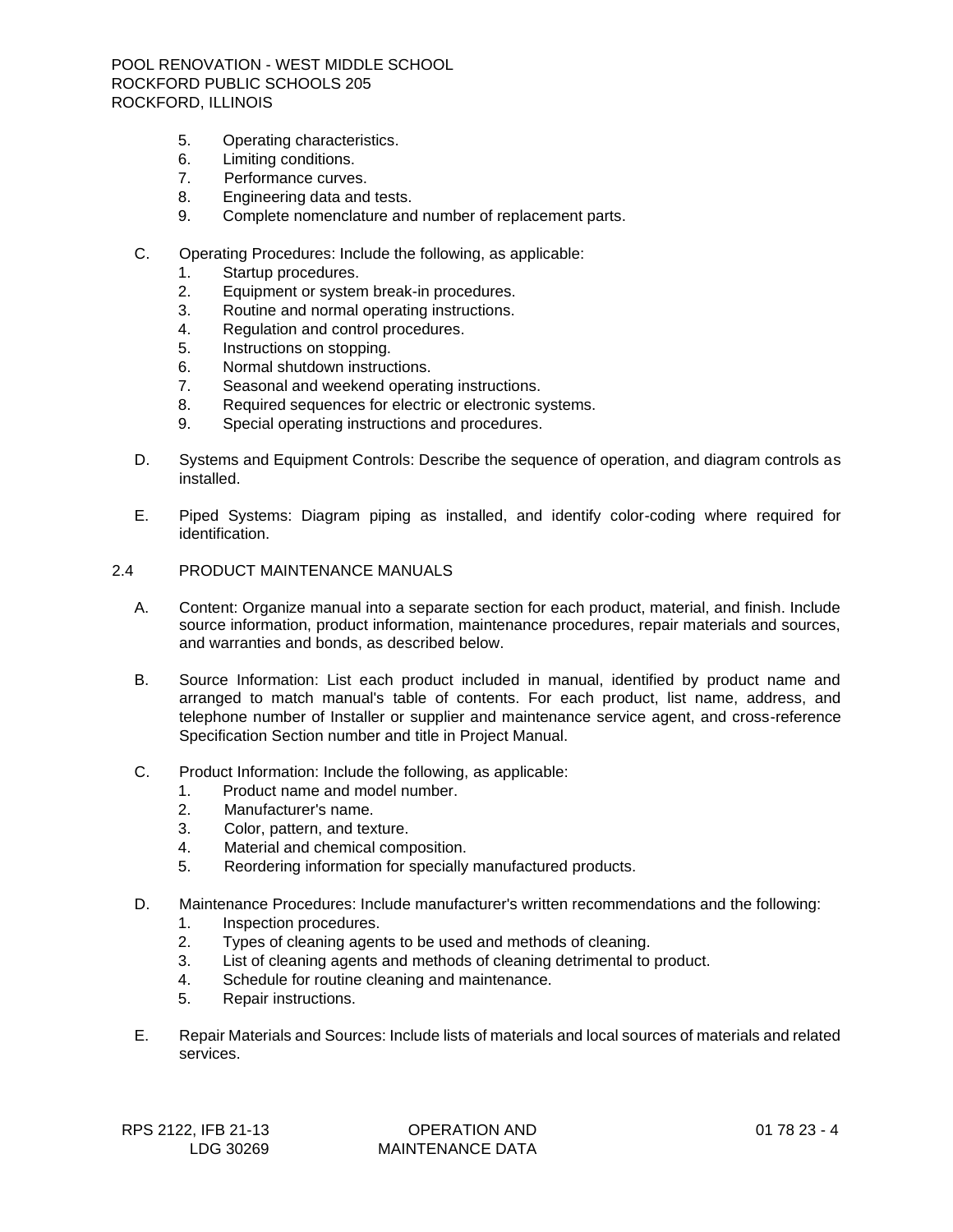5. Operating characteristics.
6. Limiting conditions.
7. Performance curves.
8. Engineering data and tests.
9. Complete nomenclature and number of replacement parts.

C. Operating Procedures: Include the following, as applicable:
   1. Startup procedures.
   2. Equipment or system break-in procedures.
   3. Routine and normal operating instructions.
   4. Regulation and control procedures.
   5. Instructions on stopping.
   6. Normal shutdown instructions.
   7. Seasonal and weekend operating instructions.
   8. Required sequences for electric or electronic systems.
   9. Special operating instructions and procedures.

D. Systems and Equipment Controls: Describe the sequence of operation, and diagram controls as installed.

E. Piped Systems: Diagram piping as installed, and identify color-coding where required for identification.

## 2.4 PRODUCT MAINTENANCE MANUALS

A. Content: Organize manual into a separate section for each product, material, and finish. Include source information, product information, maintenance procedures, repair materials and sources, and warranties and bonds, as described below.

B. Source Information: List each product included in manual, identified by product name and arranged to match manual's table of contents. For each product, list name, address, and telephone number of Installer or supplier and maintenance service agent, and cross-reference Specification Section number and title in Project Manual.

C. Product Information: Include the following, as applicable:
   1. Product name and model number.
   2. Manufacturer's name.
   3. Color, pattern, and texture.
   4. Material and chemical composition.
   5. Reordering information for specially manufactured products.

D. Maintenance Procedures: Include manufacturer's written recommendations and the following:
   1. Inspection procedures.
   2. Types of cleaning agents to be used and methods of cleaning.
   3. List of cleaning agents and methods of cleaning detrimental to product.
   4. Schedule for routine cleaning and maintenance.
   5. Repair instructions.

E. Repair Materials and Sources: Include lists of materials and local sources of materials and related services.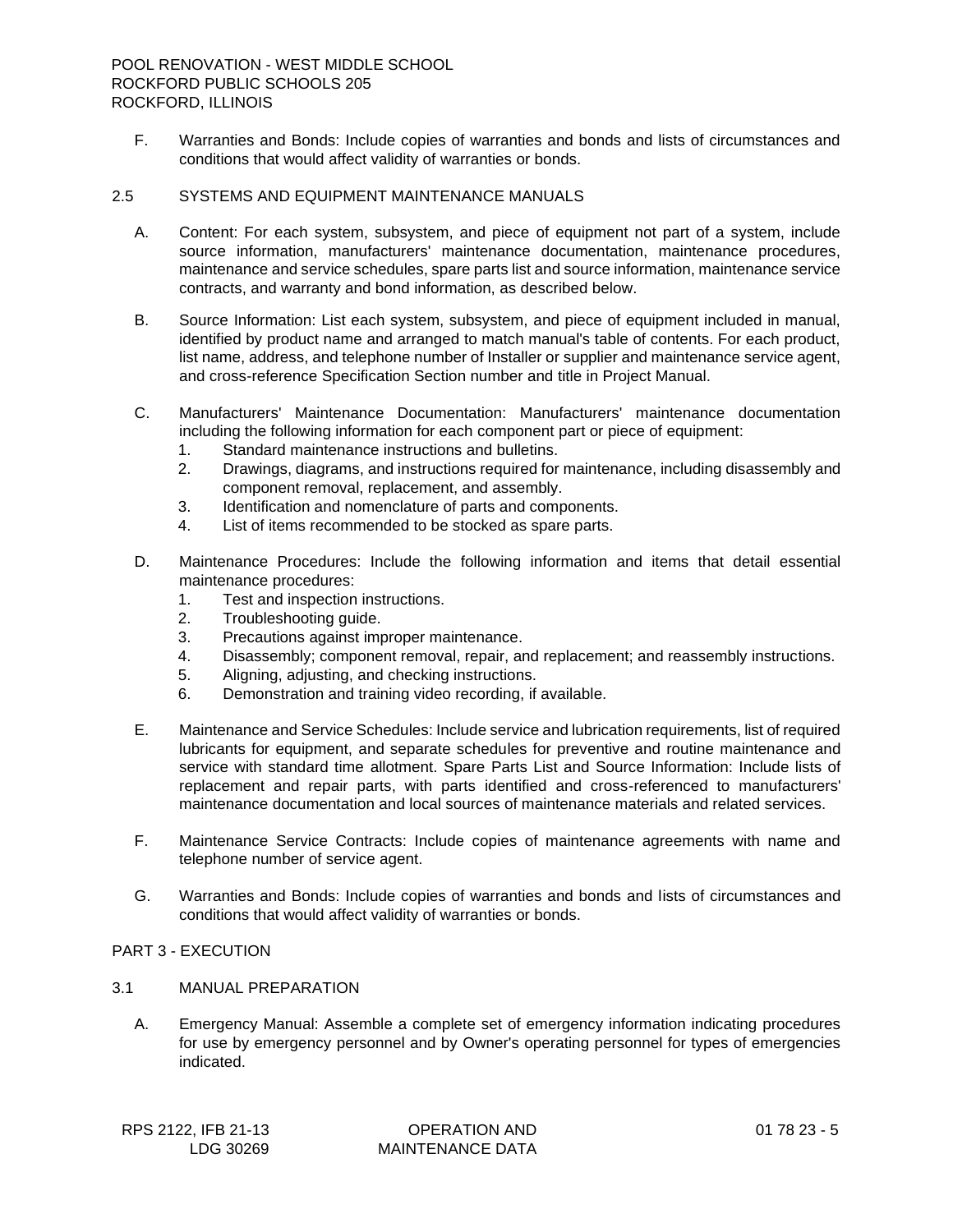F. Warranties and Bonds: Include copies of warranties and bonds and lists of circumstances and conditions that would affect validity of warranties or bonds.

## 2.5 SYSTEMS AND EQUIPMENT MAINTENANCE MANUALS

A. Content: For each system, subsystem, and piece of equipment not part of a system, include source information, manufacturers' maintenance documentation, maintenance procedures, maintenance and service schedules, spare parts list and source information, maintenance service contracts, and warranty and bond information, as described below.

B. Source Information: List each system, subsystem, and piece of equipment included in manual, identified by product name and arranged to match manual's table of contents. For each product, list name, address, and telephone number of Installer or supplier and maintenance service agent, and cross-reference Specification Section number and title in Project Manual.

C. Manufacturers' Maintenance Documentation: Manufacturers' maintenance documentation including the following information for each component part or piece of equipment:
   1. Standard maintenance instructions and bulletins.
   2. Drawings, diagrams, and instructions required for maintenance, including disassembly and component removal, replacement, and assembly.
   3. Identification and nomenclature of parts and components.
   4. List of items recommended to be stocked as spare parts.

D. Maintenance Procedures: Include the following information and items that detail essential maintenance procedures:
   1. Test and inspection instructions.
   2. Troubleshooting guide.
   3. Precautions against improper maintenance.
   4. Disassembly; component removal, repair, and replacement; and reassembly instructions.
   5. Aligning, adjusting, and checking instructions.
   6. Demonstration and training video recording, if available.

E. Maintenance and Service Schedules: Include service and lubrication requirements, list of required lubricants for equipment, and separate schedules for preventive and routine maintenance and service with standard time allotment. Spare Parts List and Source Information: Include lists of replacement and repair parts, with parts identified and cross-referenced to manufacturers' maintenance documentation and local sources of maintenance materials and related services.

F. Maintenance Service Contracts: Include copies of maintenance agreements with name and telephone number of service agent.

G. Warranties and Bonds: Include copies of warranties and bonds and lists of circumstances and conditions that would affect validity of warranties or bonds.

# PART 3 - EXECUTION

## 3.1 MANUAL PREPARATION

A. Emergency Manual: Assemble a complete set of emergency information indicating procedures for use by emergency personnel and by Owner's operating personnel for types of emergencies indicated.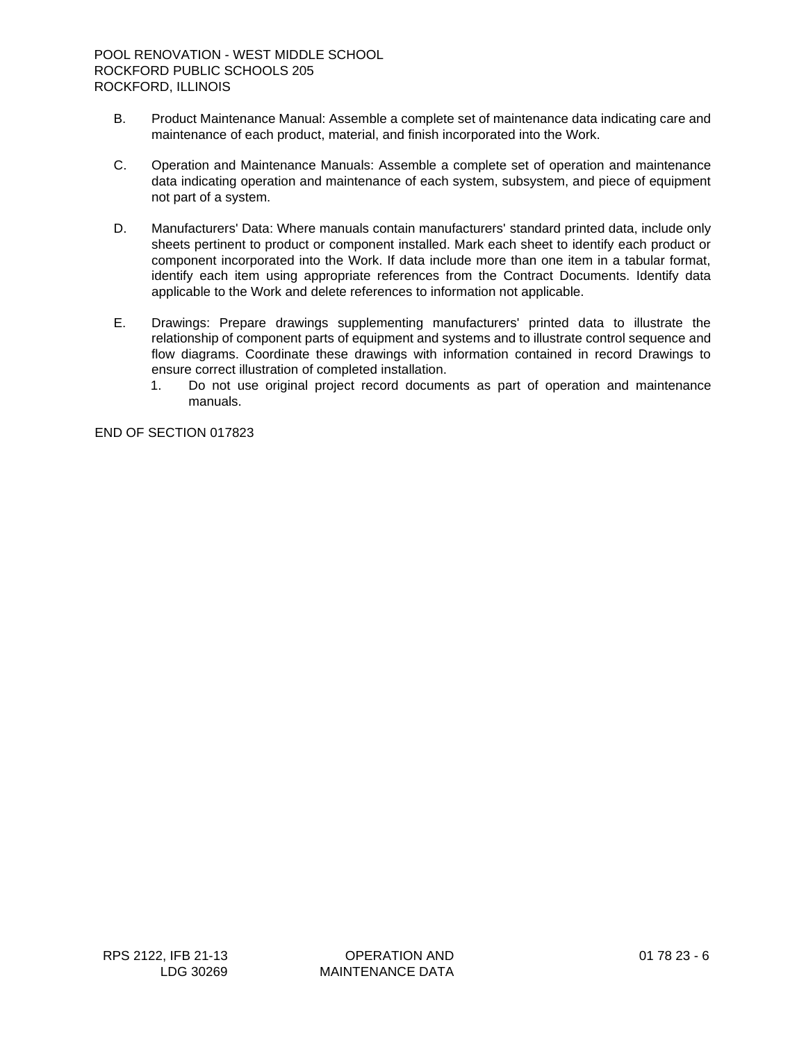B. Product Maintenance Manual: Assemble a complete set of maintenance data indicating care and maintenance of each product, material, and finish incorporated into the Work.

C. Operation and Maintenance Manuals: Assemble a complete set of operation and maintenance data indicating operation and maintenance of each system, subsystem, and piece of equipment not part of a system.

D. Manufacturers' Data: Where manuals contain manufacturers' standard printed data, include only sheets pertinent to product or component installed. Mark each sheet to identify each product or component incorporated into the Work. If data include more than one item in a tabular format, identify each item using appropriate references from the Contract Documents. Identify data applicable to the Work and delete references to information not applicable.

E. Drawings: Prepare drawings supplementing manufacturers' printed data to illustrate the relationship of component parts of equipment and systems and to illustrate control sequence and flow diagrams. Coordinate these drawings with information contained in record Drawings to ensure correct illustration of completed installation.

   1. Do not use original project record documents as part of operation and maintenance manuals.

END OF SECTION 017823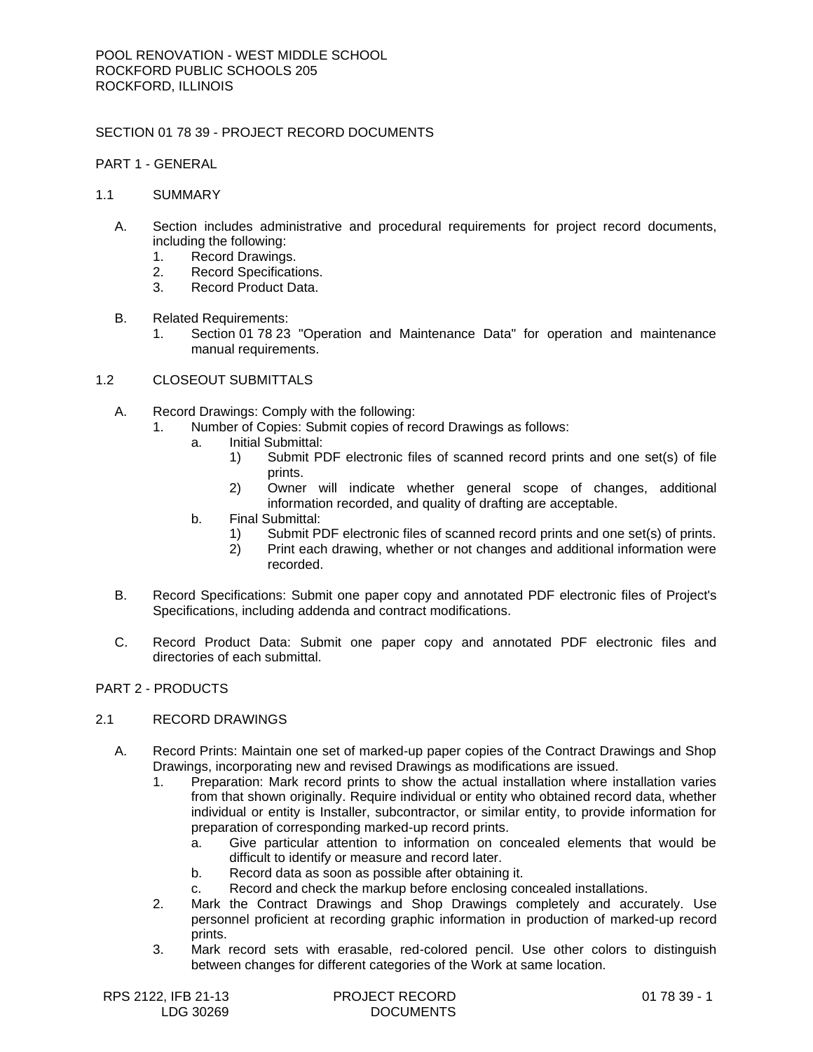POOL RENOVATION - WEST MIDDLE SCHOOL
ROCKFORD PUBLIC SCHOOLS 205
ROCKFORD, ILLINOIS

# SECTION 01 78 39 - PROJECT RECORD DOCUMENTS

## PART 1 - GENERAL

### 1.1 SUMMARY

A. Section includes administrative and procedural requirements for project record documents, including the following:
   1. Record Drawings.
   2. Record Specifications.
   3. Record Product Data.

B. Related Requirements:
   1. Section 01 78 23 "Operation and Maintenance Data" for operation and maintenance manual requirements.

### 1.2 CLOSEOUT SUBMITTALS

A. Record Drawings: Comply with the following:
   1. Number of Copies: Submit copies of record Drawings as follows:
      a. Initial Submittal:
         1) Submit PDF electronic files of scanned record prints and one set(s) of file prints.
         2) Owner will indicate whether general scope of changes, additional information recorded, and quality of drafting are acceptable.
      b. Final Submittal:
         1) Submit PDF electronic files of scanned record prints and one set(s) of prints.
         2) Print each drawing, whether or not changes and additional information were recorded.

B. Record Specifications: Submit one paper copy and annotated PDF electronic files of Project's Specifications, including addenda and contract modifications.

C. Record Product Data: Submit one paper copy and annotated PDF electronic files and directories of each submittal.

## PART 2 - PRODUCTS

### 2.1 RECORD DRAWINGS

A. Record Prints: Maintain one set of marked-up paper copies of the Contract Drawings and Shop Drawings, incorporating new and revised Drawings as modifications are issued.
   1. Preparation: Mark record prints to show the actual installation where installation varies from that shown originally. Require individual or entity who obtained record data, whether individual or entity is Installer, subcontractor, or similar entity, to provide information for preparation of corresponding marked-up record prints.
      a. Give particular attention to information on concealed elements that would be difficult to identify or measure and record later.
      b. Record data as soon as possible after obtaining it.
      c. Record and check the markup before enclosing concealed installations.
   2. Mark the Contract Drawings and Shop Drawings completely and accurately. Use personnel proficient at recording graphic information in production of marked-up record prints.
   3. Mark record sets with erasable, red-colored pencil. Use other colors to distinguish between changes for different categories of the Work at same location.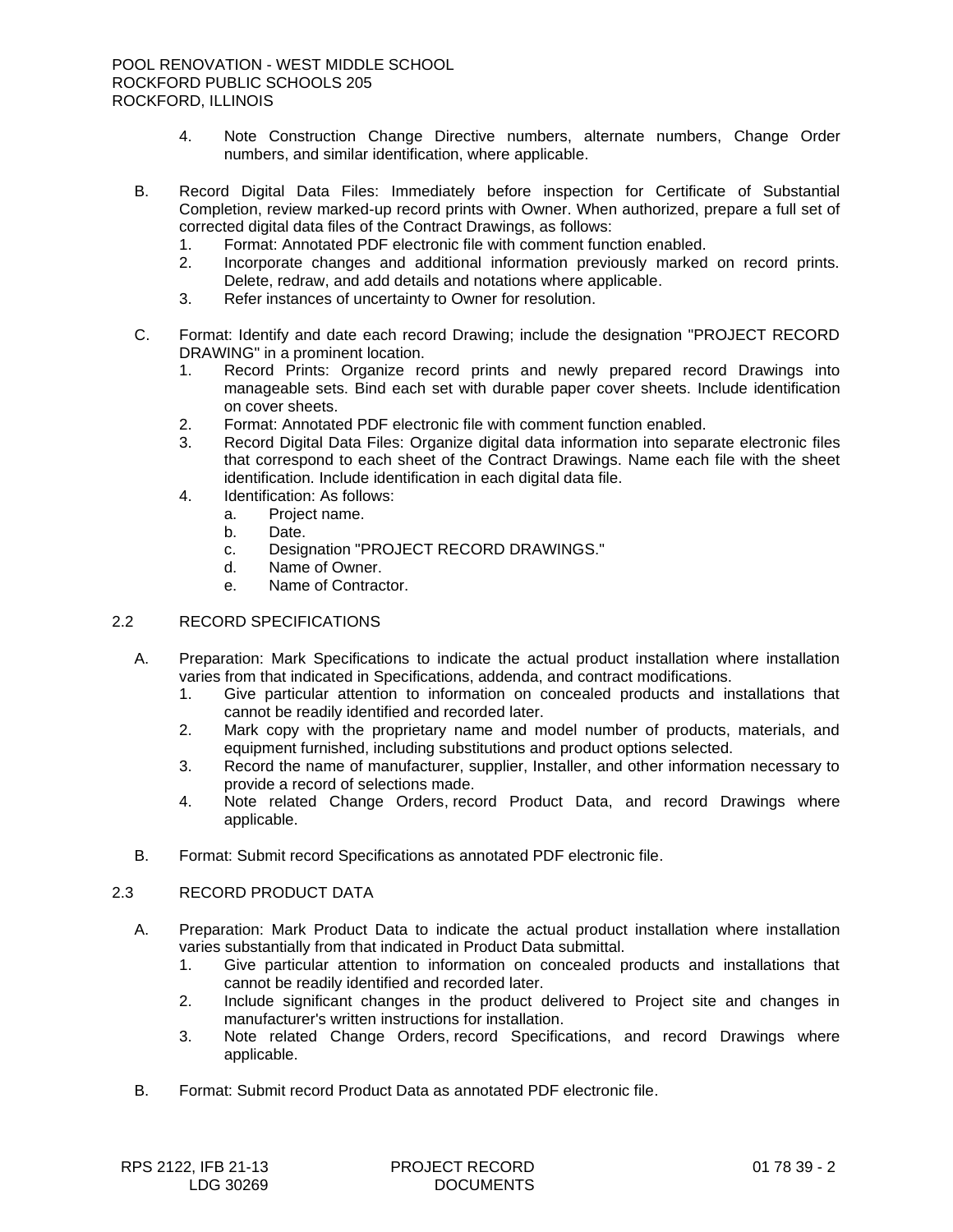4. Note Construction Change Directive numbers, alternate numbers, Change Order numbers, and similar identification, where applicable.

B. Record Digital Data Files: Immediately before inspection for Certificate of Substantial Completion, review marked-up record prints with Owner. When authorized, prepare a full set of corrected digital data files of the Contract Drawings, as follows:
   1. Format: Annotated PDF electronic file with comment function enabled.
   2. Incorporate changes and additional information previously marked on record prints. Delete, redraw, and add details and notations where applicable.
   3. Refer instances of uncertainty to Owner for resolution.

C. Format: Identify and date each record Drawing; include the designation "PROJECT RECORD DRAWING" in a prominent location.
   1. Record Prints: Organize record prints and newly prepared record Drawings into manageable sets. Bind each set with durable paper cover sheets. Include identification on cover sheets.
   2. Format: Annotated PDF electronic file with comment function enabled.
   3. Record Digital Data Files: Organize digital data information into separate electronic files that correspond to each sheet of the Contract Drawings. Name each file with the sheet identification. Include identification in each digital data file.
   4. Identification: As follows:
      a. Project name.
      b. Date.
      c. Designation "PROJECT RECORD DRAWINGS."
      d. Name of Owner.
      e. Name of Contractor.

## 2.2 RECORD SPECIFICATIONS

A. Preparation: Mark Specifications to indicate the actual product installation where installation varies from that indicated in Specifications, addenda, and contract modifications.
   1. Give particular attention to information on concealed products and installations that cannot be readily identified and recorded later.
   2. Mark copy with the proprietary name and model number of products, materials, and equipment furnished, including substitutions and product options selected.
   3. Record the name of manufacturer, supplier, Installer, and other information necessary to provide a record of selections made.
   4. Note related Change Orders, record Product Data, and record Drawings where applicable.

B. Format: Submit record Specifications as annotated PDF electronic file.

## 2.3 RECORD PRODUCT DATA

A. Preparation: Mark Product Data to indicate the actual product installation where installation varies substantially from that indicated in Product Data submittal.
   1. Give particular attention to information on concealed products and installations that cannot be readily identified and recorded later.
   2. Include significant changes in the product delivered to Project site and changes in manufacturer's written instructions for installation.
   3. Note related Change Orders, record Specifications, and record Drawings where applicable.

B. Format: Submit record Product Data as annotated PDF electronic file.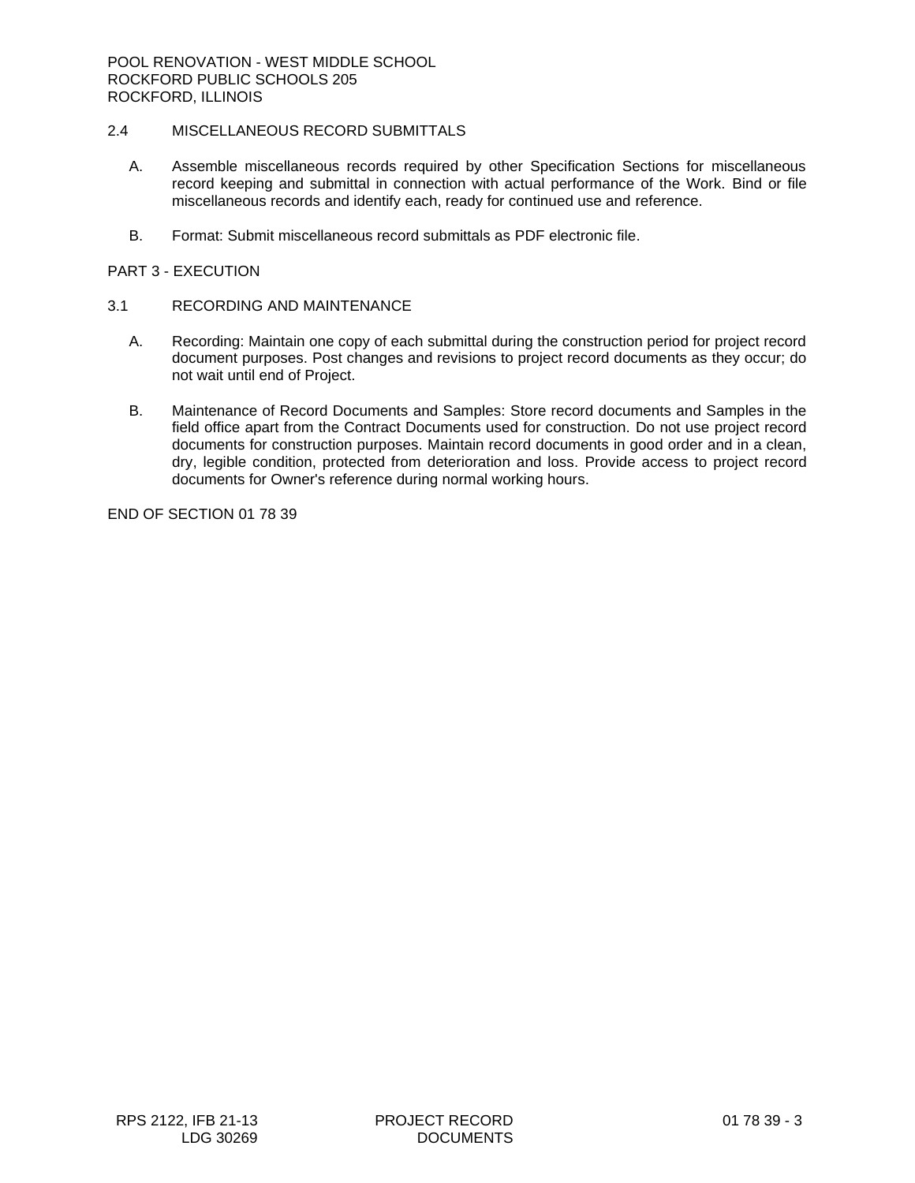## 2.4 MISCELLANEOUS RECORD SUBMITTALS

A. Assemble miscellaneous records required by other Specification Sections for miscellaneous record keeping and submittal in connection with actual performance of the Work. Bind or file miscellaneous records and identify each, ready for continued use and reference.

B. Format: Submit miscellaneous record submittals as PDF electronic file.

# PART 3 - EXECUTION

## 3.1 RECORDING AND MAINTENANCE

A. Recording: Maintain one copy of each submittal during the construction period for project record document purposes. Post changes and revisions to project record documents as they occur; do not wait until end of Project.

B. Maintenance of Record Documents and Samples: Store record documents and Samples in the field office apart from the Contract Documents used for construction. Do not use project record documents for construction purposes. Maintain record documents in good order and in a clean, dry, legible condition, protected from deterioration and loss. Provide access to project record documents for Owner's reference during normal working hours.

END OF SECTION 01 78 39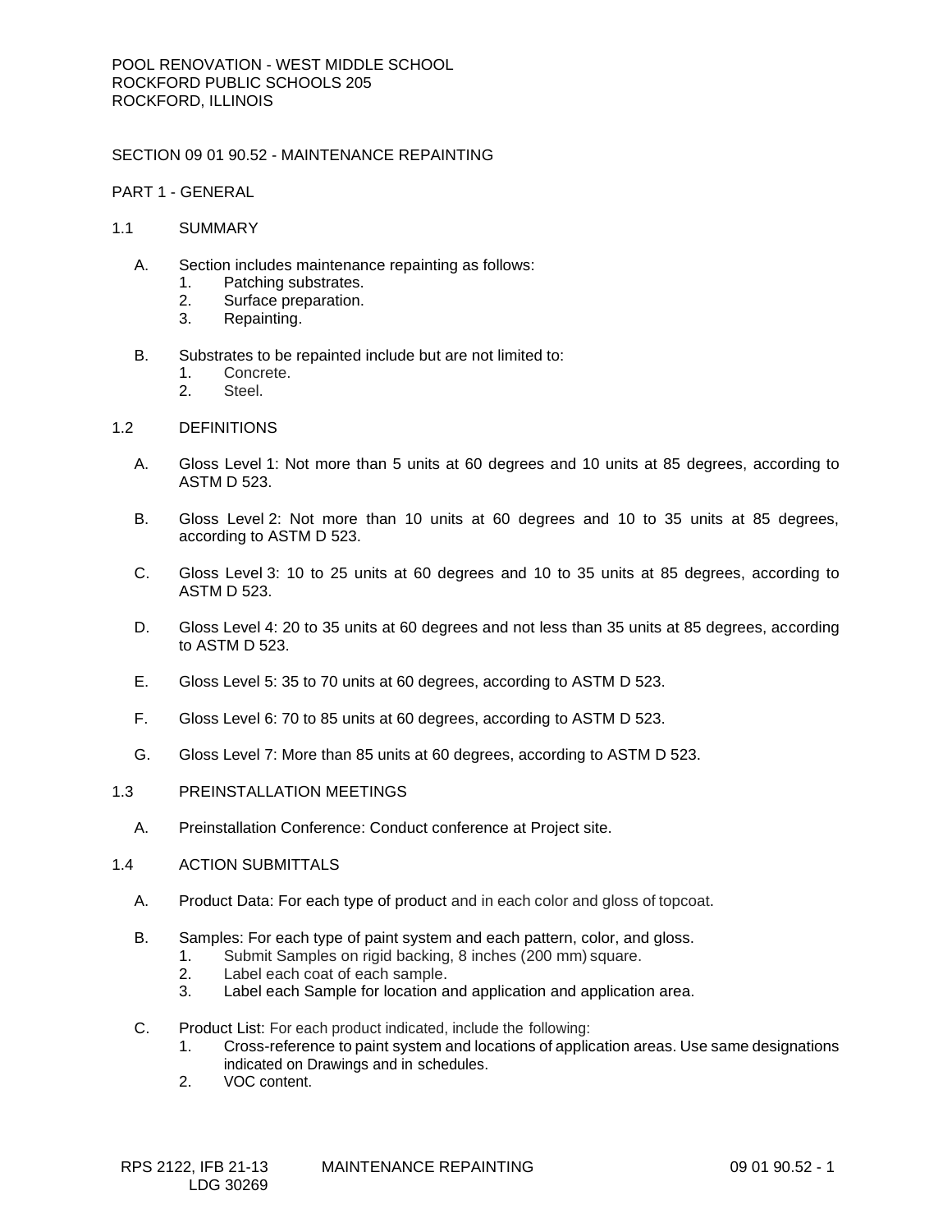POOL RENOVATION - WEST MIDDLE SCHOOL
ROCKFORD PUBLIC SCHOOLS 205
ROCKFORD, ILLINOIS

# SECTION 09 01 90.52 - MAINTENANCE REPAINTING

## PART 1 - GENERAL

### 1.1 SUMMARY

A. Section includes maintenance repainting as follows:
   1. Patching substrates.
   2. Surface preparation.
   3. Repainting.

B. Substrates to be repainted include but are not limited to:
   1. Concrete.
   2. Steel.

### 1.2 DEFINITIONS

A. Gloss Level 1: Not more than 5 units at 60 degrees and 10 units at 85 degrees, according to ASTM D 523.

B. Gloss Level 2: Not more than 10 units at 60 degrees and 10 to 35 units at 85 degrees, according to ASTM D 523.

C. Gloss Level 3: 10 to 25 units at 60 degrees and 10 to 35 units at 85 degrees, according to ASTM D 523.

D. Gloss Level 4: 20 to 35 units at 60 degrees and not less than 35 units at 85 degrees, according to ASTM D 523.

E. Gloss Level 5: 35 to 70 units at 60 degrees, according to ASTM D 523.

F. Gloss Level 6: 70 to 85 units at 60 degrees, according to ASTM D 523.

G. Gloss Level 7: More than 85 units at 60 degrees, according to ASTM D 523.

### 1.3 PREINSTALLATION MEETINGS

A. Preinstallation Conference: Conduct conference at Project site.

### 1.4 ACTION SUBMITTALS

A. Product Data: For each type of product and in each color and gloss of topcoat.

B. Samples: For each type of paint system and each pattern, color, and gloss.
   1. Submit Samples on rigid backing, 8 inches (200 mm) square.
   2. Label each coat of each sample.
   3. Label each Sample for location and application and application area.

C. Product List: For each product indicated, include the following:
   1. Cross-reference to paint system and locations of application areas. Use same designations indicated on Drawings and in schedules.
   2. VOC content.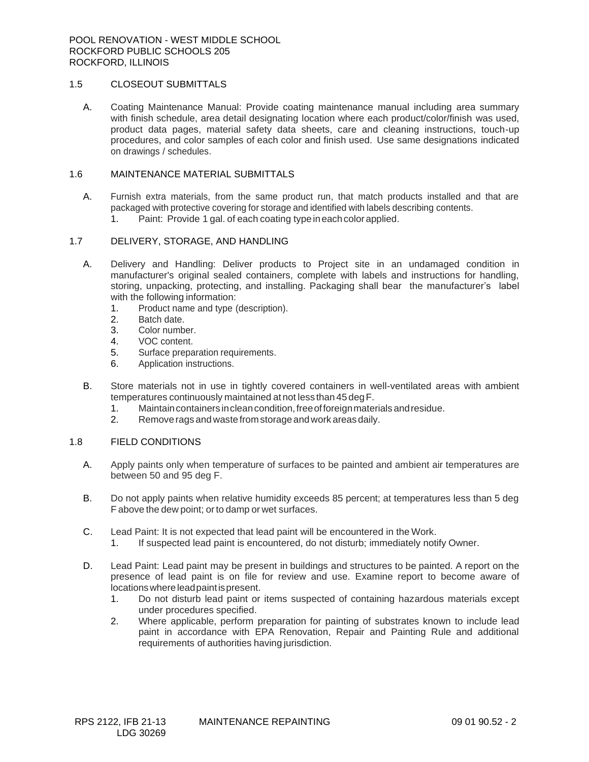## 1.5 CLOSEOUT SUBMITTALS

A. Coating Maintenance Manual: Provide coating maintenance manual including area summary with finish schedule, area detail designating location where each product/color/finish was used, product data pages, material safety data sheets, care and cleaning instructions, touch-up procedures, and color samples of each color and finish used. Use same designations indicated on drawings / schedules.

## 1.6 MAINTENANCE MATERIAL SUBMITTALS

A. Furnish extra materials, from the same product run, that match products installed and that are packaged with protective covering for storage and identified with labels describing contents.
   1. Paint: Provide 1 gal. of each coating type in each color applied.

## 1.7 DELIVERY, STORAGE, AND HANDLING

A. Delivery and Handling: Deliver products to Project site in an undamaged condition in manufacturer's original sealed containers, complete with labels and instructions for handling, storing, unpacking, protecting, and installing. Packaging shall bear the manufacturer's label with the following information:
   1. Product name and type (description).
   2. Batch date.
   3. Color number.
   4. VOC content.
   5. Surface preparation requirements.
   6. Application instructions.

B. Store materials not in use in tightly covered containers in well-ventilated areas with ambient temperatures continuously maintained at not less than 45 deg F.
   1. Maintain containers in clean condition, free of foreign materials and residue.
   2. Remove rags and waste from storage and work areas daily.

## 1.8 FIELD CONDITIONS

A. Apply paints only when temperature of surfaces to be painted and ambient air temperatures are between 50 and 95 deg F.

B. Do not apply paints when relative humidity exceeds 85 percent; at temperatures less than 5 deg F above the dew point; or to damp or wet surfaces.

C. Lead Paint: It is not expected that lead paint will be encountered in the Work.
   1. If suspected lead paint is encountered, do not disturb; immediately notify Owner.

D. Lead Paint: Lead paint may be present in buildings and structures to be painted. A report on the presence of lead paint is on file for review and use. Examine report to become aware of locations where lead paint is present.
   1. Do not disturb lead paint or items suspected of containing hazardous materials except under procedures specified.
   2. Where applicable, perform preparation for painting of substrates known to include lead paint in accordance with EPA Renovation, Repair and Painting Rule and additional requirements of authorities having jurisdiction.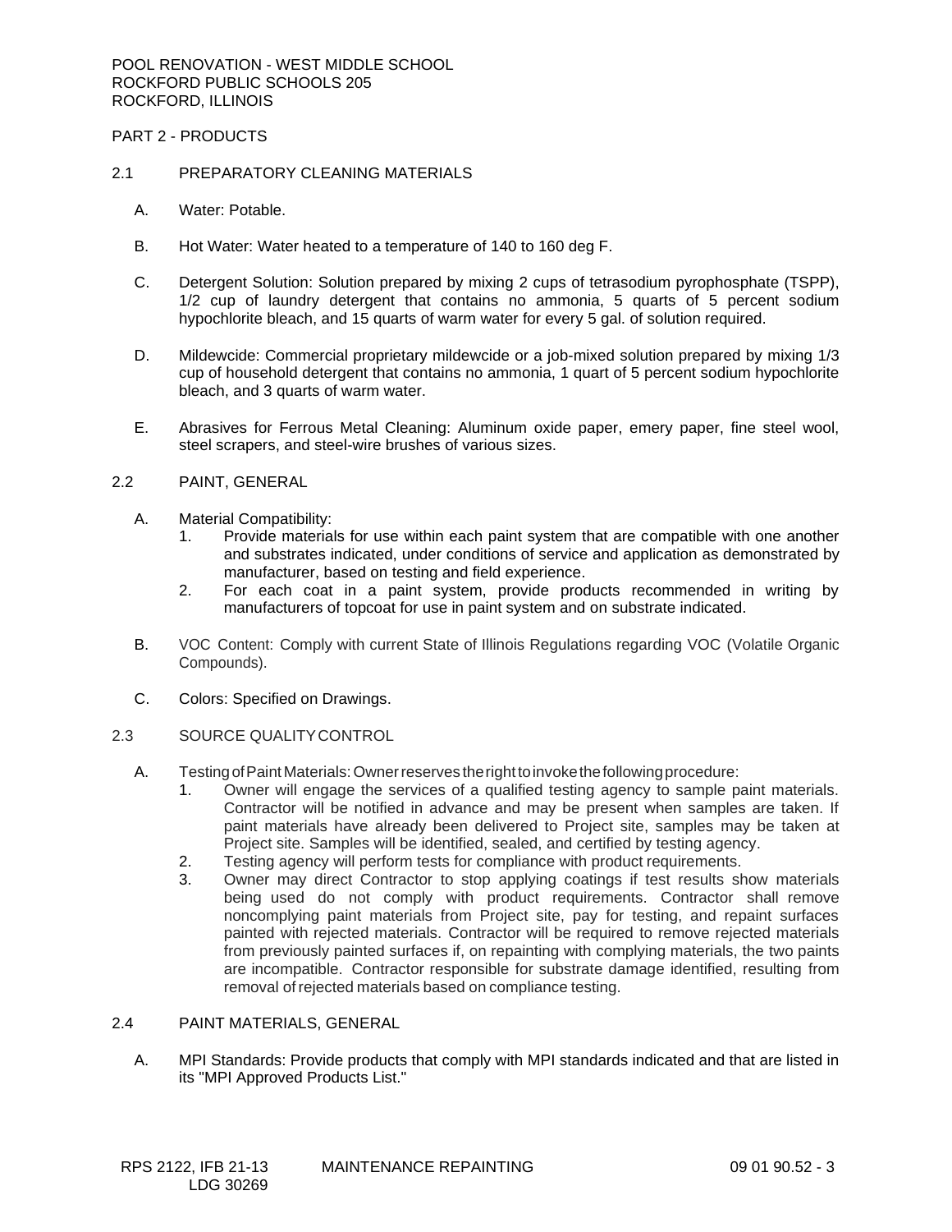## PART 2 - PRODUCTS

### 2.1 PREPARATORY CLEANING MATERIALS

A. Water: Potable.

B. Hot Water: Water heated to a temperature of 140 to 160 deg F.

C. Detergent Solution: Solution prepared by mixing 2 cups of tetrasodium pyrophosphate (TSPP), 1/2 cup of laundry detergent that contains no ammonia, 5 quarts of 5 percent sodium hypochlorite bleach, and 15 quarts of warm water for every 5 gal. of solution required.

D. Mildewcide: Commercial proprietary mildewcide or a job-mixed solution prepared by mixing 1/3 cup of household detergent that contains no ammonia, 1 quart of 5 percent sodium hypochlorite bleach, and 3 quarts of warm water.

E. Abrasives for Ferrous Metal Cleaning: Aluminum oxide paper, emery paper, fine steel wool, steel scrapers, and steel-wire brushes of various sizes.

### 2.2 PAINT, GENERAL

A. Material Compatibility:
   1. Provide materials for use within each paint system that are compatible with one another and substrates indicated, under conditions of service and application as demonstrated by manufacturer, based on testing and field experience.
   2. For each coat in a paint system, provide products recommended in writing by manufacturers of topcoat for use in paint system and on substrate indicated.

B. VOC Content: Comply with current State of Illinois Regulations regarding VOC (Volatile Organic Compounds).

C. Colors: Specified on Drawings.

### 2.3 SOURCE QUALITY CONTROL

A. Testing of Paint Materials: Owner reserves the right to invoke the following procedure:
   1. Owner will engage the services of a qualified testing agency to sample paint materials. Contractor will be notified in advance and may be present when samples are taken. If paint materials have already been delivered to Project site, samples may be taken at Project site. Samples will be identified, sealed, and certified by testing agency.
   2. Testing agency will perform tests for compliance with product requirements.
   3. Owner may direct Contractor to stop applying coatings if test results show materials being used do not comply with product requirements. Contractor shall remove noncomplying paint materials from Project site, pay for testing, and repaint surfaces painted with rejected materials. Contractor will be required to remove rejected materials from previously painted surfaces if, on repainting with complying materials, the two paints are incompatible. Contractor responsible for substrate damage identified, resulting from removal of rejected materials based on compliance testing.

### 2.4 PAINT MATERIALS, GENERAL

A. MPI Standards: Provide products that comply with MPI standards indicated and that are listed in its "MPI Approved Products List."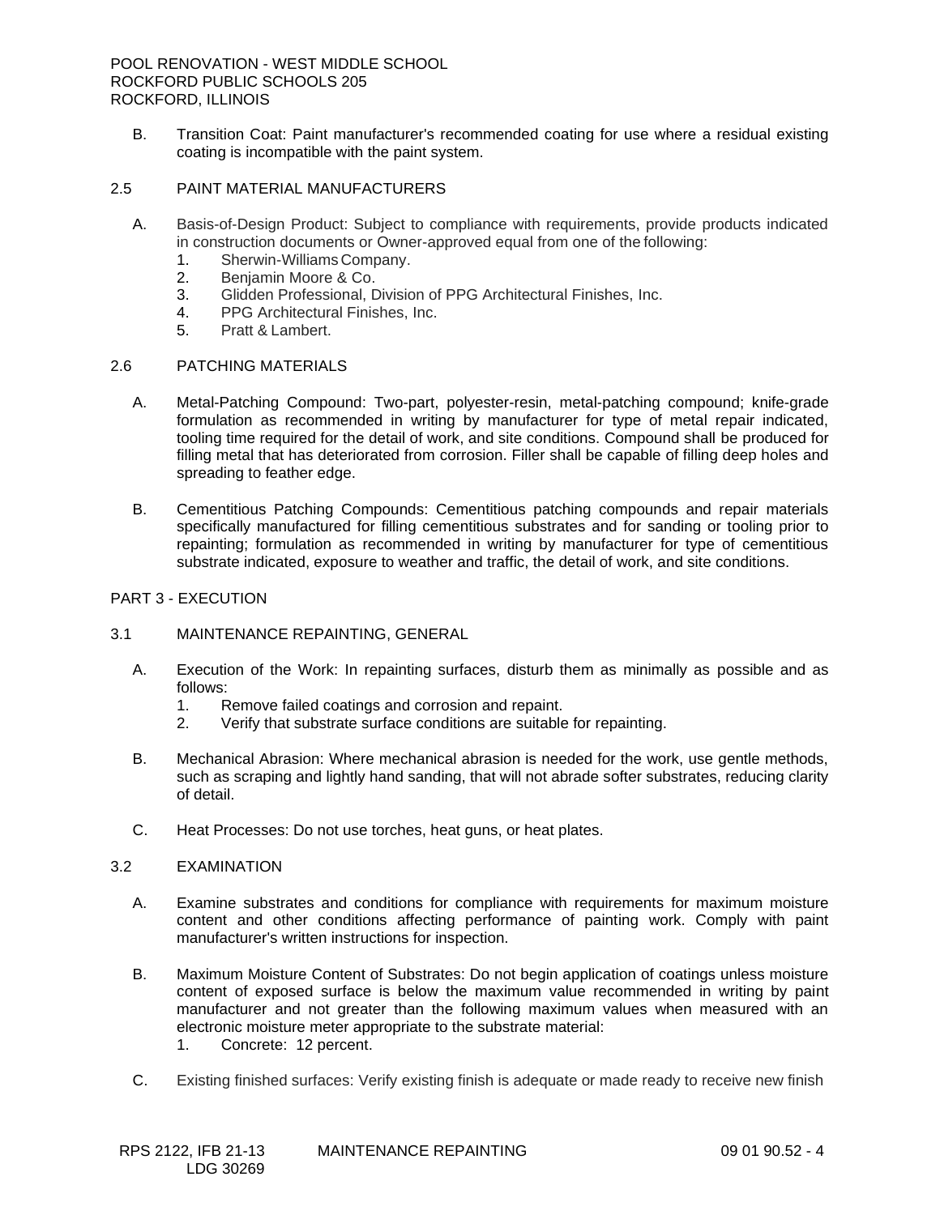B. Transition Coat: Paint manufacturer's recommended coating for use where a residual existing coating is incompatible with the paint system.

## 2.5 PAINT MATERIAL MANUFACTURERS

A. Basis-of-Design Product: Subject to compliance with requirements, provide products indicated in construction documents or Owner-approved equal from one of the following:
   1. Sherwin-Williams Company.
   2. Benjamin Moore & Co.
   3. Glidden Professional, Division of PPG Architectural Finishes, Inc.
   4. PPG Architectural Finishes, Inc.
   5. Pratt & Lambert.

## 2.6 PATCHING MATERIALS

A. Metal-Patching Compound: Two-part, polyester-resin, metal-patching compound; knife-grade formulation as recommended in writing by manufacturer for type of metal repair indicated, tooling time required for the detail of work, and site conditions. Compound shall be produced for filling metal that has deteriorated from corrosion. Filler shall be capable of filling deep holes and spreading to feather edge.

B. Cementitious Patching Compounds: Cementitious patching compounds and repair materials specifically manufactured for filling cementitious substrates and for sanding or tooling prior to repainting; formulation as recommended in writing by manufacturer for type of cementitious substrate indicated, exposure to weather and traffic, the detail of work, and site conditions.

# PART 3 - EXECUTION

## 3.1 MAINTENANCE REPAINTING, GENERAL

A. Execution of the Work: In repainting surfaces, disturb them as minimally as possible and as follows:
   1. Remove failed coatings and corrosion and repaint.
   2. Verify that substrate surface conditions are suitable for repainting.

B. Mechanical Abrasion: Where mechanical abrasion is needed for the work, use gentle methods, such as scraping and lightly hand sanding, that will not abrade softer substrates, reducing clarity of detail.

C. Heat Processes: Do not use torches, heat guns, or heat plates.

## 3.2 EXAMINATION

A. Examine substrates and conditions for compliance with requirements for maximum moisture content and other conditions affecting performance of painting work. Comply with paint manufacturer's written instructions for inspection.

B. Maximum Moisture Content of Substrates: Do not begin application of coatings unless moisture content of exposed surface is below the maximum value recommended in writing by paint manufacturer and not greater than the following maximum values when measured with an electronic moisture meter appropriate to the substrate material:
   1. Concrete: 12 percent.

C. Existing finished surfaces: Verify existing finish is adequate or made ready to receive new finish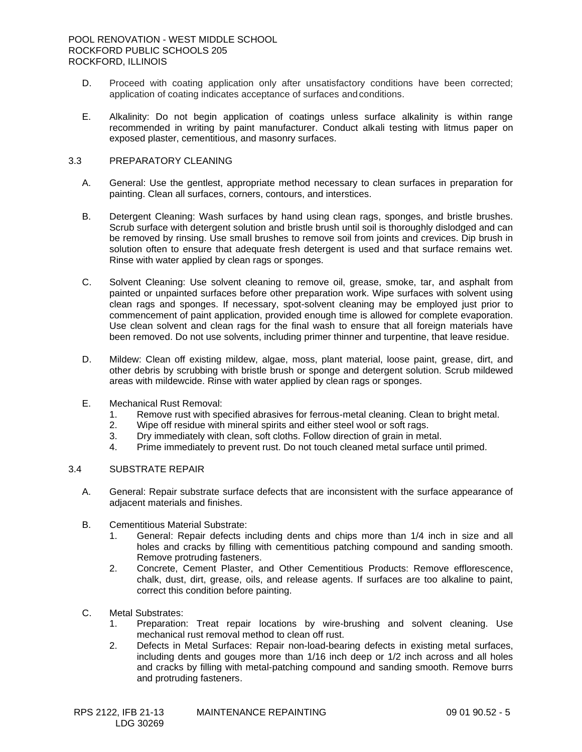D. Proceed with coating application only after unsatisfactory conditions have been corrected; application of coating indicates acceptance of surfaces and conditions.

E. Alkalinity: Do not begin application of coatings unless surface alkalinity is within range recommended in writing by paint manufacturer. Conduct alkali testing with litmus paper on exposed plaster, cementitious, and masonry surfaces.

## 3.3 PREPARATORY CLEANING

A. General: Use the gentlest, appropriate method necessary to clean surfaces in preparation for painting. Clean all surfaces, corners, contours, and interstices.

B. Detergent Cleaning: Wash surfaces by hand using clean rags, sponges, and bristle brushes. Scrub surface with detergent solution and bristle brush until soil is thoroughly dislodged and can be removed by rinsing. Use small brushes to remove soil from joints and crevices. Dip brush in solution often to ensure that adequate fresh detergent is used and that surface remains wet. Rinse with water applied by clean rags or sponges.

C. Solvent Cleaning: Use solvent cleaning to remove oil, grease, smoke, tar, and asphalt from painted or unpainted surfaces before other preparation work. Wipe surfaces with solvent using clean rags and sponges. If necessary, spot-solvent cleaning may be employed just prior to commencement of paint application, provided enough time is allowed for complete evaporation. Use clean solvent and clean rags for the final wash to ensure that all foreign materials have been removed. Do not use solvents, including primer thinner and turpentine, that leave residue.

D. Mildew: Clean off existing mildew, algae, moss, plant material, loose paint, grease, dirt, and other debris by scrubbing with bristle brush or sponge and detergent solution. Scrub mildewed areas with mildewcide. Rinse with water applied by clean rags or sponges.

E. Mechanical Rust Removal:
   1. Remove rust with specified abrasives for ferrous-metal cleaning. Clean to bright metal.
   2. Wipe off residue with mineral spirits and either steel wool or soft rags.
   3. Dry immediately with clean, soft cloths. Follow direction of grain in metal.
   4. Prime immediately to prevent rust. Do not touch cleaned metal surface until primed.

## 3.4 SUBSTRATE REPAIR

A. General: Repair substrate surface defects that are inconsistent with the surface appearance of adjacent materials and finishes.

B. Cementitious Material Substrate:
   1. General: Repair defects including dents and chips more than 1/4 inch in size and all holes and cracks by filling with cementitious patching compound and sanding smooth. Remove protruding fasteners.
   2. Concrete, Cement Plaster, and Other Cementitious Products: Remove efflorescence, chalk, dust, dirt, grease, oils, and release agents. If surfaces are too alkaline to paint, correct this condition before painting.

C. Metal Substrates:
   1. Preparation: Treat repair locations by wire-brushing and solvent cleaning. Use mechanical rust removal method to clean off rust.
   2. Defects in Metal Surfaces: Repair non-load-bearing defects in existing metal surfaces, including dents and gouges more than 1/16 inch deep or 1/2 inch across and all holes and cracks by filling with metal-patching compound and sanding smooth. Remove burrs and protruding fasteners.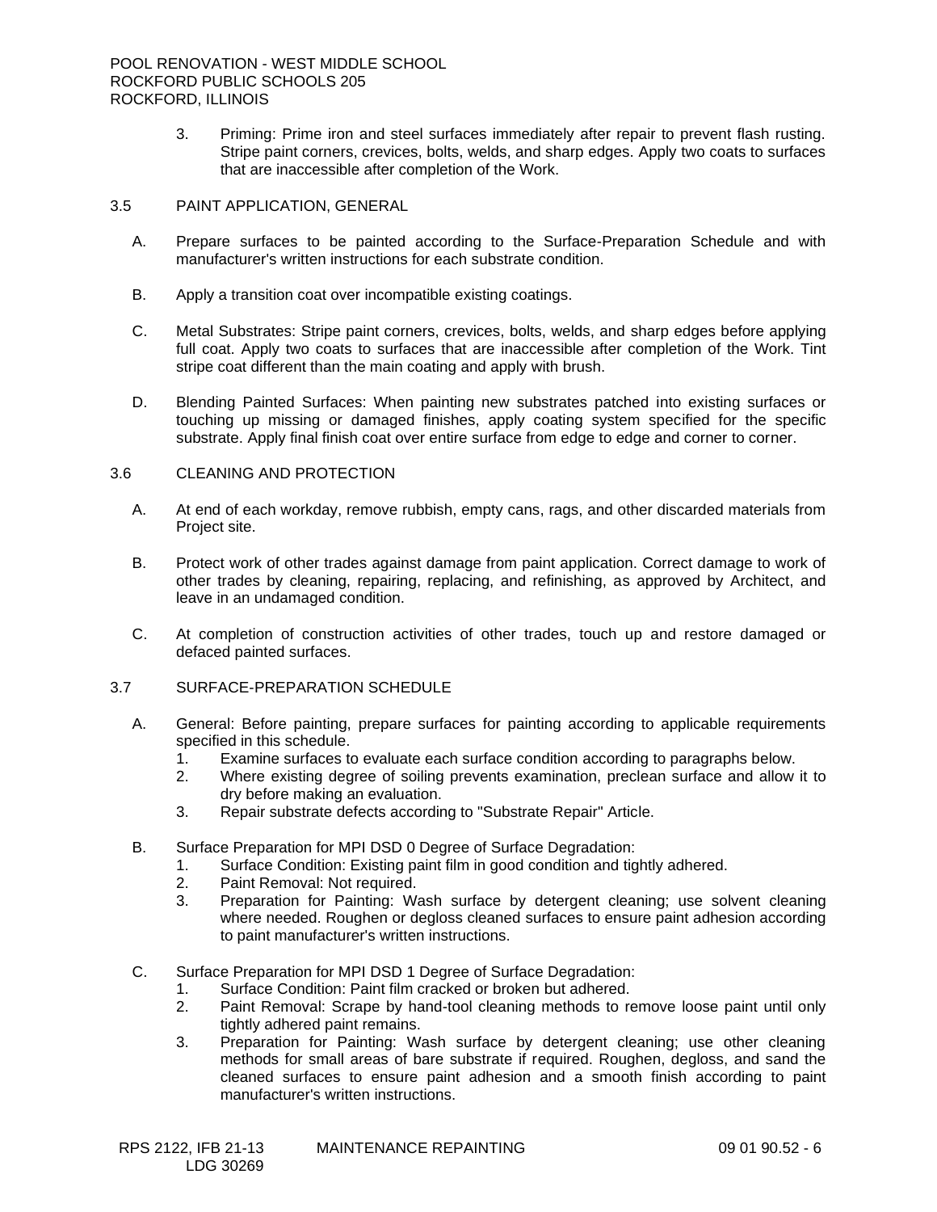3. Priming: Prime iron and steel surfaces immediately after repair to prevent flash rusting. Stripe paint corners, crevices, bolts, welds, and sharp edges. Apply two coats to surfaces that are inaccessible after completion of the Work.

## 3.5 PAINT APPLICATION, GENERAL

A. Prepare surfaces to be painted according to the Surface-Preparation Schedule and with manufacturer's written instructions for each substrate condition.

B. Apply a transition coat over incompatible existing coatings.

C. Metal Substrates: Stripe paint corners, crevices, bolts, welds, and sharp edges before applying full coat. Apply two coats to surfaces that are inaccessible after completion of the Work. Tint stripe coat different than the main coating and apply with brush.

D. Blending Painted Surfaces: When painting new substrates patched into existing surfaces or touching up missing or damaged finishes, apply coating system specified for the specific substrate. Apply final finish coat over entire surface from edge to edge and corner to corner.

## 3.6 CLEANING AND PROTECTION

A. At end of each workday, remove rubbish, empty cans, rags, and other discarded materials from Project site.

B. Protect work of other trades against damage from paint application. Correct damage to work of other trades by cleaning, repairing, replacing, and refinishing, as approved by Architect, and leave in an undamaged condition.

C. At completion of construction activities of other trades, touch up and restore damaged or defaced painted surfaces.

## 3.7 SURFACE-PREPARATION SCHEDULE

A. General: Before painting, prepare surfaces for painting according to applicable requirements specified in this schedule.
   1. Examine surfaces to evaluate each surface condition according to paragraphs below.
   2. Where existing degree of soiling prevents examination, preclean surface and allow it to dry before making an evaluation.
   3. Repair substrate defects according to "Substrate Repair" Article.

B. Surface Preparation for MPI DSD 0 Degree of Surface Degradation:
   1. Surface Condition: Existing paint film in good condition and tightly adhered.
   2. Paint Removal: Not required.
   3. Preparation for Painting: Wash surface by detergent cleaning; use solvent cleaning where needed. Roughen or degloss cleaned surfaces to ensure paint adhesion according to paint manufacturer's written instructions.

C. Surface Preparation for MPI DSD 1 Degree of Surface Degradation:
   1. Surface Condition: Paint film cracked or broken but adhered.
   2. Paint Removal: Scrape by hand-tool cleaning methods to remove loose paint until only tightly adhered paint remains.
   3. Preparation for Painting: Wash surface by detergent cleaning; use other cleaning methods for small areas of bare substrate if required. Roughen, degloss, and sand the cleaned surfaces to ensure paint adhesion and a smooth finish according to paint manufacturer's written instructions.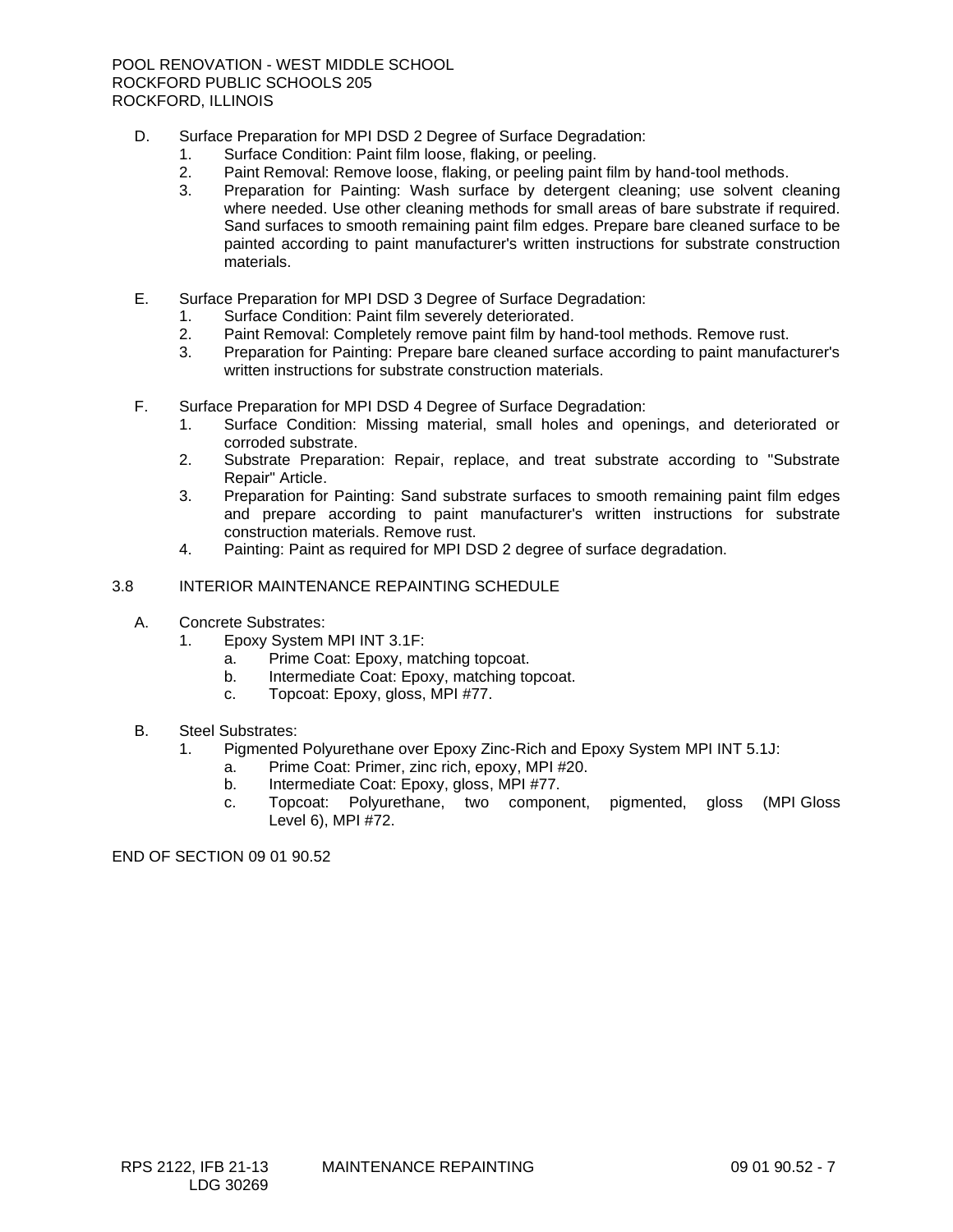D. Surface Preparation for MPI DSD 2 Degree of Surface Degradation:
   1. Surface Condition: Paint film loose, flaking, or peeling.
   2. Paint Removal: Remove loose, flaking, or peeling paint film by hand-tool methods.
   3. Preparation for Painting: Wash surface by detergent cleaning; use solvent cleaning where needed. Use other cleaning methods for small areas of bare substrate if required. Sand surfaces to smooth remaining paint film edges. Prepare bare cleaned surface to be painted according to paint manufacturer's written instructions for substrate construction materials.

E. Surface Preparation for MPI DSD 3 Degree of Surface Degradation:
   1. Surface Condition: Paint film severely deteriorated.
   2. Paint Removal: Completely remove paint film by hand-tool methods. Remove rust.
   3. Preparation for Painting: Prepare bare cleaned surface according to paint manufacturer's written instructions for substrate construction materials.

F. Surface Preparation for MPI DSD 4 Degree of Surface Degradation:
   1. Surface Condition: Missing material, small holes and openings, and deteriorated or corroded substrate.
   2. Substrate Preparation: Repair, replace, and treat substrate according to "Substrate Repair" Article.
   3. Preparation for Painting: Sand substrate surfaces to smooth remaining paint film edges and prepare according to paint manufacturer's written instructions for substrate construction materials. Remove rust.
   4. Painting: Paint as required for MPI DSD 2 degree of surface degradation.

## 3.8 INTERIOR MAINTENANCE REPAINTING SCHEDULE

A. Concrete Substrates:
   1. Epoxy System MPI INT 3.1F:
      a. Prime Coat: Epoxy, matching topcoat.
      b. Intermediate Coat: Epoxy, matching topcoat.
      c. Topcoat: Epoxy, gloss, MPI #77.

B. Steel Substrates:
   1. Pigmented Polyurethane over Epoxy Zinc-Rich and Epoxy System MPI INT 5.1J:
      a. Prime Coat: Primer, zinc rich, epoxy, MPI #20.
      b. Intermediate Coat: Epoxy, gloss, MPI #77.
      c. Topcoat: Polyurethane, two component, pigmented, gloss (MPI Gloss Level 6), MPI #72.

END OF SECTION 09 01 90.52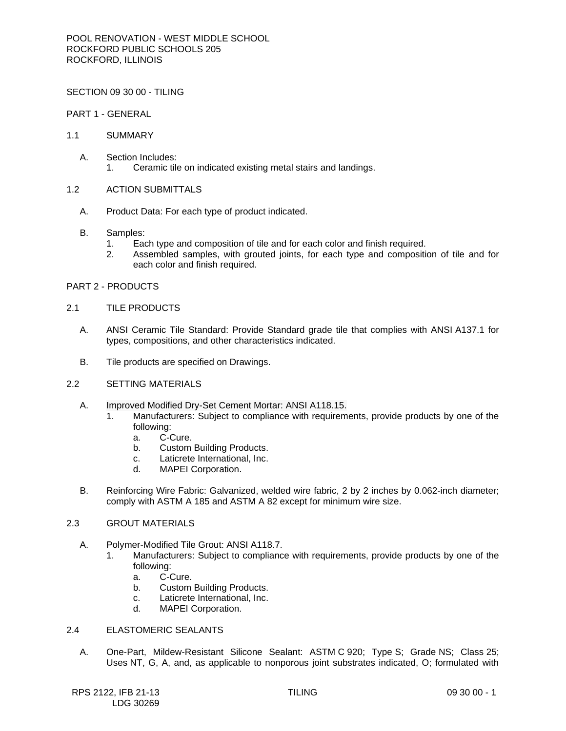SECTION 09 30 00 - TILING

PART 1 - GENERAL

1.1 SUMMARY

A. Section Includes:
   1. Ceramic tile on indicated existing metal stairs and landings.

1.2 ACTION SUBMITTALS

A. Product Data: For each type of product indicated.

B. Samples:
   1. Each type and composition of tile and for each color and finish required.
   2. Assembled samples, with grouted joints, for each type and composition of tile and for each color and finish required.

PART 2 - PRODUCTS

2.1 TILE PRODUCTS

A. ANSI Ceramic Tile Standard: Provide Standard grade tile that complies with ANSI A137.1 for types, compositions, and other characteristics indicated.

B. Tile products are specified on Drawings.

2.2 SETTING MATERIALS

A. Improved Modified Dry-Set Cement Mortar: ANSI A118.15.
   1. Manufacturers: Subject to compliance with requirements, provide products by one of the following:
      a. C-Cure.
      b. Custom Building Products.
      c. Laticrete International, Inc.
      d. MAPEI Corporation.

B. Reinforcing Wire Fabric: Galvanized, welded wire fabric, 2 by 2 inches by 0.062-inch diameter; comply with ASTM A 185 and ASTM A 82 except for minimum wire size.

2.3 GROUT MATERIALS

A. Polymer-Modified Tile Grout: ANSI A118.7.
   1. Manufacturers: Subject to compliance with requirements, provide products by one of the following:
      a. C-Cure.
      b. Custom Building Products.
      c. Laticrete International, Inc.
      d. MAPEI Corporation.

2.4 ELASTOMERIC SEALANTS

A. One-Part, Mildew-Resistant Silicone Sealant: ASTM C 920; Type S; Grade NS; Class 25; Uses NT, G, A, and, as applicable to nonporous joint substrates indicated, O; formulated with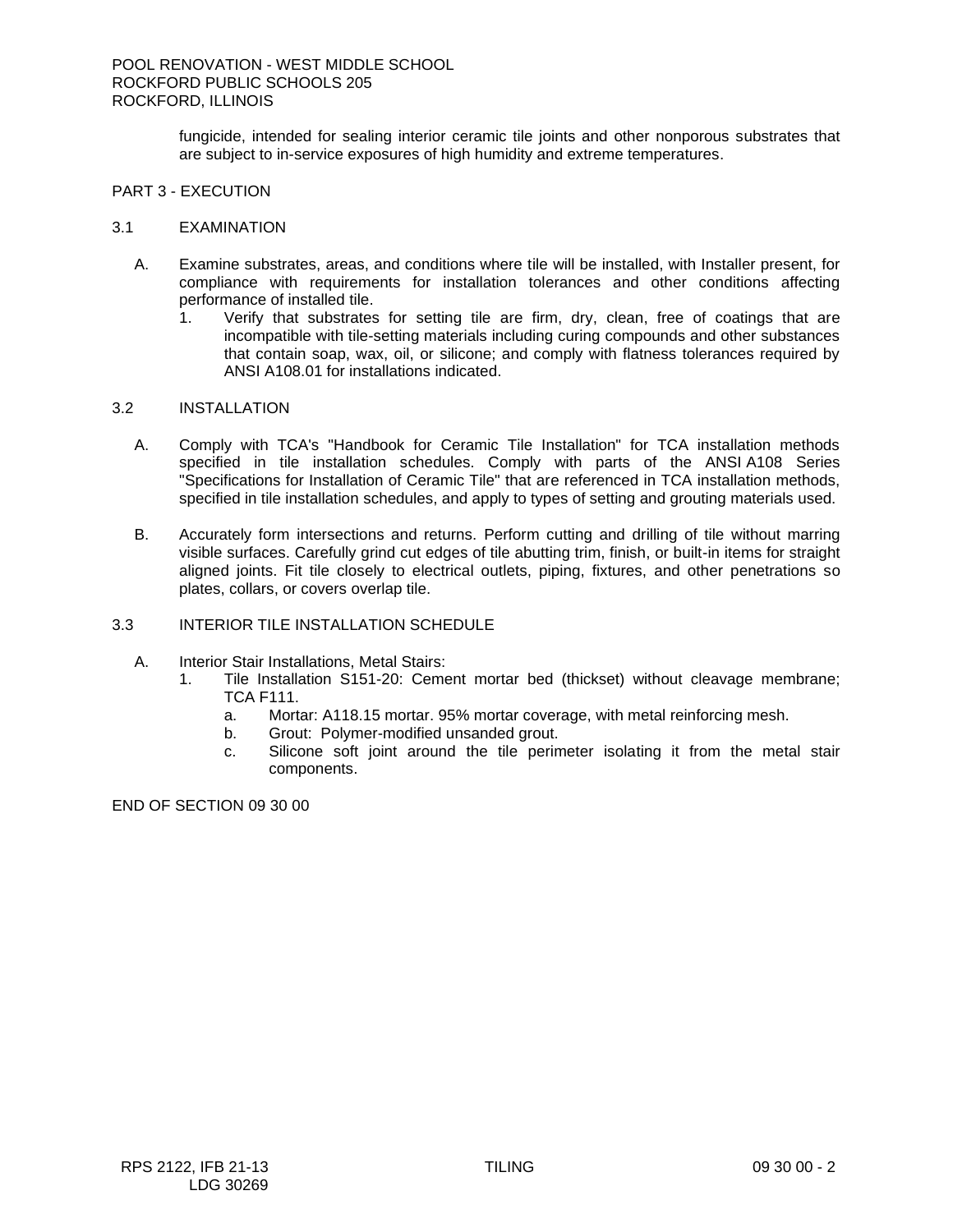fungicide, intended for sealing interior ceramic tile joints and other nonporous substrates that are subject to in-service exposures of high humidity and extreme temperatures.

## PART 3 - EXECUTION

### 3.1 EXAMINATION

A. Examine substrates, areas, and conditions where tile will be installed, with Installer present, for compliance with requirements for installation tolerances and other conditions affecting performance of installed tile.

1. Verify that substrates for setting tile are firm, dry, clean, free of coatings that are incompatible with tile-setting materials including curing compounds and other substances that contain soap, wax, oil, or silicone; and comply with flatness tolerances required by ANSI A108.01 for installations indicated.

### 3.2 INSTALLATION

A. Comply with TCA's "Handbook for Ceramic Tile Installation" for TCA installation methods specified in tile installation schedules. Comply with parts of the ANSI A108 Series "Specifications for Installation of Ceramic Tile" that are referenced in TCA installation methods, specified in tile installation schedules, and apply to types of setting and grouting materials used.

B. Accurately form intersections and returns. Perform cutting and drilling of tile without marring visible surfaces. Carefully grind cut edges of tile abutting trim, finish, or built-in items for straight aligned joints. Fit tile closely to electrical outlets, piping, fixtures, and other penetrations so plates, collars, or covers overlap tile.

### 3.3 INTERIOR TILE INSTALLATION SCHEDULE

A. Interior Stair Installations, Metal Stairs:

1. Tile Installation S151-20: Cement mortar bed (thickset) without cleavage membrane; TCA F111.
   a. Mortar: A118.15 mortar. 95% mortar coverage, with metal reinforcing mesh.
   b. Grout: Polymer-modified unsanded grout.
   c. Silicone soft joint around the tile perimeter isolating it from the metal stair components.

END OF SECTION 09 30 00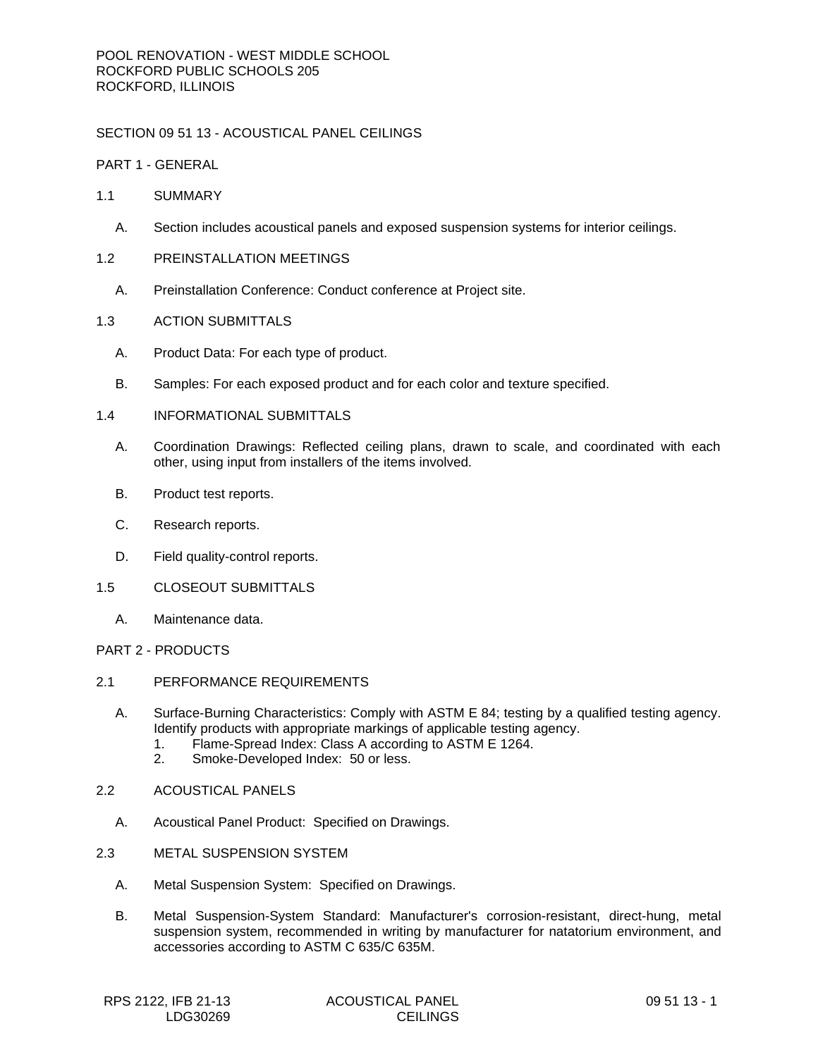## SECTION 09 51 13 - ACOUSTICAL PANEL CEILINGS

### PART 1 - GENERAL

#### 1.1 SUMMARY

A. Section includes acoustical panels and exposed suspension systems for interior ceilings.

#### 1.2 PREINSTALLATION MEETINGS

A. Preinstallation Conference: Conduct conference at Project site.

#### 1.3 ACTION SUBMITTALS

A. Product Data: For each type of product.

B. Samples: For each exposed product and for each color and texture specified.

#### 1.4 INFORMATIONAL SUBMITTALS

A. Coordination Drawings: Reflected ceiling plans, drawn to scale, and coordinated with each other, using input from installers of the items involved.

B. Product test reports.

C. Research reports.

D. Field quality-control reports.

#### 1.5 CLOSEOUT SUBMITTALS

A. Maintenance data.

### PART 2 - PRODUCTS

#### 2.1 PERFORMANCE REQUIREMENTS

A. Surface-Burning Characteristics: Comply with ASTM E 84; testing by a qualified testing agency. Identify products with appropriate markings of applicable testing agency.
   1. Flame-Spread Index: Class A according to ASTM E 1264.
   2. Smoke-Developed Index: 50 or less.

#### 2.2 ACOUSTICAL PANELS

A. Acoustical Panel Product: Specified on Drawings.

#### 2.3 METAL SUSPENSION SYSTEM

A. Metal Suspension System: Specified on Drawings.

B. Metal Suspension-System Standard: Manufacturer's corrosion-resistant, direct-hung, metal suspension system, recommended in writing by manufacturer for natatorium environment, and accessories according to ASTM C 635/C 635M.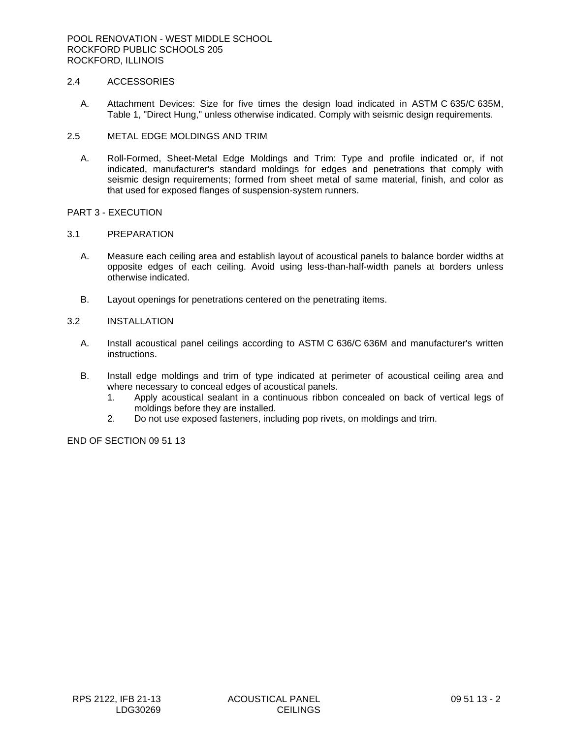## 2.4 ACCESSORIES

A. Attachment Devices: Size for five times the design load indicated in ASTM C 635/C 635M, Table 1, "Direct Hung," unless otherwise indicated. Comply with seismic design requirements.

## 2.5 METAL EDGE MOLDINGS AND TRIM

A. Roll-Formed, Sheet-Metal Edge Moldings and Trim: Type and profile indicated or, if not indicated, manufacturer's standard moldings for edges and penetrations that comply with seismic design requirements; formed from sheet metal of same material, finish, and color as that used for exposed flanges of suspension-system runners.

# PART 3 - EXECUTION

## 3.1 PREPARATION

A. Measure each ceiling area and establish layout of acoustical panels to balance border widths at opposite edges of each ceiling. Avoid using less-than-half-width panels at borders unless otherwise indicated.

B. Layout openings for penetrations centered on the penetrating items.

## 3.2 INSTALLATION

A. Install acoustical panel ceilings according to ASTM C 636/C 636M and manufacturer's written instructions.

B. Install edge moldings and trim of type indicated at perimeter of acoustical ceiling area and where necessary to conceal edges of acoustical panels.

1. Apply acoustical sealant in a continuous ribbon concealed on back of vertical legs of moldings before they are installed.
2. Do not use exposed fasteners, including pop rivets, on moldings and trim.

END OF SECTION 09 51 13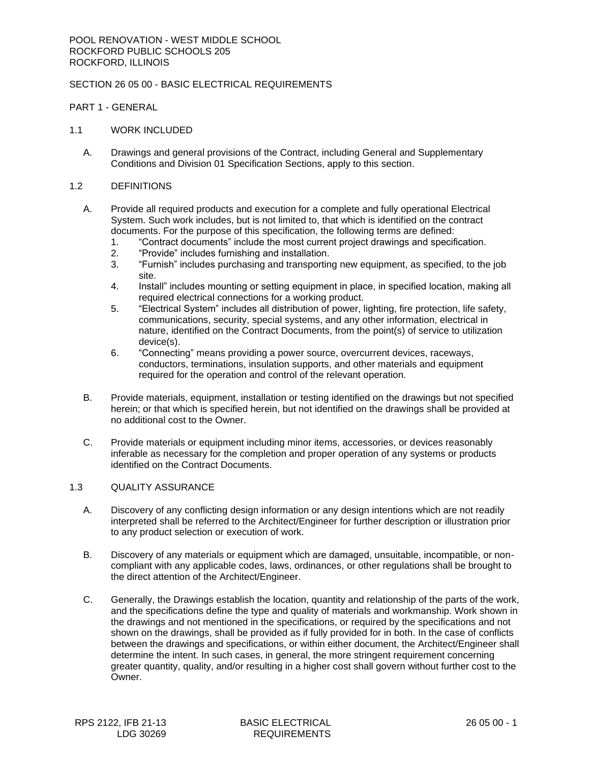POOL RENOVATION - WEST MIDDLE SCHOOL
ROCKFORD PUBLIC SCHOOLS 205
ROCKFORD, ILLINOIS

# SECTION 26 05 00 - BASIC ELECTRICAL REQUIREMENTS

## PART 1 - GENERAL

### 1.1 WORK INCLUDED

A. Drawings and general provisions of the Contract, including General and Supplementary Conditions and Division 01 Specification Sections, apply to this section.

### 1.2 DEFINITIONS

A. Provide all required products and execution for a complete and fully operational Electrical System. Such work includes, but is not limited to, that which is identified on the contract documents. For the purpose of this specification, the following terms are defined:
   1. “Contract documents” include the most current project drawings and specification.
   2. “Provide” includes furnishing and installation.
   3. “Furnish” includes purchasing and transporting new equipment, as specified, to the job site.
   4. Install” includes mounting or setting equipment in place, in specified location, making all required electrical connections for a working product.
   5. “Electrical System” includes all distribution of power, lighting, fire protection, life safety, communications, security, special systems, and any other information, electrical in nature, identified on the Contract Documents, from the point(s) of service to utilization device(s).
   6. “Connecting” means providing a power source, overcurrent devices, raceways, conductors, terminations, insulation supports, and other materials and equipment required for the operation and control of the relevant operation.

B. Provide materials, equipment, installation or testing identified on the drawings but not specified herein; or that which is specified herein, but not identified on the drawings shall be provided at no additional cost to the Owner.

C. Provide materials or equipment including minor items, accessories, or devices reasonably inferable as necessary for the completion and proper operation of any systems or products identified on the Contract Documents.

### 1.3 QUALITY ASSURANCE

A. Discovery of any conflicting design information or any design intentions which are not readily interpreted shall be referred to the Architect/Engineer for further description or illustration prior to any product selection or execution of work.

B. Discovery of any materials or equipment which are damaged, unsuitable, incompatible, or non-compliant with any applicable codes, laws, ordinances, or other regulations shall be brought to the direct attention of the Architect/Engineer.

C. Generally, the Drawings establish the location, quantity and relationship of the parts of the work, and the specifications define the type and quality of materials and workmanship. Work shown in the drawings and not mentioned in the specifications, or required by the specifications and not shown on the drawings, shall be provided as if fully provided for in both. In the case of conflicts between the drawings and specifications, or within either document, the Architect/Engineer shall determine the intent. In such cases, in general, the more stringent requirement concerning greater quantity, quality, and/or resulting in a higher cost shall govern without further cost to the Owner.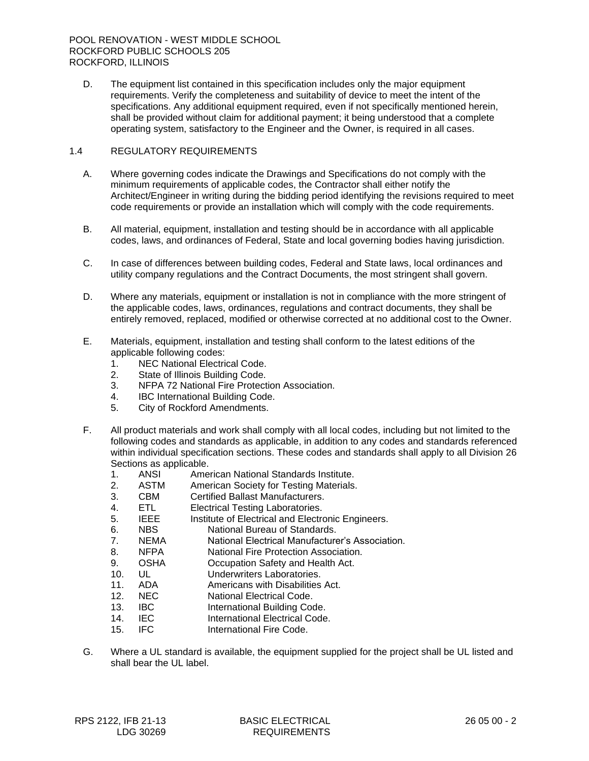D. The equipment list contained in this specification includes only the major equipment requirements. Verify the completeness and suitability of device to meet the intent of the specifications. Any additional equipment required, even if not specifically mentioned herein, shall be provided without claim for additional payment; it being understood that a complete operating system, satisfactory to the Engineer and the Owner, is required in all cases.

## 1.4 REGULATORY REQUIREMENTS

A. Where governing codes indicate the Drawings and Specifications do not comply with the minimum requirements of applicable codes, the Contractor shall either notify the Architect/Engineer in writing during the bidding period identifying the revisions required to meet code requirements or provide an installation which will comply with the code requirements.

B. All material, equipment, installation and testing should be in accordance with all applicable codes, laws, and ordinances of Federal, State and local governing bodies having jurisdiction.

C. In case of differences between building codes, Federal and State laws, local ordinances and utility company regulations and the Contract Documents, the most stringent shall govern.

D. Where any materials, equipment or installation is not in compliance with the more stringent of the applicable codes, laws, ordinances, regulations and contract documents, they shall be entirely removed, replaced, modified or otherwise corrected at no additional cost to the Owner.

E. Materials, equipment, installation and testing shall conform to the latest editions of the applicable following codes:
   1. NEC National Electrical Code.
   2. State of Illinois Building Code.
   3. NFPA 72 National Fire Protection Association.
   4. IBC International Building Code.
   5. City of Rockford Amendments.

F. All product materials and work shall comply with all local codes, including but not limited to the following codes and standards as applicable, in addition to any codes and standards referenced within individual specification sections. These codes and standards shall apply to all Division 26 Sections as applicable.
   1. ANSI American National Standards Institute.
   2. ASTM American Society for Testing Materials.
   3. CBM Certified Ballast Manufacturers.
   4. ETL Electrical Testing Laboratories.
   5. IEEE Institute of Electrical and Electronic Engineers.
   6. NBS National Bureau of Standards.
   7. NEMA National Electrical Manufacturer's Association.
   8. NFPA National Fire Protection Association.
   9. OSHA Occupation Safety and Health Act.
   10. UL Underwriters Laboratories.
   11. ADA Americans with Disabilities Act.
   12. NEC National Electrical Code.
   13. IBC International Building Code.
   14. IEC International Electrical Code.
   15. IFC International Fire Code.

G. Where a UL standard is available, the equipment supplied for the project shall be UL listed and shall bear the UL label.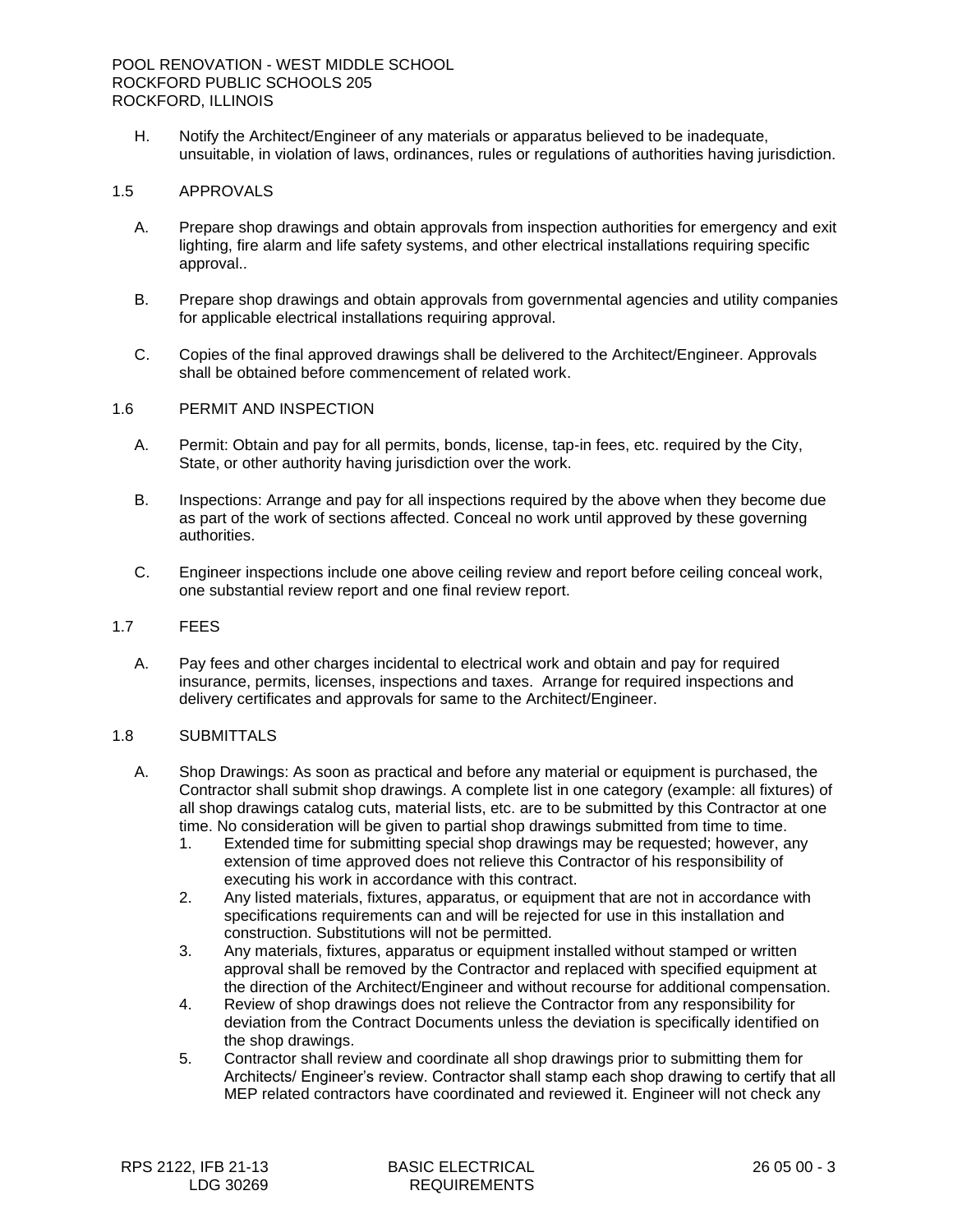H. Notify the Architect/Engineer of any materials or apparatus believed to be inadequate, unsuitable, in violation of laws, ordinances, rules or regulations of authorities having jurisdiction.

## 1.5 APPROVALS

A. Prepare shop drawings and obtain approvals from inspection authorities for emergency and exit lighting, fire alarm and life safety systems, and other electrical installations requiring specific approval..

B. Prepare shop drawings and obtain approvals from governmental agencies and utility companies for applicable electrical installations requiring approval.

C. Copies of the final approved drawings shall be delivered to the Architect/Engineer. Approvals shall be obtained before commencement of related work.

## 1.6 PERMIT AND INSPECTION

A. Permit: Obtain and pay for all permits, bonds, license, tap-in fees, etc. required by the City, State, or other authority having jurisdiction over the work.

B. Inspections: Arrange and pay for all inspections required by the above when they become due as part of the work of sections affected. Conceal no work until approved by these governing authorities.

C. Engineer inspections include one above ceiling review and report before ceiling conceal work, one substantial review report and one final review report.

## 1.7 FEES

A. Pay fees and other charges incidental to electrical work and obtain and pay for required insurance, permits, licenses, inspections and taxes. Arrange for required inspections and delivery certificates and approvals for same to the Architect/Engineer.

## 1.8 SUBMITTALS

A. Shop Drawings: As soon as practical and before any material or equipment is purchased, the Contractor shall submit shop drawings. A complete list in one category (example: all fixtures) of all shop drawings catalog cuts, material lists, etc. are to be submitted by this Contractor at one time. No consideration will be given to partial shop drawings submitted from time to time.

1. Extended time for submitting special shop drawings may be requested; however, any extension of time approved does not relieve this Contractor of his responsibility of executing his work in accordance with this contract.
2. Any listed materials, fixtures, apparatus, or equipment that are not in accordance with specifications requirements can and will be rejected for use in this installation and construction. Substitutions will not be permitted.
3. Any materials, fixtures, apparatus or equipment installed without stamped or written approval shall be removed by the Contractor and replaced with specified equipment at the direction of the Architect/Engineer and without recourse for additional compensation.
4. Review of shop drawings does not relieve the Contractor from any responsibility for deviation from the Contract Documents unless the deviation is specifically identified on the shop drawings.
5. Contractor shall review and coordinate all shop drawings prior to submitting them for Architects/ Engineer's review. Contractor shall stamp each shop drawing to certify that all MEP related contractors have coordinated and reviewed it. Engineer will not check any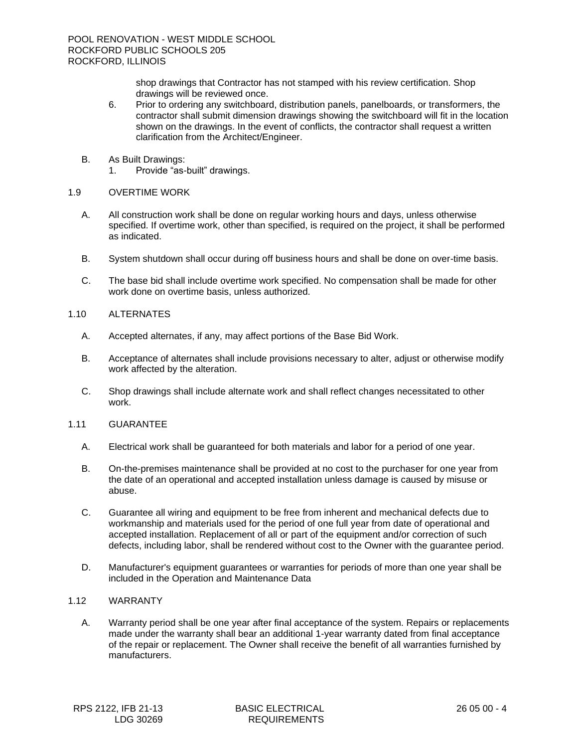shop drawings that Contractor has not stamped with his review certification. Shop drawings will be reviewed once.

6. Prior to ordering any switchboard, distribution panels, panelboards, or transformers, the contractor shall submit dimension drawings showing the switchboard will fit in the location shown on the drawings. In the event of conflicts, the contractor shall request a written clarification from the Architect/Engineer.

B. As Built Drawings:
   1. Provide "as-built" drawings.

## 1.9 OVERTIME WORK

A. All construction work shall be done on regular working hours and days, unless otherwise specified. If overtime work, other than specified, is required on the project, it shall be performed as indicated.

B. System shutdown shall occur during off business hours and shall be done on over-time basis.

C. The base bid shall include overtime work specified. No compensation shall be made for other work done on overtime basis, unless authorized.

## 1.10 ALTERNATES

A. Accepted alternates, if any, may affect portions of the Base Bid Work.

B. Acceptance of alternates shall include provisions necessary to alter, adjust or otherwise modify work affected by the alteration.

C. Shop drawings shall include alternate work and shall reflect changes necessitated to other work.

## 1.11 GUARANTEE

A. Electrical work shall be guaranteed for both materials and labor for a period of one year.

B. On-the-premises maintenance shall be provided at no cost to the purchaser for one year from the date of an operational and accepted installation unless damage is caused by misuse or abuse.

C. Guarantee all wiring and equipment to be free from inherent and mechanical defects due to workmanship and materials used for the period of one full year from date of operational and accepted installation. Replacement of all or part of the equipment and/or correction of such defects, including labor, shall be rendered without cost to the Owner with the guarantee period.

D. Manufacturer's equipment guarantees or warranties for periods of more than one year shall be included in the Operation and Maintenance Data

## 1.12 WARRANTY

A. Warranty period shall be one year after final acceptance of the system. Repairs or replacements made under the warranty shall bear an additional 1-year warranty dated from final acceptance of the repair or replacement. The Owner shall receive the benefit of all warranties furnished by manufacturers.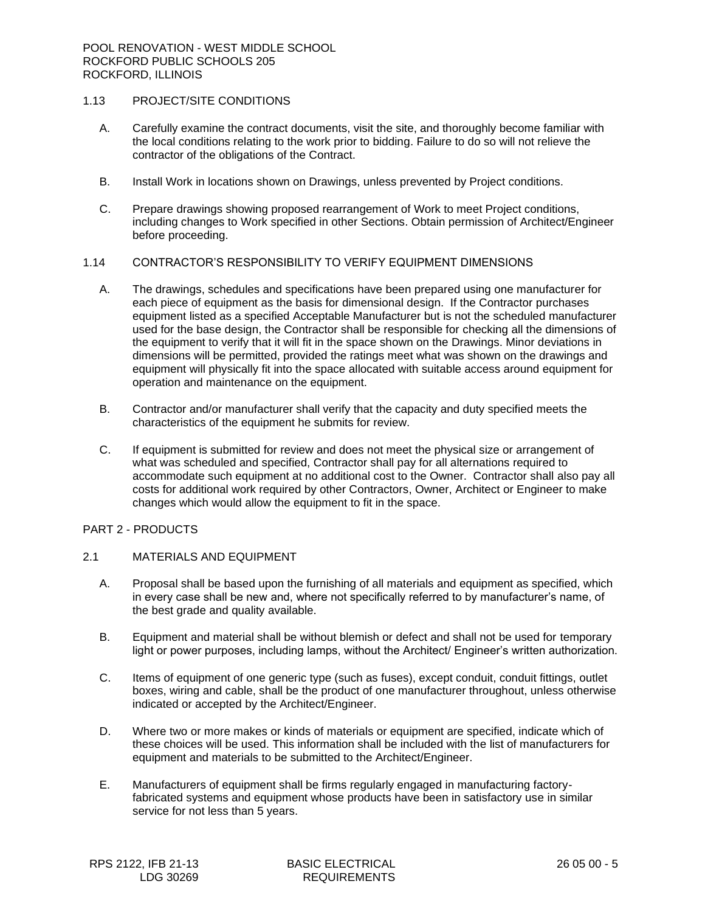## 1.13 PROJECT/SITE CONDITIONS

A. Carefully examine the contract documents, visit the site, and thoroughly become familiar with the local conditions relating to the work prior to bidding. Failure to do so will not relieve the contractor of the obligations of the Contract.

B. Install Work in locations shown on Drawings, unless prevented by Project conditions.

C. Prepare drawings showing proposed rearrangement of Work to meet Project conditions, including changes to Work specified in other Sections. Obtain permission of Architect/Engineer before proceeding.

## 1.14 CONTRACTOR'S RESPONSIBILITY TO VERIFY EQUIPMENT DIMENSIONS

A. The drawings, schedules and specifications have been prepared using one manufacturer for each piece of equipment as the basis for dimensional design. If the Contractor purchases equipment listed as a specified Acceptable Manufacturer but is not the scheduled manufacturer used for the base design, the Contractor shall be responsible for checking all the dimensions of the equipment to verify that it will fit in the space shown on the Drawings. Minor deviations in dimensions will be permitted, provided the ratings meet what was shown on the drawings and equipment will physically fit into the space allocated with suitable access around equipment for operation and maintenance on the equipment.

B. Contractor and/or manufacturer shall verify that the capacity and duty specified meets the characteristics of the equipment he submits for review.

C. If equipment is submitted for review and does not meet the physical size or arrangement of what was scheduled and specified, Contractor shall pay for all alternations required to accommodate such equipment at no additional cost to the Owner. Contractor shall also pay all costs for additional work required by other Contractors, Owner, Architect or Engineer to make changes which would allow the equipment to fit in the space.

# PART 2 - PRODUCTS

## 2.1 MATERIALS AND EQUIPMENT

A. Proposal shall be based upon the furnishing of all materials and equipment as specified, which in every case shall be new and, where not specifically referred to by manufacturer's name, of the best grade and quality available.

B. Equipment and material shall be without blemish or defect and shall not be used for temporary light or power purposes, including lamps, without the Architect/ Engineer's written authorization.

C. Items of equipment of one generic type (such as fuses), except conduit, conduit fittings, outlet boxes, wiring and cable, shall be the product of one manufacturer throughout, unless otherwise indicated or accepted by the Architect/Engineer.

D. Where two or more makes or kinds of materials or equipment are specified, indicate which of these choices will be used. This information shall be included with the list of manufacturers for equipment and materials to be submitted to the Architect/Engineer.

E. Manufacturers of equipment shall be firms regularly engaged in manufacturing factory-fabricated systems and equipment whose products have been in satisfactory use in similar service for not less than 5 years.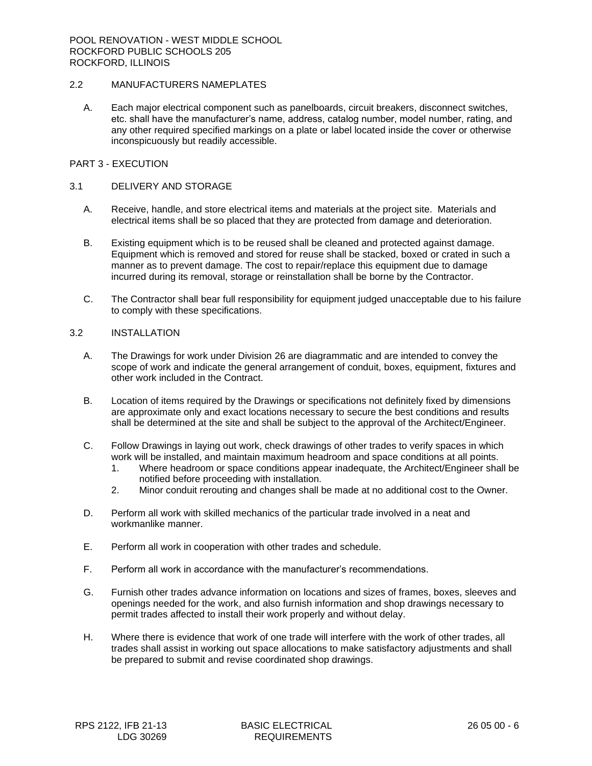## 2.2 MANUFACTURERS NAMEPLATES

A. Each major electrical component such as panelboards, circuit breakers, disconnect switches, etc. shall have the manufacturer's name, address, catalog number, model number, rating, and any other required specified markings on a plate or label located inside the cover or otherwise inconspicuously but readily accessible.

# PART 3 - EXECUTION

## 3.1 DELIVERY AND STORAGE

A. Receive, handle, and store electrical items and materials at the project site. Materials and electrical items shall be so placed that they are protected from damage and deterioration.

B. Existing equipment which is to be reused shall be cleaned and protected against damage. Equipment which is removed and stored for reuse shall be stacked, boxed or crated in such a manner as to prevent damage. The cost to repair/replace this equipment due to damage incurred during its removal, storage or reinstallation shall be borne by the Contractor.

C. The Contractor shall bear full responsibility for equipment judged unacceptable due to his failure to comply with these specifications.

## 3.2 INSTALLATION

A. The Drawings for work under Division 26 are diagrammatic and are intended to convey the scope of work and indicate the general arrangement of conduit, boxes, equipment, fixtures and other work included in the Contract.

B. Location of items required by the Drawings or specifications not definitely fixed by dimensions are approximate only and exact locations necessary to secure the best conditions and results shall be determined at the site and shall be subject to the approval of the Architect/Engineer.

C. Follow Drawings in laying out work, check drawings of other trades to verify spaces in which work will be installed, and maintain maximum headroom and space conditions at all points.
   1. Where headroom or space conditions appear inadequate, the Architect/Engineer shall be notified before proceeding with installation.
   2. Minor conduit rerouting and changes shall be made at no additional cost to the Owner.

D. Perform all work with skilled mechanics of the particular trade involved in a neat and workmanlike manner.

E. Perform all work in cooperation with other trades and schedule.

F. Perform all work in accordance with the manufacturer's recommendations.

G. Furnish other trades advance information on locations and sizes of frames, boxes, sleeves and openings needed for the work, and also furnish information and shop drawings necessary to permit trades affected to install their work properly and without delay.

H. Where there is evidence that work of one trade will interfere with the work of other trades, all trades shall assist in working out space allocations to make satisfactory adjustments and shall be prepared to submit and revise coordinated shop drawings.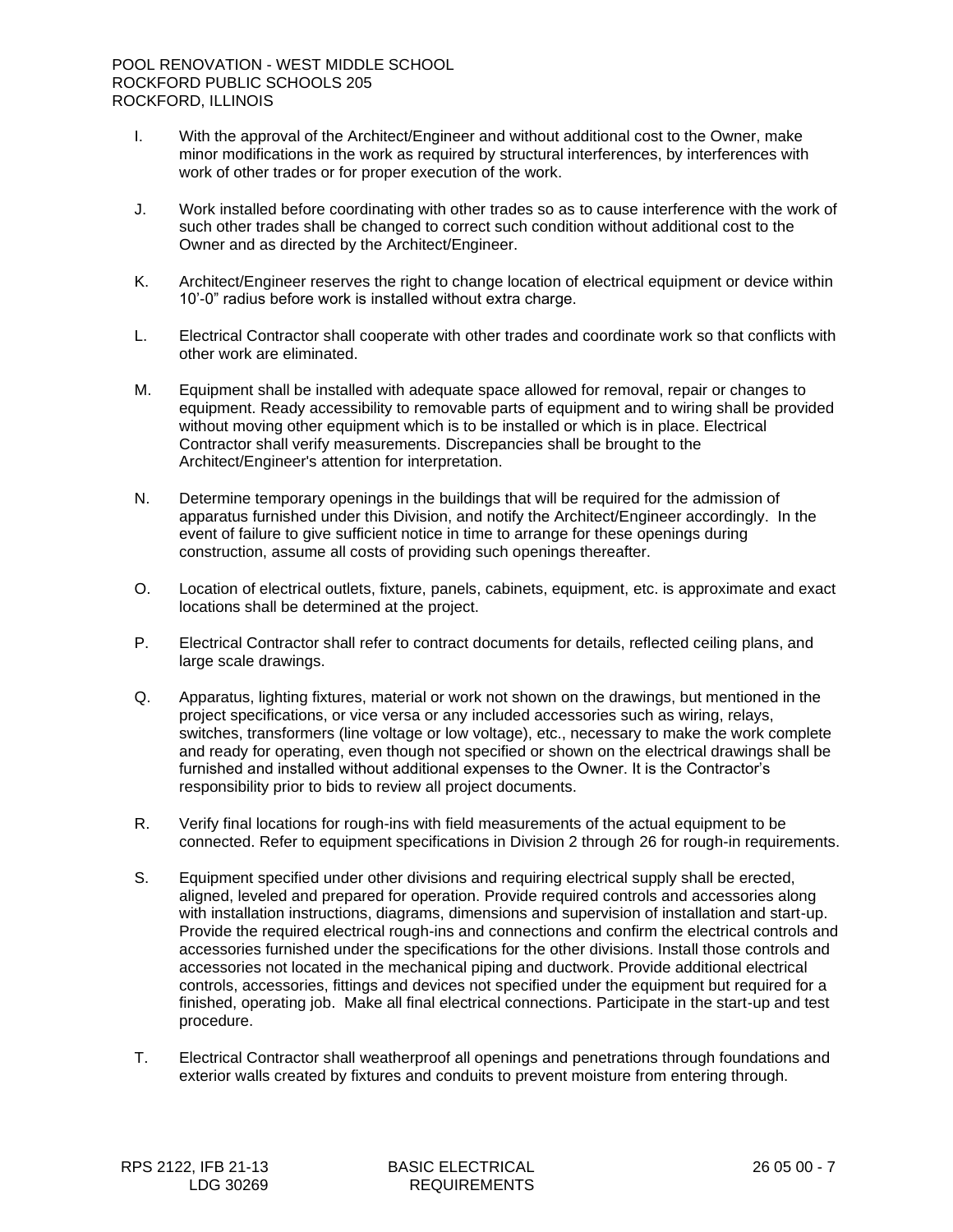I. With the approval of the Architect/Engineer and without additional cost to the Owner, make minor modifications in the work as required by structural interferences, by interferences with work of other trades or for proper execution of the work.

J. Work installed before coordinating with other trades so as to cause interference with the work of such other trades shall be changed to correct such condition without additional cost to the Owner and as directed by the Architect/Engineer.

K. Architect/Engineer reserves the right to change location of electrical equipment or device within 10'-0" radius before work is installed without extra charge.

L. Electrical Contractor shall cooperate with other trades and coordinate work so that conflicts with other work are eliminated.

M. Equipment shall be installed with adequate space allowed for removal, repair or changes to equipment. Ready accessibility to removable parts of equipment and to wiring shall be provided without moving other equipment which is to be installed or which is in place. Electrical Contractor shall verify measurements. Discrepancies shall be brought to the Architect/Engineer's attention for interpretation.

N. Determine temporary openings in the buildings that will be required for the admission of apparatus furnished under this Division, and notify the Architect/Engineer accordingly. In the event of failure to give sufficient notice in time to arrange for these openings during construction, assume all costs of providing such openings thereafter.

O. Location of electrical outlets, fixture, panels, cabinets, equipment, etc. is approximate and exact locations shall be determined at the project.

P. Electrical Contractor shall refer to contract documents for details, reflected ceiling plans, and large scale drawings.

Q. Apparatus, lighting fixtures, material or work not shown on the drawings, but mentioned in the project specifications, or vice versa or any included accessories such as wiring, relays, switches, transformers (line voltage or low voltage), etc., necessary to make the work complete and ready for operating, even though not specified or shown on the electrical drawings shall be furnished and installed without additional expenses to the Owner. It is the Contractor's responsibility prior to bids to review all project documents.

R. Verify final locations for rough-ins with field measurements of the actual equipment to be connected. Refer to equipment specifications in Division 2 through 26 for rough-in requirements.

S. Equipment specified under other divisions and requiring electrical supply shall be erected, aligned, leveled and prepared for operation. Provide required controls and accessories along with installation instructions, diagrams, dimensions and supervision of installation and start-up. Provide the required electrical rough-ins and connections and confirm the electrical controls and accessories furnished under the specifications for the other divisions. Install those controls and accessories not located in the mechanical piping and ductwork. Provide additional electrical controls, accessories, fittings and devices not specified under the equipment but required for a finished, operating job. Make all final electrical connections. Participate in the start-up and test procedure.

T. Electrical Contractor shall weatherproof all openings and penetrations through foundations and exterior walls created by fixtures and conduits to prevent moisture from entering through.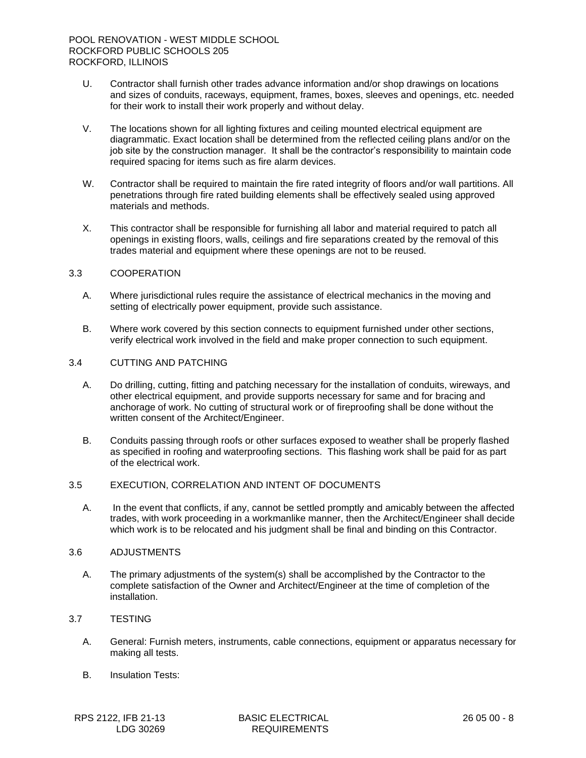U. Contractor shall furnish other trades advance information and/or shop drawings on locations and sizes of conduits, raceways, equipment, frames, boxes, sleeves and openings, etc. needed for their work to install their work properly and without delay.

V. The locations shown for all lighting fixtures and ceiling mounted electrical equipment are diagrammatic. Exact location shall be determined from the reflected ceiling plans and/or on the job site by the construction manager. It shall be the contractor's responsibility to maintain code required spacing for items such as fire alarm devices.

W. Contractor shall be required to maintain the fire rated integrity of floors and/or wall partitions. All penetrations through fire rated building elements shall be effectively sealed using approved materials and methods.

X. This contractor shall be responsible for furnishing all labor and material required to patch all openings in existing floors, walls, ceilings and fire separations created by the removal of this trades material and equipment where these openings are not to be reused.

## 3.3 COOPERATION

A. Where jurisdictional rules require the assistance of electrical mechanics in the moving and setting of electrically power equipment, provide such assistance.

B. Where work covered by this section connects to equipment furnished under other sections, verify electrical work involved in the field and make proper connection to such equipment.

## 3.4 CUTTING AND PATCHING

A. Do drilling, cutting, fitting and patching necessary for the installation of conduits, wireways, and other electrical equipment, and provide supports necessary for same and for bracing and anchorage of work. No cutting of structural work or of fireproofing shall be done without the written consent of the Architect/Engineer.

B. Conduits passing through roofs or other surfaces exposed to weather shall be properly flashed as specified in roofing and waterproofing sections. This flashing work shall be paid for as part of the electrical work.

## 3.5 EXECUTION, CORRELATION AND INTENT OF DOCUMENTS

A. In the event that conflicts, if any, cannot be settled promptly and amicably between the affected trades, with work proceeding in a workmanlike manner, then the Architect/Engineer shall decide which work is to be relocated and his judgment shall be final and binding on this Contractor.

## 3.6 ADJUSTMENTS

A. The primary adjustments of the system(s) shall be accomplished by the Contractor to the complete satisfaction of the Owner and Architect/Engineer at the time of completion of the installation.

## 3.7 TESTING

A. General: Furnish meters, instruments, cable connections, equipment or apparatus necessary for making all tests.

B. Insulation Tests: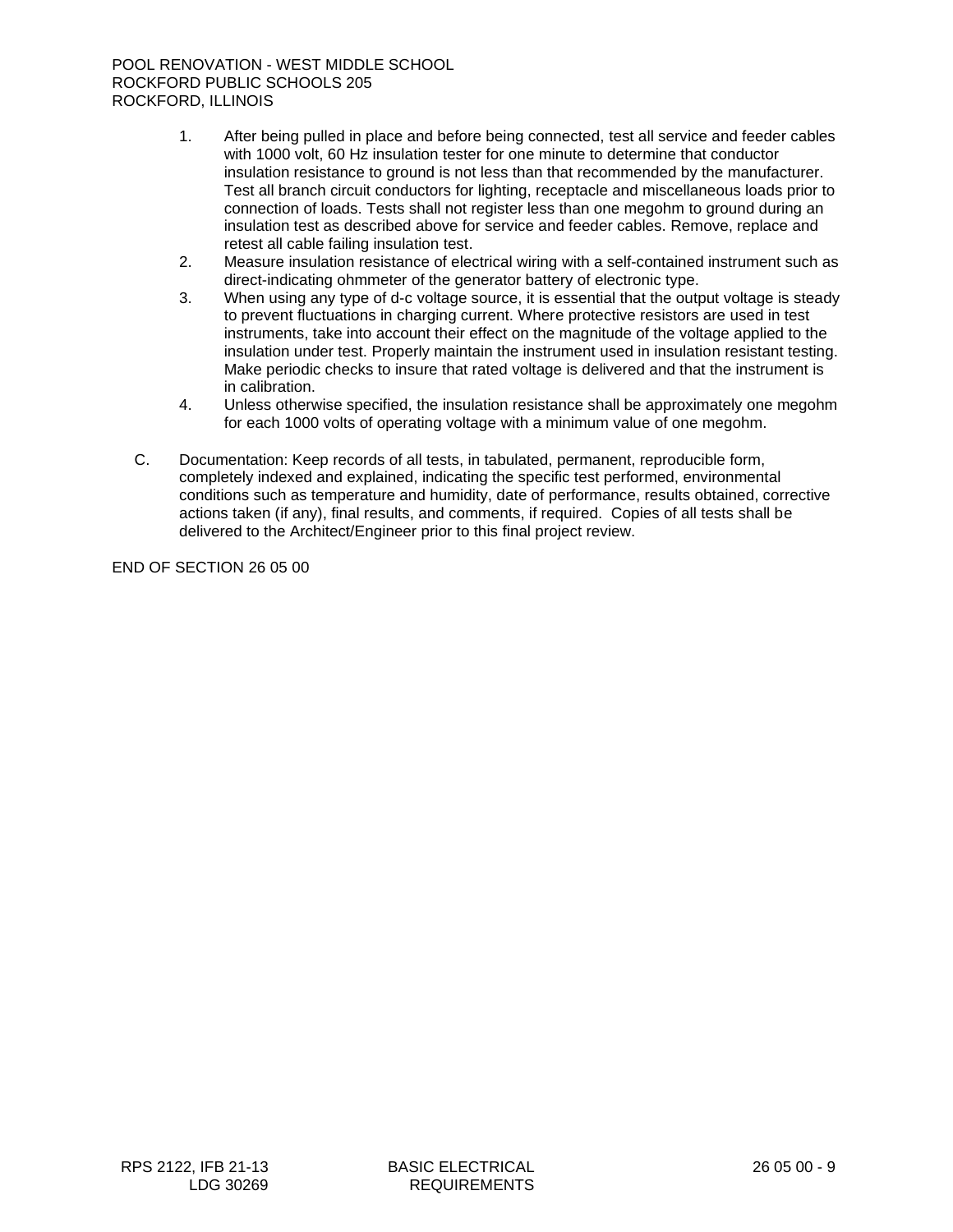1. After being pulled in place and before being connected, test all service and feeder cables with 1000 volt, 60 Hz insulation tester for one minute to determine that conductor insulation resistance to ground is not less than that recommended by the manufacturer. Test all branch circuit conductors for lighting, receptacle and miscellaneous loads prior to connection of loads. Tests shall not register less than one megohm to ground during an insulation test as described above for service and feeder cables. Remove, replace and retest all cable failing insulation test.
2. Measure insulation resistance of electrical wiring with a self-contained instrument such as direct-indicating ohmmeter of the generator battery of electronic type.
3. When using any type of d-c voltage source, it is essential that the output voltage is steady to prevent fluctuations in charging current. Where protective resistors are used in test instruments, take into account their effect on the magnitude of the voltage applied to the insulation under test. Properly maintain the instrument used in insulation resistant testing. Make periodic checks to insure that rated voltage is delivered and that the instrument is in calibration.
4. Unless otherwise specified, the insulation resistance shall be approximately one megohm for each 1000 volts of operating voltage with a minimum value of one megohm.

C. Documentation: Keep records of all tests, in tabulated, permanent, reproducible form, completely indexed and explained, indicating the specific test performed, environmental conditions such as temperature and humidity, date of performance, results obtained, corrective actions taken (if any), final results, and comments, if required. Copies of all tests shall be delivered to the Architect/Engineer prior to this final project review.

END OF SECTION 26 05 00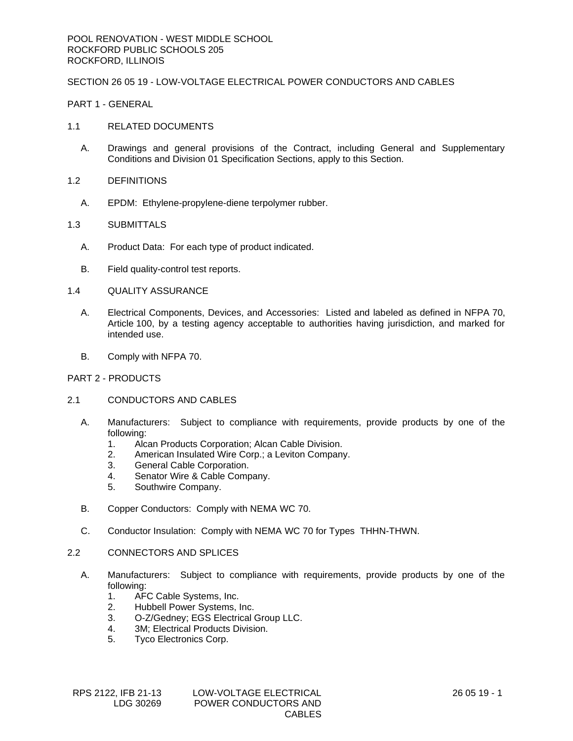POOL RENOVATION - WEST MIDDLE SCHOOL
ROCKFORD PUBLIC SCHOOLS 205
ROCKFORD, ILLINOIS

# SECTION 26 05 19 - LOW-VOLTAGE ELECTRICAL POWER CONDUCTORS AND CABLES

## PART 1 - GENERAL

### 1.1 RELATED DOCUMENTS

A. Drawings and general provisions of the Contract, including General and Supplementary Conditions and Division 01 Specification Sections, apply to this Section.

### 1.2 DEFINITIONS

A. EPDM: Ethylene-propylene-diene terpolymer rubber.

### 1.3 SUBMITTALS

A. Product Data: For each type of product indicated.

B. Field quality-control test reports.

### 1.4 QUALITY ASSURANCE

A. Electrical Components, Devices, and Accessories: Listed and labeled as defined in NFPA 70, Article 100, by a testing agency acceptable to authorities having jurisdiction, and marked for intended use.

B. Comply with NFPA 70.

## PART 2 - PRODUCTS

### 2.1 CONDUCTORS AND CABLES

A. Manufacturers: Subject to compliance with requirements, provide products by one of the following:
   1. Alcan Products Corporation; Alcan Cable Division.
   2. American Insulated Wire Corp.; a Leviton Company.
   3. General Cable Corporation.
   4. Senator Wire & Cable Company.
   5. Southwire Company.

B. Copper Conductors: Comply with NEMA WC 70.

C. Conductor Insulation: Comply with NEMA WC 70 for Types THHN-THWN.

### 2.2 CONNECTORS AND SPLICES

A. Manufacturers: Subject to compliance with requirements, provide products by one of the following:
   1. AFC Cable Systems, Inc.
   2. Hubbell Power Systems, Inc.
   3. O-Z/Gedney; EGS Electrical Group LLC.
   4. 3M; Electrical Products Division.
   5. Tyco Electronics Corp.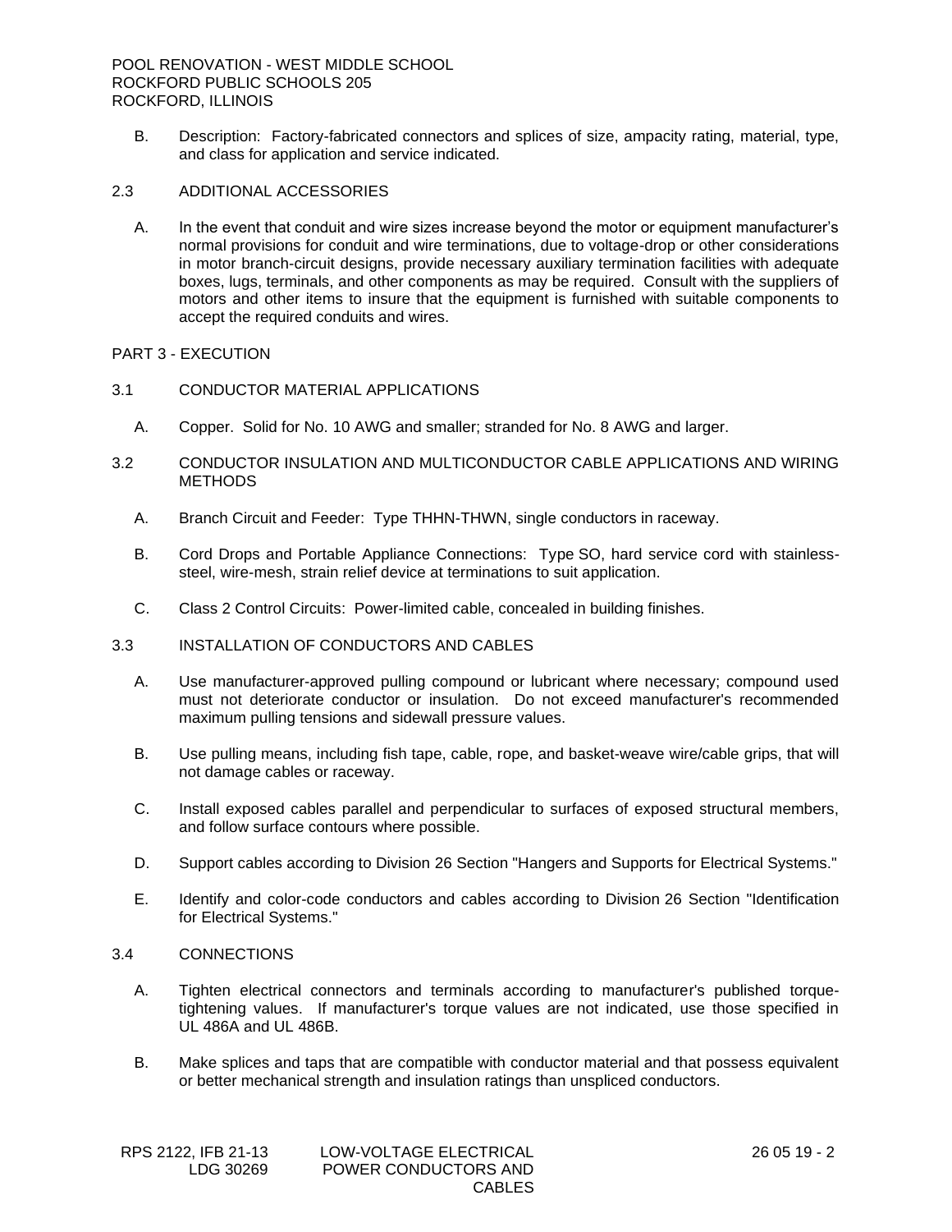B. Description: Factory-fabricated connectors and splices of size, ampacity rating, material, type, and class for application and service indicated.

## 2.3 ADDITIONAL ACCESSORIES

A. In the event that conduit and wire sizes increase beyond the motor or equipment manufacturer's normal provisions for conduit and wire terminations, due to voltage-drop or other considerations in motor branch-circuit designs, provide necessary auxiliary termination facilities with adequate boxes, lugs, terminals, and other components as may be required. Consult with the suppliers of motors and other items to insure that the equipment is furnished with suitable components to accept the required conduits and wires.

# PART 3 - EXECUTION

## 3.1 CONDUCTOR MATERIAL APPLICATIONS

A. Copper. Solid for No. 10 AWG and smaller; stranded for No. 8 AWG and larger.

## 3.2 CONDUCTOR INSULATION AND MULTICONDUCTOR CABLE APPLICATIONS AND WIRING METHODS

A. Branch Circuit and Feeder: Type THHN-THWN, single conductors in raceway.

B. Cord Drops and Portable Appliance Connections: Type SO, hard service cord with stainless-steel, wire-mesh, strain relief device at terminations to suit application.

C. Class 2 Control Circuits: Power-limited cable, concealed in building finishes.

## 3.3 INSTALLATION OF CONDUCTORS AND CABLES

A. Use manufacturer-approved pulling compound or lubricant where necessary; compound used must not deteriorate conductor or insulation. Do not exceed manufacturer's recommended maximum pulling tensions and sidewall pressure values.

B. Use pulling means, including fish tape, cable, rope, and basket-weave wire/cable grips, that will not damage cables or raceway.

C. Install exposed cables parallel and perpendicular to surfaces of exposed structural members, and follow surface contours where possible.

D. Support cables according to Division 26 Section "Hangers and Supports for Electrical Systems."

E. Identify and color-code conductors and cables according to Division 26 Section "Identification for Electrical Systems."

## 3.4 CONNECTIONS

A. Tighten electrical connectors and terminals according to manufacturer's published torque-tightening values. If manufacturer's torque values are not indicated, use those specified in UL 486A and UL 486B.

B. Make splices and taps that are compatible with conductor material and that possess equivalent or better mechanical strength and insulation ratings than unspliced conductors.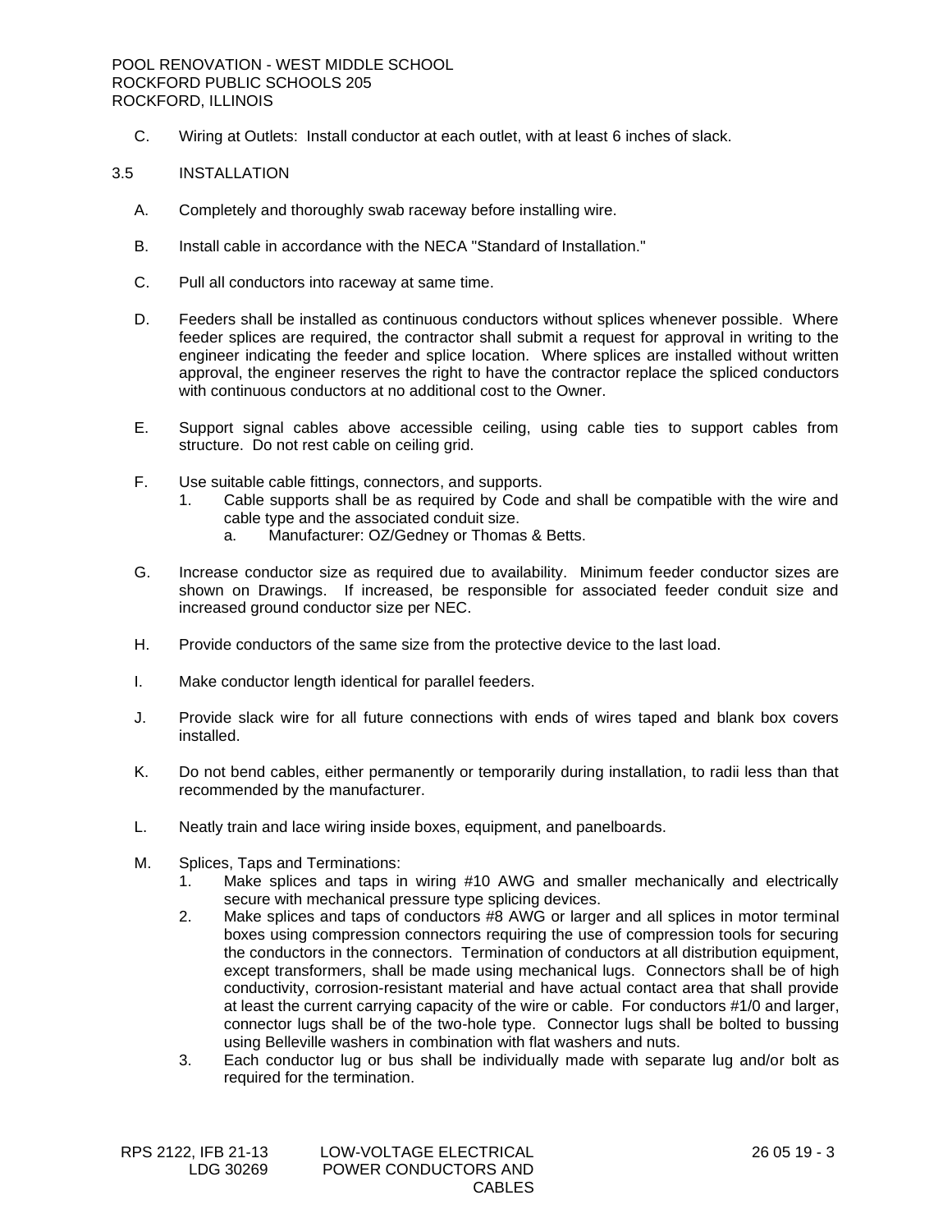C. Wiring at Outlets: Install conductor at each outlet, with at least 6 inches of slack.

3.5 INSTALLATION

A. Completely and thoroughly swab raceway before installing wire.

B. Install cable in accordance with the NECA "Standard of Installation."

C. Pull all conductors into raceway at same time.

D. Feeders shall be installed as continuous conductors without splices whenever possible. Where feeder splices are required, the contractor shall submit a request for approval in writing to the engineer indicating the feeder and splice location. Where splices are installed without written approval, the engineer reserves the right to have the contractor replace the spliced conductors with continuous conductors at no additional cost to the Owner.

E. Support signal cables above accessible ceiling, using cable ties to support cables from structure. Do not rest cable on ceiling grid.

F. Use suitable cable fittings, connectors, and supports.
   1. Cable supports shall be as required by Code and shall be compatible with the wire and cable type and the associated conduit size.
      a. Manufacturer: OZ/Gedney or Thomas & Betts.

G. Increase conductor size as required due to availability. Minimum feeder conductor sizes are shown on Drawings. If increased, be responsible for associated feeder conduit size and increased ground conductor size per NEC.

H. Provide conductors of the same size from the protective device to the last load.

I. Make conductor length identical for parallel feeders.

J. Provide slack wire for all future connections with ends of wires taped and blank box covers installed.

K. Do not bend cables, either permanently or temporarily during installation, to radii less than that recommended by the manufacturer.

L. Neatly train and lace wiring inside boxes, equipment, and panelboards.

M. Splices, Taps and Terminations:
   1. Make splices and taps in wiring #10 AWG and smaller mechanically and electrically secure with mechanical pressure type splicing devices.
   2. Make splices and taps of conductors #8 AWG or larger and all splices in motor terminal boxes using compression connectors requiring the use of compression tools for securing the conductors in the connectors. Termination of conductors at all distribution equipment, except transformers, shall be made using mechanical lugs. Connectors shall be of high conductivity, corrosion-resistant material and have actual contact area that shall provide at least the current carrying capacity of the wire or cable. For conductors #1/0 and larger, connector lugs shall be of the two-hole type. Connector lugs shall be bolted to bussing using Belleville washers in combination with flat washers and nuts.
   3. Each conductor lug or bus shall be individually made with separate lug and/or bolt as required for the termination.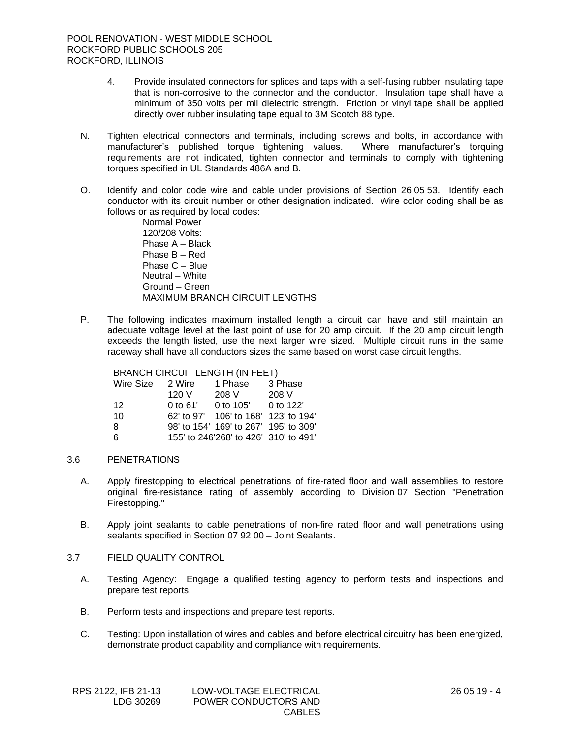4. Provide insulated connectors for splices and taps with a self-fusing rubber insulating tape that is non-corrosive to the connector and the conductor. Insulation tape shall have a minimum of 350 volts per mil dielectric strength. Friction or vinyl tape shall be applied directly over rubber insulating tape equal to 3M Scotch 88 type.

N. Tighten electrical connectors and terminals, including screws and bolts, in accordance with manufacturer's published torque tightening values. Where manufacturer's torquing requirements are not indicated, tighten connector and terminals to comply with tightening torques specified in UL Standards 486A and B.

O. Identify and color code wire and cable under provisions of Section 26 05 53. Identify each conductor with its circuit number or other designation indicated. Wire color coding shall be as follows or as required by local codes:

Normal Power
120/208 Volts:
Phase A – Black
Phase B – Red
Phase C – Blue
Neutral – White
Ground – Green
MAXIMUM BRANCH CIRCUIT LENGTHS

P. The following indicates maximum installed length a circuit can have and still maintain an adequate voltage level at the last point of use for 20 amp circuit. If the 20 amp circuit length exceeds the length listed, use the next larger wire sized. Multiple circuit runs in the same raceway shall have all conductors sizes the same based on worst case circuit lengths.

BRANCH CIRCUIT LENGTH (IN FEET)

| Wire Size | 2 Wire 120 V | 1 Phase 208 V | 3 Phase 208 V |
|---|---|---|---|
| 12 | 0 to 61' | 0 to 105' | 0 to 122' |
| 10 | 62' to 97' | 106' to 168' | 123' to 194' |
| 8 | 98' to 154' | 169' to 267' | 195' to 309' |
| 6 | 155' to 246' | 268' to 426' | 310' to 491' |

## 3.6 PENETRATIONS

A. Apply firestopping to electrical penetrations of fire-rated floor and wall assemblies to restore original fire-resistance rating of assembly according to Division 07 Section "Penetration Firestopping."

B. Apply joint sealants to cable penetrations of non-fire rated floor and wall penetrations using sealants specified in Section 07 92 00 – Joint Sealants.

## 3.7 FIELD QUALITY CONTROL

A. Testing Agency: Engage a qualified testing agency to perform tests and inspections and prepare test reports.

B. Perform tests and inspections and prepare test reports.

C. Testing: Upon installation of wires and cables and before electrical circuitry has been energized, demonstrate product capability and compliance with requirements.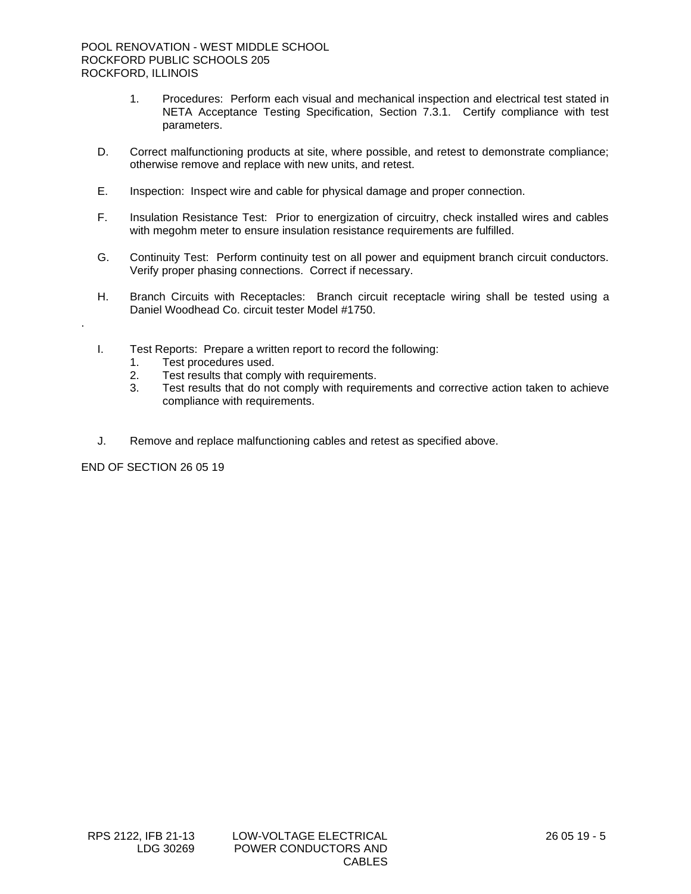1. Procedures: Perform each visual and mechanical inspection and electrical test stated in NETA Acceptance Testing Specification, Section 7.3.1. Certify compliance with test parameters.

D. Correct malfunctioning products at site, where possible, and retest to demonstrate compliance; otherwise remove and replace with new units, and retest.

E. Inspection: Inspect wire and cable for physical damage and proper connection.

F. Insulation Resistance Test: Prior to energization of circuitry, check installed wires and cables with megohm meter to ensure insulation resistance requirements are fulfilled.

G. Continuity Test: Perform continuity test on all power and equipment branch circuit conductors. Verify proper phasing connections. Correct if necessary.

H. Branch Circuits with Receptacles: Branch circuit receptacle wiring shall be tested using a Daniel Woodhead Co. circuit tester Model #1750.

.

I. Test Reports: Prepare a written report to record the following:
   1. Test procedures used.
   2. Test results that comply with requirements.
   3. Test results that do not comply with requirements and corrective action taken to achieve compliance with requirements.

J. Remove and replace malfunctioning cables and retest as specified above.

END OF SECTION 26 05 19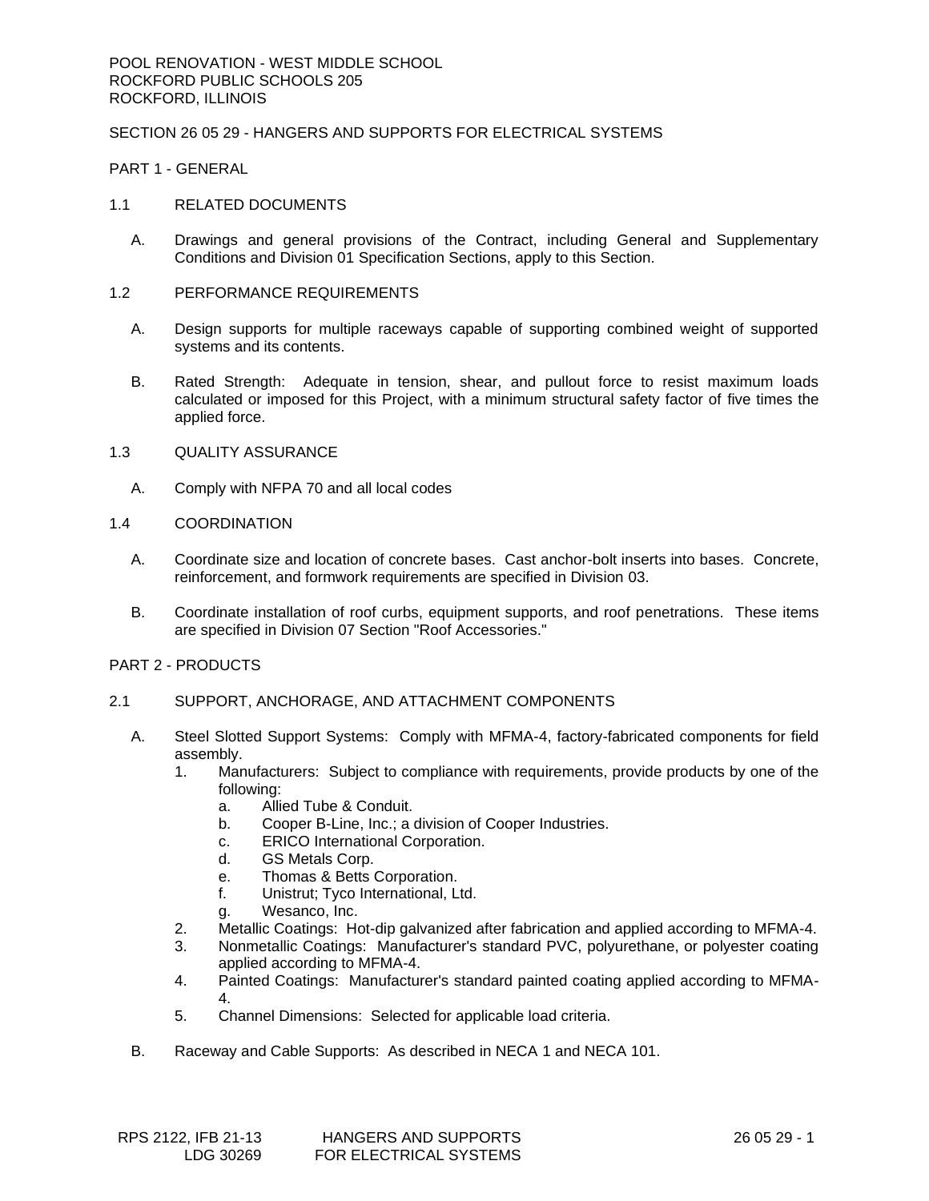POOL RENOVATION - WEST MIDDLE SCHOOL
ROCKFORD PUBLIC SCHOOLS 205
ROCKFORD, ILLINOIS

# SECTION 26 05 29 - HANGERS AND SUPPORTS FOR ELECTRICAL SYSTEMS

## PART 1 - GENERAL

### 1.1 RELATED DOCUMENTS

A. Drawings and general provisions of the Contract, including General and Supplementary Conditions and Division 01 Specification Sections, apply to this Section.

### 1.2 PERFORMANCE REQUIREMENTS

A. Design supports for multiple raceways capable of supporting combined weight of supported systems and its contents.

B. Rated Strength: Adequate in tension, shear, and pullout force to resist maximum loads calculated or imposed for this Project, with a minimum structural safety factor of five times the applied force.

### 1.3 QUALITY ASSURANCE

A. Comply with NFPA 70 and all local codes

### 1.4 COORDINATION

A. Coordinate size and location of concrete bases. Cast anchor-bolt inserts into bases. Concrete, reinforcement, and formwork requirements are specified in Division 03.

B. Coordinate installation of roof curbs, equipment supports, and roof penetrations. These items are specified in Division 07 Section "Roof Accessories."

## PART 2 - PRODUCTS

### 2.1 SUPPORT, ANCHORAGE, AND ATTACHMENT COMPONENTS

A. Steel Slotted Support Systems: Comply with MFMA-4, factory-fabricated components for field assembly.
   1. Manufacturers: Subject to compliance with requirements, provide products by one of the following:
      a. Allied Tube & Conduit.
      b. Cooper B-Line, Inc.; a division of Cooper Industries.
      c. ERICO International Corporation.
      d. GS Metals Corp.
      e. Thomas & Betts Corporation.
      f. Unistrut; Tyco International, Ltd.
      g. Wesanco, Inc.
   2. Metallic Coatings: Hot-dip galvanized after fabrication and applied according to MFMA-4.
   3. Nonmetallic Coatings: Manufacturer's standard PVC, polyurethane, or polyester coating applied according to MFMA-4.
   4. Painted Coatings: Manufacturer's standard painted coating applied according to MFMA-4.
   5. Channel Dimensions: Selected for applicable load criteria.

B. Raceway and Cable Supports: As described in NECA 1 and NECA 101.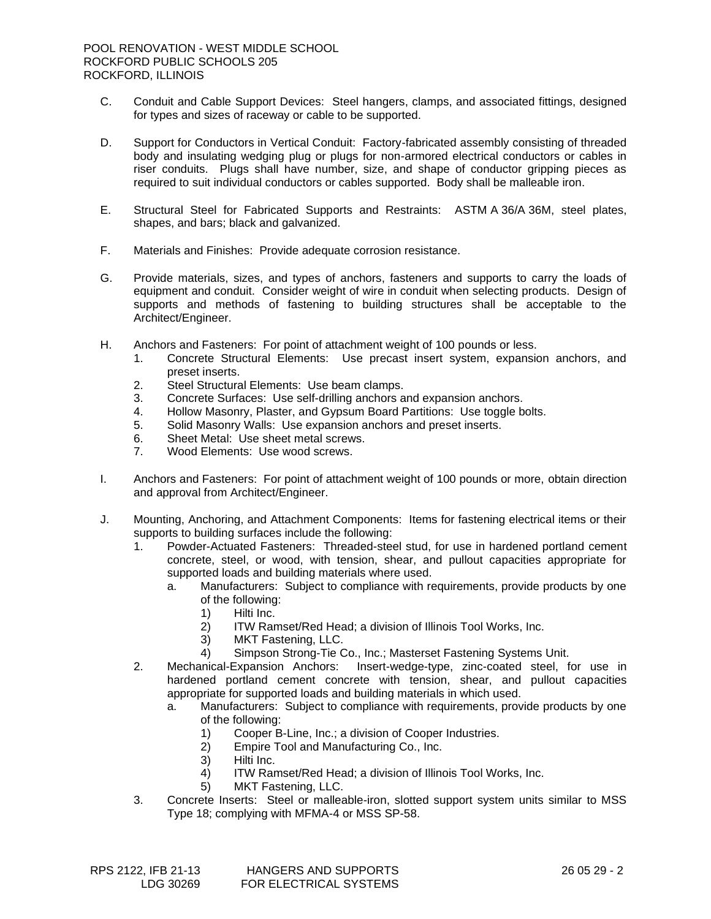C. Conduit and Cable Support Devices: Steel hangers, clamps, and associated fittings, designed for types and sizes of raceway or cable to be supported.

D. Support for Conductors in Vertical Conduit: Factory-fabricated assembly consisting of threaded body and insulating wedging plug or plugs for non-armored electrical conductors or cables in riser conduits. Plugs shall have number, size, and shape of conductor gripping pieces as required to suit individual conductors or cables supported. Body shall be malleable iron.

E. Structural Steel for Fabricated Supports and Restraints: ASTM A 36/A 36M, steel plates, shapes, and bars; black and galvanized.

F. Materials and Finishes: Provide adequate corrosion resistance.

G. Provide materials, sizes, and types of anchors, fasteners and supports to carry the loads of equipment and conduit. Consider weight of wire in conduit when selecting products. Design of supports and methods of fastening to building structures shall be acceptable to the Architect/Engineer.

H. Anchors and Fasteners: For point of attachment weight of 100 pounds or less.
   1. Concrete Structural Elements: Use precast insert system, expansion anchors, and preset inserts.
   2. Steel Structural Elements: Use beam clamps.
   3. Concrete Surfaces: Use self-drilling anchors and expansion anchors.
   4. Hollow Masonry, Plaster, and Gypsum Board Partitions: Use toggle bolts.
   5. Solid Masonry Walls: Use expansion anchors and preset inserts.
   6. Sheet Metal: Use sheet metal screws.
   7. Wood Elements: Use wood screws.

I. Anchors and Fasteners: For point of attachment weight of 100 pounds or more, obtain direction and approval from Architect/Engineer.

J. Mounting, Anchoring, and Attachment Components: Items for fastening electrical items or their supports to building surfaces include the following:
   1. Powder-Actuated Fasteners: Threaded-steel stud, for use in hardened portland cement concrete, steel, or wood, with tension, shear, and pullout capacities appropriate for supported loads and building materials where used.
      a. Manufacturers: Subject to compliance with requirements, provide products by one of the following:
         1) Hilti Inc.
         2) ITW Ramset/Red Head; a division of Illinois Tool Works, Inc.
         3) MKT Fastening, LLC.
         4) Simpson Strong-Tie Co., Inc.; Masterset Fastening Systems Unit.
   2. Mechanical-Expansion Anchors: Insert-wedge-type, zinc-coated steel, for use in hardened portland cement concrete with tension, shear, and pullout capacities appropriate for supported loads and building materials in which used.
      a. Manufacturers: Subject to compliance with requirements, provide products by one of the following:
         1) Cooper B-Line, Inc.; a division of Cooper Industries.
         2) Empire Tool and Manufacturing Co., Inc.
         3) Hilti Inc.
         4) ITW Ramset/Red Head; a division of Illinois Tool Works, Inc.
         5) MKT Fastening, LLC.
   3. Concrete Inserts: Steel or malleable-iron, slotted support system units similar to MSS Type 18; complying with MFMA-4 or MSS SP-58.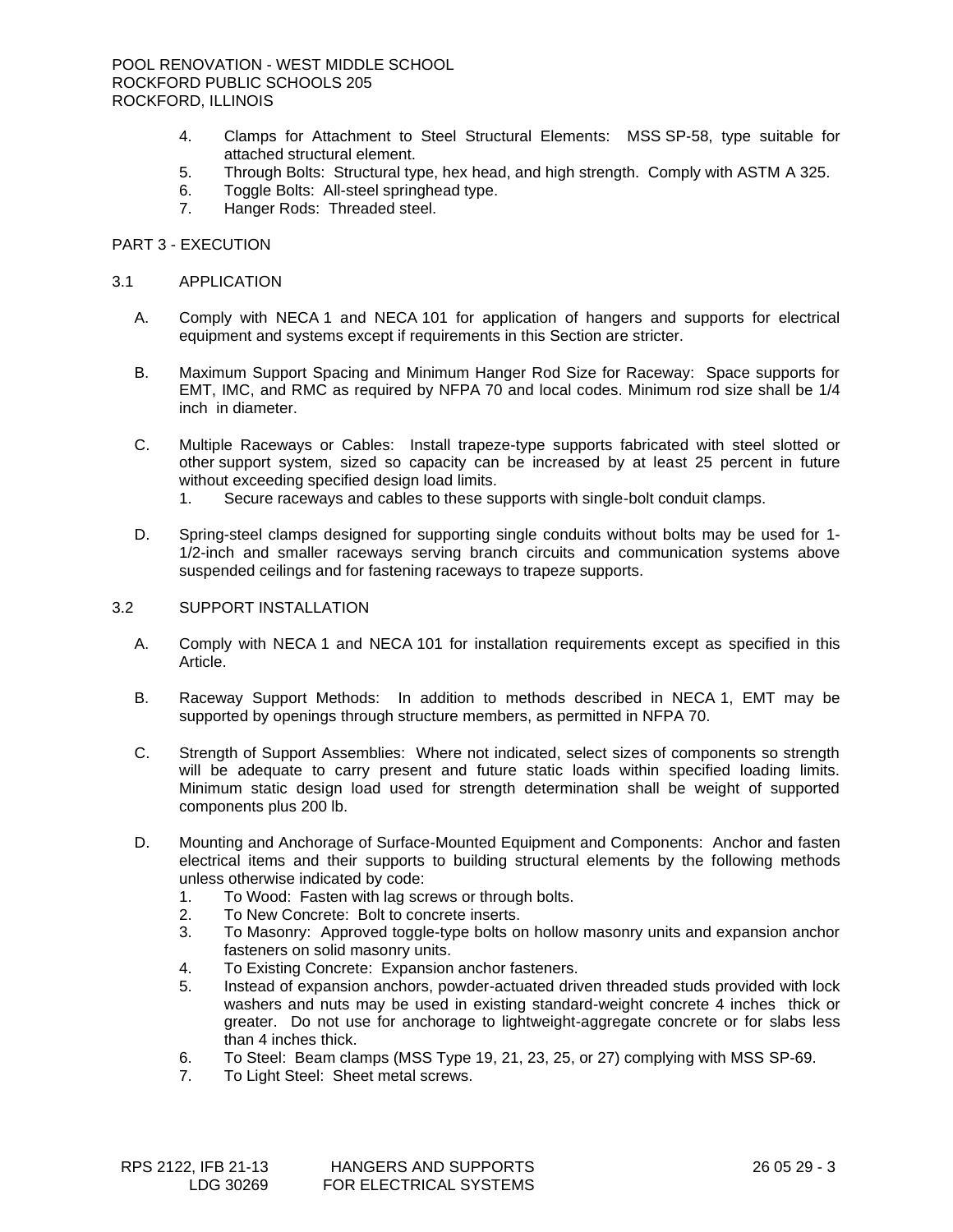4. Clamps for Attachment to Steel Structural Elements: MSS SP-58, type suitable for attached structural element.
5. Through Bolts: Structural type, hex head, and high strength. Comply with ASTM A 325.
6. Toggle Bolts: All-steel springhead type.
7. Hanger Rods: Threaded steel.

## PART 3 - EXECUTION

### 3.1 APPLICATION

A. Comply with NECA 1 and NECA 101 for application of hangers and supports for electrical equipment and systems except if requirements in this Section are stricter.

B. Maximum Support Spacing and Minimum Hanger Rod Size for Raceway: Space supports for EMT, IMC, and RMC as required by NFPA 70 and local codes. Minimum rod size shall be 1/4 inch in diameter.

C. Multiple Raceways or Cables: Install trapeze-type supports fabricated with steel slotted or other support system, sized so capacity can be increased by at least 25 percent in future without exceeding specified design load limits.
   1. Secure raceways and cables to these supports with single-bolt conduit clamps.

D. Spring-steel clamps designed for supporting single conduits without bolts may be used for 1-1/2-inch and smaller raceways serving branch circuits and communication systems above suspended ceilings and for fastening raceways to trapeze supports.

### 3.2 SUPPORT INSTALLATION

A. Comply with NECA 1 and NECA 101 for installation requirements except as specified in this Article.

B. Raceway Support Methods: In addition to methods described in NECA 1, EMT may be supported by openings through structure members, as permitted in NFPA 70.

C. Strength of Support Assemblies: Where not indicated, select sizes of components so strength will be adequate to carry present and future static loads within specified loading limits. Minimum static design load used for strength determination shall be weight of supported components plus 200 lb.

D. Mounting and Anchorage of Surface-Mounted Equipment and Components: Anchor and fasten electrical items and their supports to building structural elements by the following methods unless otherwise indicated by code:
   1. To Wood: Fasten with lag screws or through bolts.
   2. To New Concrete: Bolt to concrete inserts.
   3. To Masonry: Approved toggle-type bolts on hollow masonry units and expansion anchor fasteners on solid masonry units.
   4. To Existing Concrete: Expansion anchor fasteners.
   5. Instead of expansion anchors, powder-actuated driven threaded studs provided with lock washers and nuts may be used in existing standard-weight concrete 4 inches thick or greater. Do not use for anchorage to lightweight-aggregate concrete or for slabs less than 4 inches thick.
   6. To Steel: Beam clamps (MSS Type 19, 21, 23, 25, or 27) complying with MSS SP-69.
   7. To Light Steel: Sheet metal screws.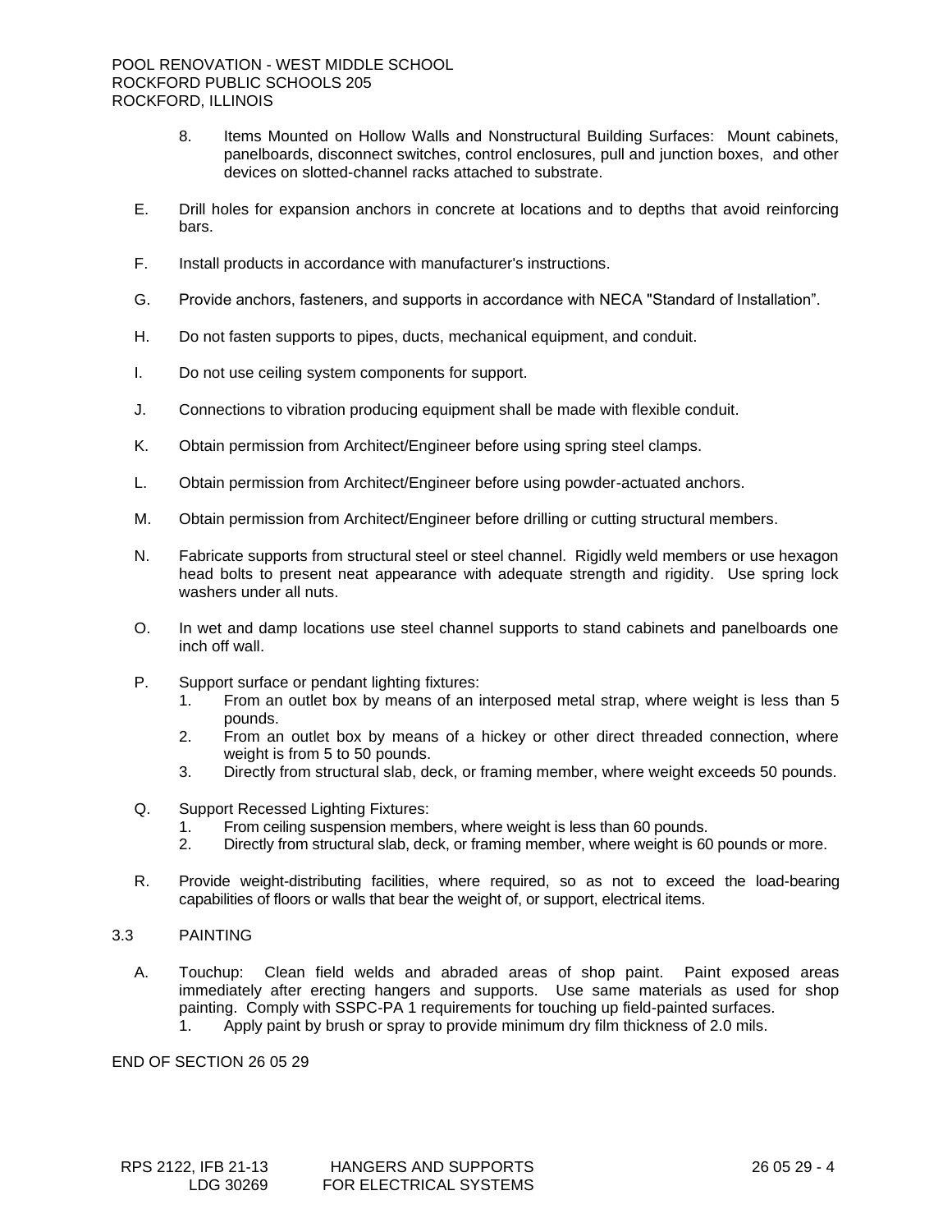8. Items Mounted on Hollow Walls and Nonstructural Building Surfaces: Mount cabinets, panelboards, disconnect switches, control enclosures, pull and junction boxes, and other devices on slotted-channel racks attached to substrate.

E. Drill holes for expansion anchors in concrete at locations and to depths that avoid reinforcing bars.

F. Install products in accordance with manufacturer's instructions.

G. Provide anchors, fasteners, and supports in accordance with NECA "Standard of Installation".

H. Do not fasten supports to pipes, ducts, mechanical equipment, and conduit.

I. Do not use ceiling system components for support.

J. Connections to vibration producing equipment shall be made with flexible conduit.

K. Obtain permission from Architect/Engineer before using spring steel clamps.

L. Obtain permission from Architect/Engineer before using powder-actuated anchors.

M. Obtain permission from Architect/Engineer before drilling or cutting structural members.

N. Fabricate supports from structural steel or steel channel. Rigidly weld members or use hexagon head bolts to present neat appearance with adequate strength and rigidity. Use spring lock washers under all nuts.

O. In wet and damp locations use steel channel supports to stand cabinets and panelboards one inch off wall.

P. Support surface or pendant lighting fixtures:
   1. From an outlet box by means of an interposed metal strap, where weight is less than 5 pounds.
   2. From an outlet box by means of a hickey or other direct threaded connection, where weight is from 5 to 50 pounds.
   3. Directly from structural slab, deck, or framing member, where weight exceeds 50 pounds.

Q. Support Recessed Lighting Fixtures:
   1. From ceiling suspension members, where weight is less than 60 pounds.
   2. Directly from structural slab, deck, or framing member, where weight is 60 pounds or more.

R. Provide weight-distributing facilities, where required, so as not to exceed the load-bearing capabilities of floors or walls that bear the weight of, or support, electrical items.

## 3.3 PAINTING

A. Touchup: Clean field welds and abraded areas of shop paint. Paint exposed areas immediately after erecting hangers and supports. Use same materials as used for shop painting. Comply with SSPC-PA 1 requirements for touching up field-painted surfaces.
   1. Apply paint by brush or spray to provide minimum dry film thickness of 2.0 mils.

END OF SECTION 26 05 29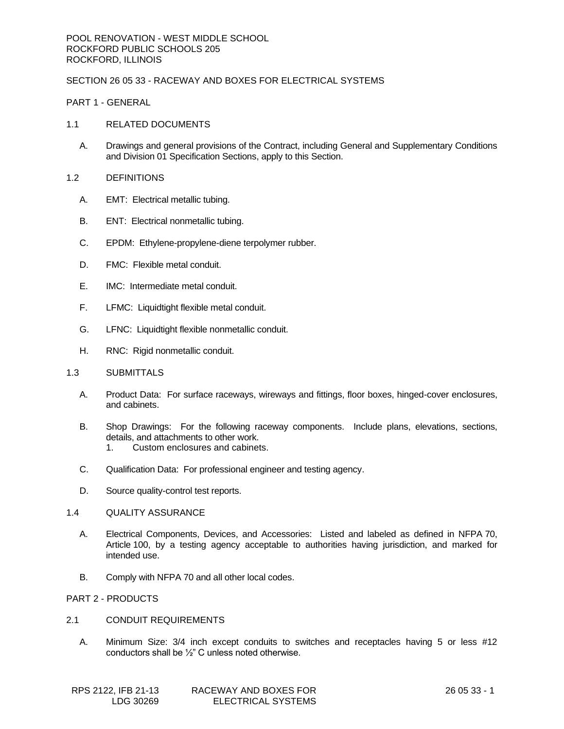POOL RENOVATION - WEST MIDDLE SCHOOL
ROCKFORD PUBLIC SCHOOLS 205
ROCKFORD, ILLINOIS

# SECTION 26 05 33 - RACEWAY AND BOXES FOR ELECTRICAL SYSTEMS

## PART 1 - GENERAL

### 1.1 RELATED DOCUMENTS

A. Drawings and general provisions of the Contract, including General and Supplementary Conditions and Division 01 Specification Sections, apply to this Section.

### 1.2 DEFINITIONS

A. EMT: Electrical metallic tubing.

B. ENT: Electrical nonmetallic tubing.

C. EPDM: Ethylene-propylene-diene terpolymer rubber.

D. FMC: Flexible metal conduit.

E. IMC: Intermediate metal conduit.

F. LFMC: Liquidtight flexible metal conduit.

G. LFNC: Liquidtight flexible nonmetallic conduit.

H. RNC: Rigid nonmetallic conduit.

### 1.3 SUBMITTALS

A. Product Data: For surface raceways, wireways and fittings, floor boxes, hinged-cover enclosures, and cabinets.

B. Shop Drawings: For the following raceway components. Include plans, elevations, sections, details, and attachments to other work.
   1. Custom enclosures and cabinets.

C. Qualification Data: For professional engineer and testing agency.

D. Source quality-control test reports.

### 1.4 QUALITY ASSURANCE

A. Electrical Components, Devices, and Accessories: Listed and labeled as defined in NFPA 70, Article 100, by a testing agency acceptable to authorities having jurisdiction, and marked for intended use.

B. Comply with NFPA 70 and all other local codes.

## PART 2 - PRODUCTS

### 2.1 CONDUIT REQUIREMENTS

A. Minimum Size: 3/4 inch except conduits to switches and receptacles having 5 or less #12 conductors shall be ½" C unless noted otherwise.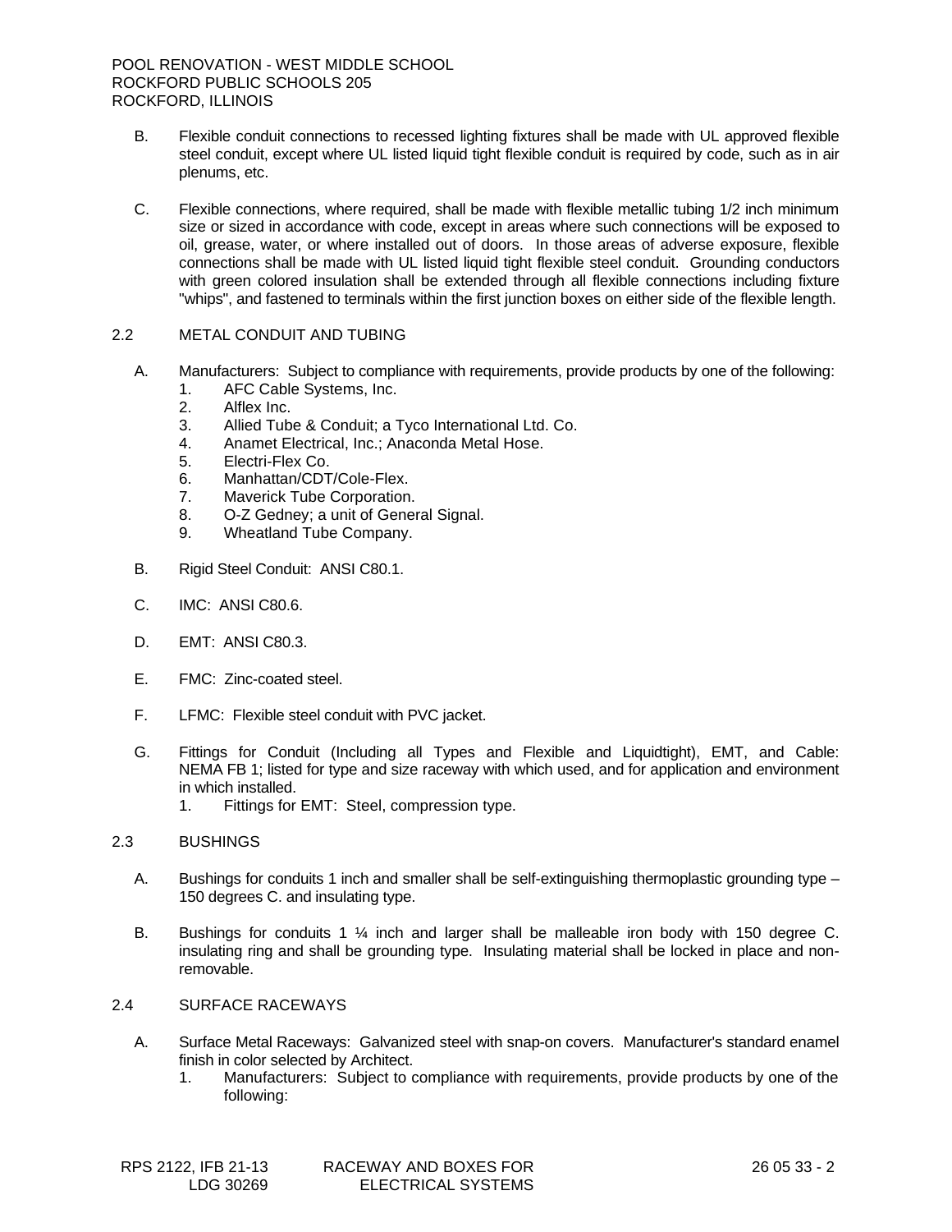B. Flexible conduit connections to recessed lighting fixtures shall be made with UL approved flexible steel conduit, except where UL listed liquid tight flexible conduit is required by code, such as in air plenums, etc.

C. Flexible connections, where required, shall be made with flexible metallic tubing 1/2 inch minimum size or sized in accordance with code, except in areas where such connections will be exposed to oil, grease, water, or where installed out of doors. In those areas of adverse exposure, flexible connections shall be made with UL listed liquid tight flexible steel conduit. Grounding conductors with green colored insulation shall be extended through all flexible connections including fixture "whips", and fastened to terminals within the first junction boxes on either side of the flexible length.

## 2.2 METAL CONDUIT AND TUBING

A. Manufacturers: Subject to compliance with requirements, provide products by one of the following:
   1. AFC Cable Systems, Inc.
   2. Alflex Inc.
   3. Allied Tube & Conduit; a Tyco International Ltd. Co.
   4. Anamet Electrical, Inc.; Anaconda Metal Hose.
   5. Electri-Flex Co.
   6. Manhattan/CDT/Cole-Flex.
   7. Maverick Tube Corporation.
   8. O-Z Gedney; a unit of General Signal.
   9. Wheatland Tube Company.

B. Rigid Steel Conduit: ANSI C80.1.

C. IMC: ANSI C80.6.

D. EMT: ANSI C80.3.

E. FMC: Zinc-coated steel.

F. LFMC: Flexible steel conduit with PVC jacket.

G. Fittings for Conduit (Including all Types and Flexible and Liquidtight), EMT, and Cable: NEMA FB 1; listed for type and size raceway with which used, and for application and environment in which installed.
   1. Fittings for EMT: Steel, compression type.

## 2.3 BUSHINGS

A. Bushings for conduits 1 inch and smaller shall be self-extinguishing thermoplastic grounding type – 150 degrees C. and insulating type.

B. Bushings for conduits 1 ¼ inch and larger shall be malleable iron body with 150 degree C. insulating ring and shall be grounding type. Insulating material shall be locked in place and non-removable.

## 2.4 SURFACE RACEWAYS

A. Surface Metal Raceways: Galvanized steel with snap-on covers. Manufacturer's standard enamel finish in color selected by Architect.
   1. Manufacturers: Subject to compliance with requirements, provide products by one of the following: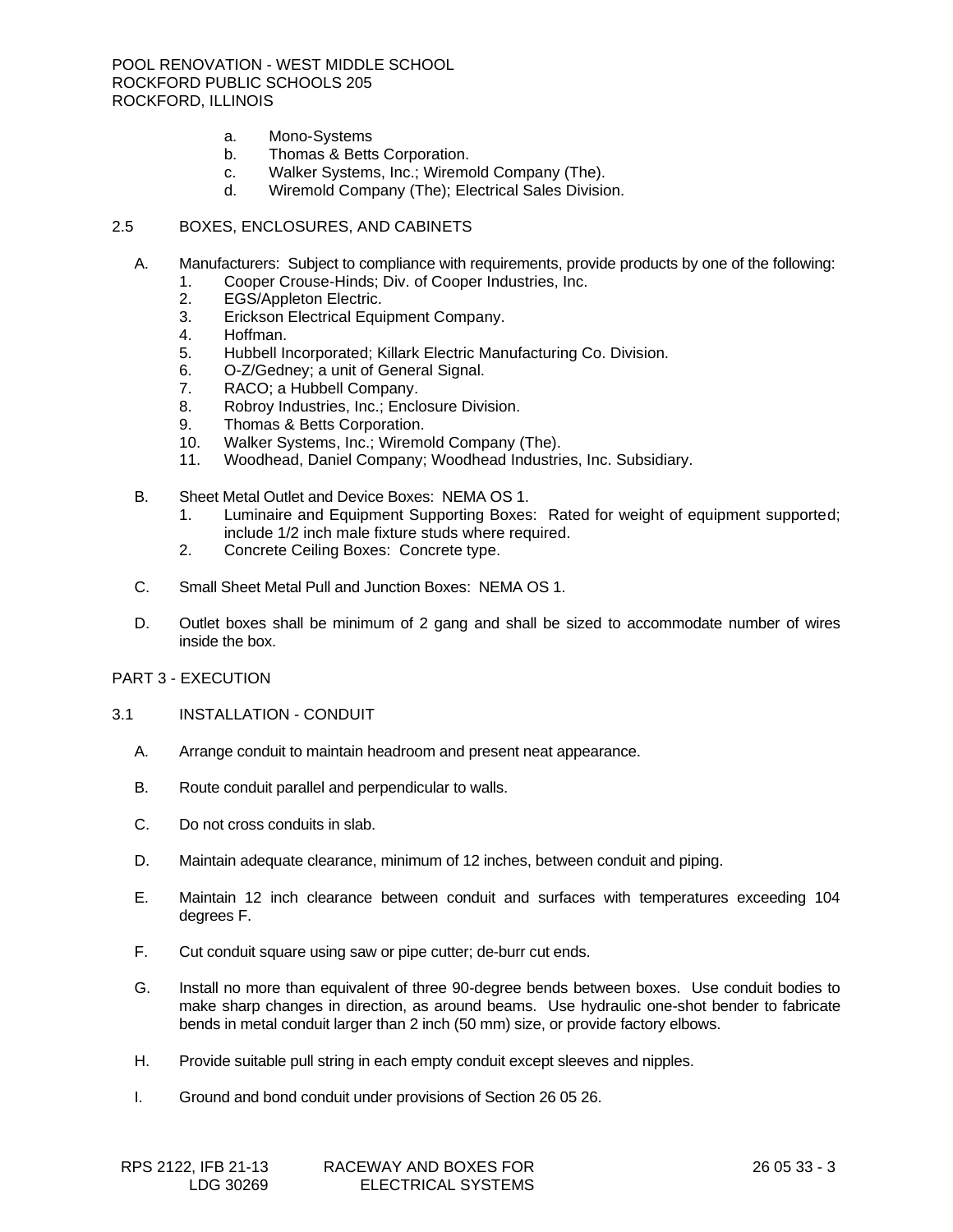a. Mono-Systems
b. Thomas & Betts Corporation.
c. Walker Systems, Inc.; Wiremold Company (The).
d. Wiremold Company (The); Electrical Sales Division.

2.5 BOXES, ENCLOSURES, AND CABINETS

A. Manufacturers: Subject to compliance with requirements, provide products by one of the following:
   1. Cooper Crouse-Hinds; Div. of Cooper Industries, Inc.
   2. EGS/Appleton Electric.
   3. Erickson Electrical Equipment Company.
   4. Hoffman.
   5. Hubbell Incorporated; Killark Electric Manufacturing Co. Division.
   6. O-Z/Gedney; a unit of General Signal.
   7. RACO; a Hubbell Company.
   8. Robroy Industries, Inc.; Enclosure Division.
   9. Thomas & Betts Corporation.
   10. Walker Systems, Inc.; Wiremold Company (The).
   11. Woodhead, Daniel Company; Woodhead Industries, Inc. Subsidiary.

B. Sheet Metal Outlet and Device Boxes: NEMA OS 1.
   1. Luminaire and Equipment Supporting Boxes: Rated for weight of equipment supported; include 1/2 inch male fixture studs where required.
   2. Concrete Ceiling Boxes: Concrete type.

C. Small Sheet Metal Pull and Junction Boxes: NEMA OS 1.

D. Outlet boxes shall be minimum of 2 gang and shall be sized to accommodate number of wires inside the box.

PART 3 - EXECUTION

3.1 INSTALLATION - CONDUIT

A. Arrange conduit to maintain headroom and present neat appearance.

B. Route conduit parallel and perpendicular to walls.

C. Do not cross conduits in slab.

D. Maintain adequate clearance, minimum of 12 inches, between conduit and piping.

E. Maintain 12 inch clearance between conduit and surfaces with temperatures exceeding 104 degrees F.

F. Cut conduit square using saw or pipe cutter; de-burr cut ends.

G. Install no more than equivalent of three 90-degree bends between boxes. Use conduit bodies to make sharp changes in direction, as around beams. Use hydraulic one-shot bender to fabricate bends in metal conduit larger than 2 inch (50 mm) size, or provide factory elbows.

H. Provide suitable pull string in each empty conduit except sleeves and nipples.

I. Ground and bond conduit under provisions of Section 26 05 26.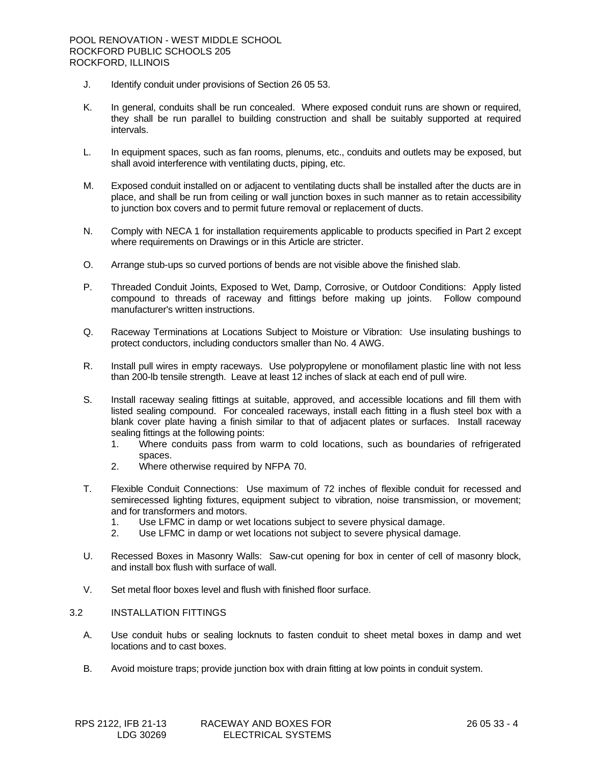J. Identify conduit under provisions of Section 26 05 53.

K. In general, conduits shall be run concealed. Where exposed conduit runs are shown or required, they shall be run parallel to building construction and shall be suitably supported at required intervals.

L. In equipment spaces, such as fan rooms, plenums, etc., conduits and outlets may be exposed, but shall avoid interference with ventilating ducts, piping, etc.

M. Exposed conduit installed on or adjacent to ventilating ducts shall be installed after the ducts are in place, and shall be run from ceiling or wall junction boxes in such manner as to retain accessibility to junction box covers and to permit future removal or replacement of ducts.

N. Comply with NECA 1 for installation requirements applicable to products specified in Part 2 except where requirements on Drawings or in this Article are stricter.

O. Arrange stub-ups so curved portions of bends are not visible above the finished slab.

P. Threaded Conduit Joints, Exposed to Wet, Damp, Corrosive, or Outdoor Conditions: Apply listed compound to threads of raceway and fittings before making up joints. Follow compound manufacturer's written instructions.

Q. Raceway Terminations at Locations Subject to Moisture or Vibration: Use insulating bushings to protect conductors, including conductors smaller than No. 4 AWG.

R. Install pull wires in empty raceways. Use polypropylene or monofilament plastic line with not less than 200-lb tensile strength. Leave at least 12 inches of slack at each end of pull wire.

S. Install raceway sealing fittings at suitable, approved, and accessible locations and fill them with listed sealing compound. For concealed raceways, install each fitting in a flush steel box with a blank cover plate having a finish similar to that of adjacent plates or surfaces. Install raceway sealing fittings at the following points:
   1. Where conduits pass from warm to cold locations, such as boundaries of refrigerated spaces.
   2. Where otherwise required by NFPA 70.

T. Flexible Conduit Connections: Use maximum of 72 inches of flexible conduit for recessed and semirecessed lighting fixtures, equipment subject to vibration, noise transmission, or movement; and for transformers and motors.
   1. Use LFMC in damp or wet locations subject to severe physical damage.
   2. Use LFMC in damp or wet locations not subject to severe physical damage.

U. Recessed Boxes in Masonry Walls: Saw-cut opening for box in center of cell of masonry block, and install box flush with surface of wall.

V. Set metal floor boxes level and flush with finished floor surface.

## 3.2 INSTALLATION FITTINGS

A. Use conduit hubs or sealing locknuts to fasten conduit to sheet metal boxes in damp and wet locations and to cast boxes.

B. Avoid moisture traps; provide junction box with drain fitting at low points in conduit system.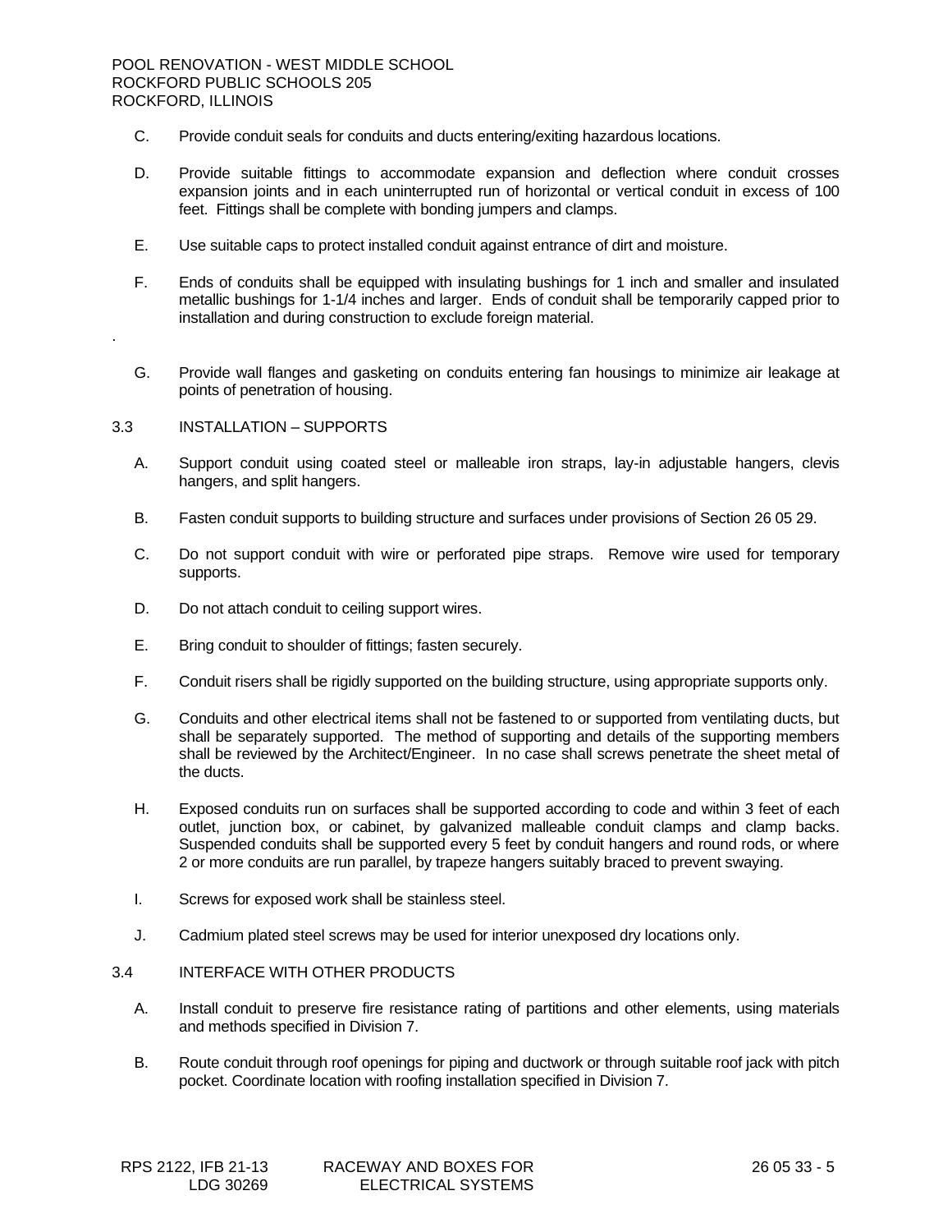C. Provide conduit seals for conduits and ducts entering/exiting hazardous locations.

D. Provide suitable fittings to accommodate expansion and deflection where conduit crosses expansion joints and in each uninterrupted run of horizontal or vertical conduit in excess of 100 feet. Fittings shall be complete with bonding jumpers and clamps.

E. Use suitable caps to protect installed conduit against entrance of dirt and moisture.

F. Ends of conduits shall be equipped with insulating bushings for 1 inch and smaller and insulated metallic bushings for 1-1/4 inches and larger. Ends of conduit shall be temporarily capped prior to installation and during construction to exclude foreign material.

G. Provide wall flanges and gasketing on conduits entering fan housings to minimize air leakage at points of penetration of housing.

## 3.3 INSTALLATION – SUPPORTS

A. Support conduit using coated steel or malleable iron straps, lay-in adjustable hangers, clevis hangers, and split hangers.

B. Fasten conduit supports to building structure and surfaces under provisions of Section 26 05 29.

C. Do not support conduit with wire or perforated pipe straps. Remove wire used for temporary supports.

D. Do not attach conduit to ceiling support wires.

E. Bring conduit to shoulder of fittings; fasten securely.

F. Conduit risers shall be rigidly supported on the building structure, using appropriate supports only.

G. Conduits and other electrical items shall not be fastened to or supported from ventilating ducts, but shall be separately supported. The method of supporting and details of the supporting members shall be reviewed by the Architect/Engineer. In no case shall screws penetrate the sheet metal of the ducts.

H. Exposed conduits run on surfaces shall be supported according to code and within 3 feet of each outlet, junction box, or cabinet, by galvanized malleable conduit clamps and clamp backs. Suspended conduits shall be supported every 5 feet by conduit hangers and round rods, or where 2 or more conduits are run parallel, by trapeze hangers suitably braced to prevent swaying.

I. Screws for exposed work shall be stainless steel.

J. Cadmium plated steel screws may be used for interior unexposed dry locations only.

## 3.4 INTERFACE WITH OTHER PRODUCTS

A. Install conduit to preserve fire resistance rating of partitions and other elements, using materials and methods specified in Division 7.

B. Route conduit through roof openings for piping and ductwork or through suitable roof jack with pitch pocket. Coordinate location with roofing installation specified in Division 7.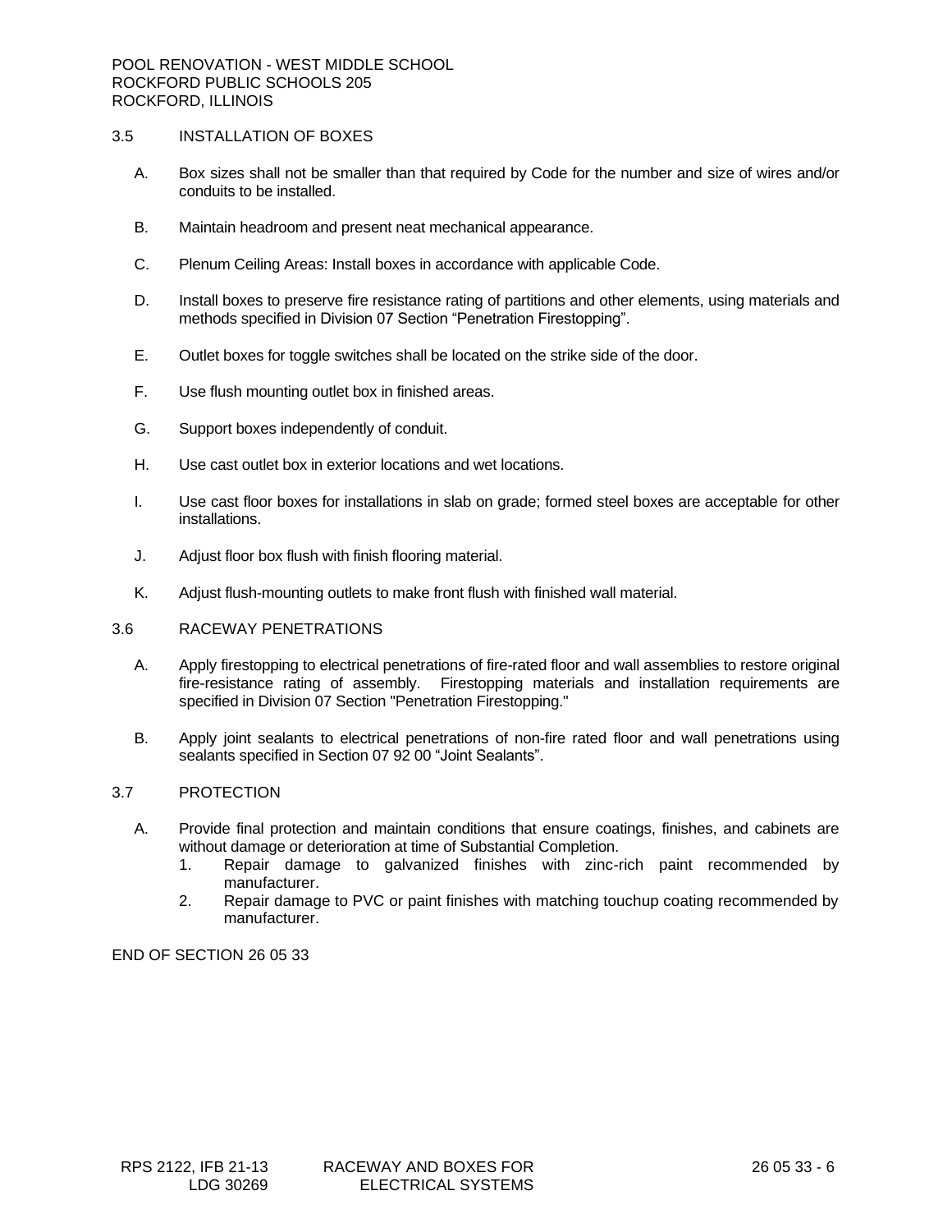## 3.5 INSTALLATION OF BOXES

A. Box sizes shall not be smaller than that required by Code for the number and size of wires and/or conduits to be installed.

B. Maintain headroom and present neat mechanical appearance.

C. Plenum Ceiling Areas: Install boxes in accordance with applicable Code.

D. Install boxes to preserve fire resistance rating of partitions and other elements, using materials and methods specified in Division 07 Section "Penetration Firestopping".

E. Outlet boxes for toggle switches shall be located on the strike side of the door.

F. Use flush mounting outlet box in finished areas.

G. Support boxes independently of conduit.

H. Use cast outlet box in exterior locations and wet locations.

I. Use cast floor boxes for installations in slab on grade; formed steel boxes are acceptable for other installations.

J. Adjust floor box flush with finish flooring material.

K. Adjust flush-mounting outlets to make front flush with finished wall material.

## 3.6 RACEWAY PENETRATIONS

A. Apply firestopping to electrical penetrations of fire-rated floor and wall assemblies to restore original fire-resistance rating of assembly. Firestopping materials and installation requirements are specified in Division 07 Section "Penetration Firestopping."

B. Apply joint sealants to electrical penetrations of non-fire rated floor and wall penetrations using sealants specified in Section 07 92 00 "Joint Sealants".

## 3.7 PROTECTION

A. Provide final protection and maintain conditions that ensure coatings, finishes, and cabinets are without damage or deterioration at time of Substantial Completion.
   1. Repair damage to galvanized finishes with zinc-rich paint recommended by manufacturer.
   2. Repair damage to PVC or paint finishes with matching touchup coating recommended by manufacturer.

END OF SECTION 26 05 33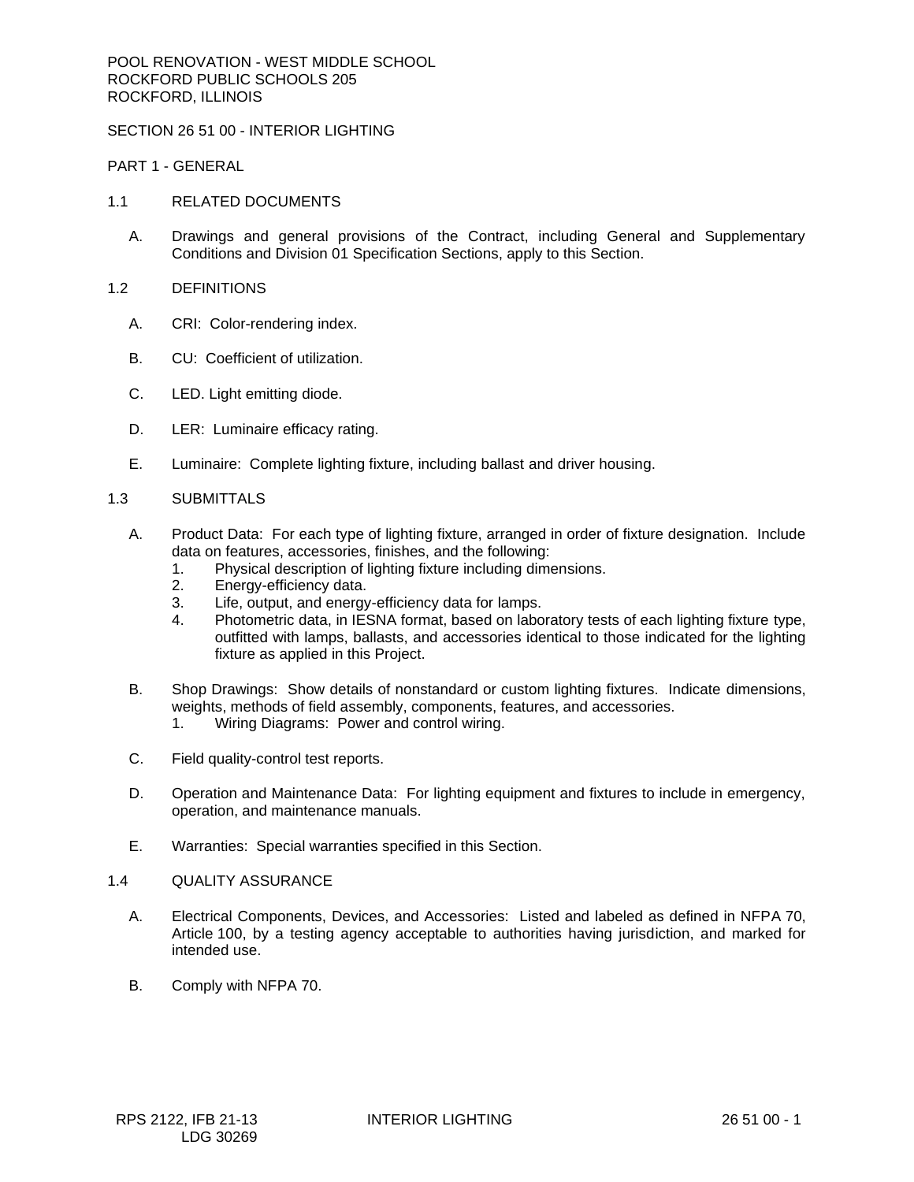POOL RENOVATION - WEST MIDDLE SCHOOL
ROCKFORD PUBLIC SCHOOLS 205
ROCKFORD, ILLINOIS

# SECTION 26 51 00 - INTERIOR LIGHTING

## PART 1 - GENERAL

### 1.1 RELATED DOCUMENTS

A. Drawings and general provisions of the Contract, including General and Supplementary Conditions and Division 01 Specification Sections, apply to this Section.

### 1.2 DEFINITIONS

A. CRI: Color-rendering index.

B. CU: Coefficient of utilization.

C. LED. Light emitting diode.

D. LER: Luminaire efficacy rating.

E. Luminaire: Complete lighting fixture, including ballast and driver housing.

### 1.3 SUBMITTALS

A. Product Data: For each type of lighting fixture, arranged in order of fixture designation. Include data on features, accessories, finishes, and the following:
1. Physical description of lighting fixture including dimensions.
2. Energy-efficiency data.
3. Life, output, and energy-efficiency data for lamps.
4. Photometric data, in IESNA format, based on laboratory tests of each lighting fixture type, outfitted with lamps, ballasts, and accessories identical to those indicated for the lighting fixture as applied in this Project.

B. Shop Drawings: Show details of nonstandard or custom lighting fixtures. Indicate dimensions, weights, methods of field assembly, components, features, and accessories.
1. Wiring Diagrams: Power and control wiring.

C. Field quality-control test reports.

D. Operation and Maintenance Data: For lighting equipment and fixtures to include in emergency, operation, and maintenance manuals.

E. Warranties: Special warranties specified in this Section.

### 1.4 QUALITY ASSURANCE

A. Electrical Components, Devices, and Accessories: Listed and labeled as defined in NFPA 70, Article 100, by a testing agency acceptable to authorities having jurisdiction, and marked for intended use.

B. Comply with NFPA 70.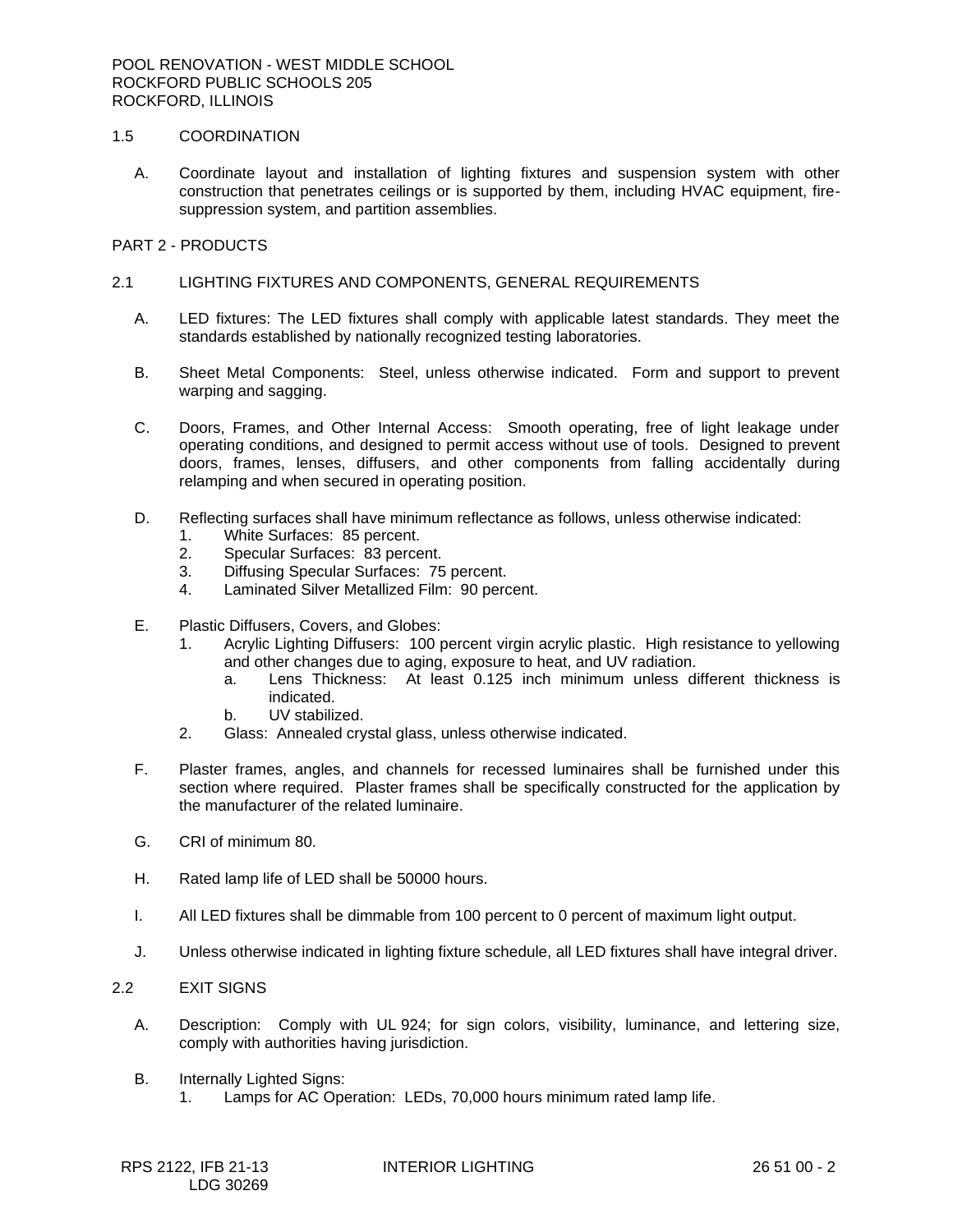## 1.5 COORDINATION

A. Coordinate layout and installation of lighting fixtures and suspension system with other construction that penetrates ceilings or is supported by them, including HVAC equipment, fire-suppression system, and partition assemblies.

# PART 2 - PRODUCTS

## 2.1 LIGHTING FIXTURES AND COMPONENTS, GENERAL REQUIREMENTS

A. LED fixtures: The LED fixtures shall comply with applicable latest standards. They meet the standards established by nationally recognized testing laboratories.

B. Sheet Metal Components: Steel, unless otherwise indicated. Form and support to prevent warping and sagging.

C. Doors, Frames, and Other Internal Access: Smooth operating, free of light leakage under operating conditions, and designed to permit access without use of tools. Designed to prevent doors, frames, lenses, diffusers, and other components from falling accidentally during relamping and when secured in operating position.

D. Reflecting surfaces shall have minimum reflectance as follows, unless otherwise indicated:
   1. White Surfaces: 85 percent.
   2. Specular Surfaces: 83 percent.
   3. Diffusing Specular Surfaces: 75 percent.
   4. Laminated Silver Metallized Film: 90 percent.

E. Plastic Diffusers, Covers, and Globes:
   1. Acrylic Lighting Diffusers: 100 percent virgin acrylic plastic. High resistance to yellowing and other changes due to aging, exposure to heat, and UV radiation.
      a. Lens Thickness: At least 0.125 inch minimum unless different thickness is indicated.
      b. UV stabilized.
   2. Glass: Annealed crystal glass, unless otherwise indicated.

F. Plaster frames, angles, and channels for recessed luminaires shall be furnished under this section where required. Plaster frames shall be specifically constructed for the application by the manufacturer of the related luminaire.

G. CRI of minimum 80.

H. Rated lamp life of LED shall be 50000 hours.

I. All LED fixtures shall be dimmable from 100 percent to 0 percent of maximum light output.

J. Unless otherwise indicated in lighting fixture schedule, all LED fixtures shall have integral driver.

## 2.2 EXIT SIGNS

A. Description: Comply with UL 924; for sign colors, visibility, luminance, and lettering size, comply with authorities having jurisdiction.

B. Internally Lighted Signs:
   1. Lamps for AC Operation: LEDs, 70,000 hours minimum rated lamp life.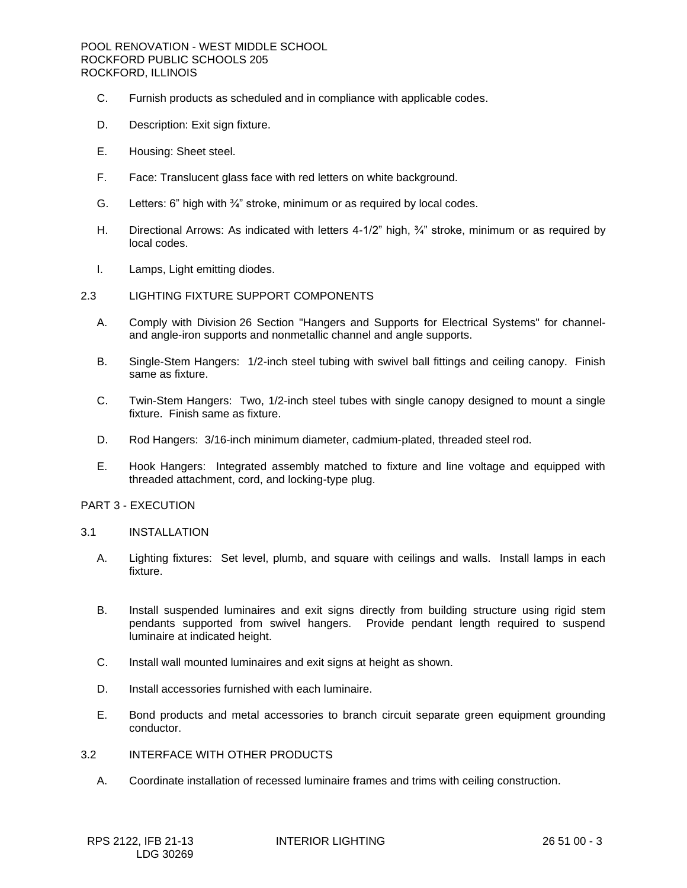C. Furnish products as scheduled and in compliance with applicable codes.

D. Description: Exit sign fixture.

E. Housing: Sheet steel.

F. Face: Translucent glass face with red letters on white background.

G. Letters: 6" high with ¾" stroke, minimum or as required by local codes.

H. Directional Arrows: As indicated with letters 4-1/2" high, ¾" stroke, minimum or as required by local codes.

I. Lamps, Light emitting diodes.

2.3 LIGHTING FIXTURE SUPPORT COMPONENTS

A. Comply with Division 26 Section "Hangers and Supports for Electrical Systems" for channel- and angle-iron supports and nonmetallic channel and angle supports.

B. Single-Stem Hangers: 1/2-inch steel tubing with swivel ball fittings and ceiling canopy. Finish same as fixture.

C. Twin-Stem Hangers: Two, 1/2-inch steel tubes with single canopy designed to mount a single fixture. Finish same as fixture.

D. Rod Hangers: 3/16-inch minimum diameter, cadmium-plated, threaded steel rod.

E. Hook Hangers: Integrated assembly matched to fixture and line voltage and equipped with threaded attachment, cord, and locking-type plug.

PART 3 - EXECUTION

3.1 INSTALLATION

A. Lighting fixtures: Set level, plumb, and square with ceilings and walls. Install lamps in each fixture.

B. Install suspended luminaires and exit signs directly from building structure using rigid stem pendants supported from swivel hangers. Provide pendant length required to suspend luminaire at indicated height.

C. Install wall mounted luminaires and exit signs at height as shown.

D. Install accessories furnished with each luminaire.

E. Bond products and metal accessories to branch circuit separate green equipment grounding conductor.

3.2 INTERFACE WITH OTHER PRODUCTS

A. Coordinate installation of recessed luminaire frames and trims with ceiling construction.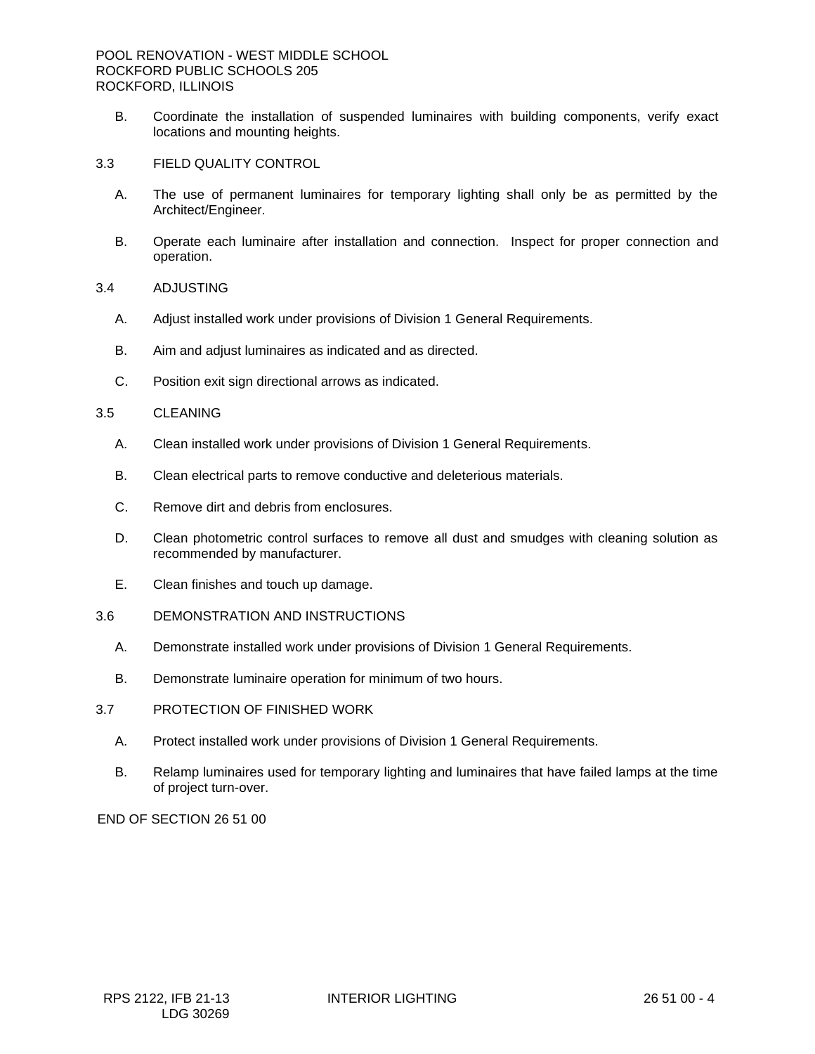B. Coordinate the installation of suspended luminaires with building components, verify exact locations and mounting heights.

## 3.3 FIELD QUALITY CONTROL

A. The use of permanent luminaires for temporary lighting shall only be as permitted by the Architect/Engineer.

B. Operate each luminaire after installation and connection. Inspect for proper connection and operation.

## 3.4 ADJUSTING

A. Adjust installed work under provisions of Division 1 General Requirements.

B. Aim and adjust luminaires as indicated and as directed.

C. Position exit sign directional arrows as indicated.

## 3.5 CLEANING

A. Clean installed work under provisions of Division 1 General Requirements.

B. Clean electrical parts to remove conductive and deleterious materials.

C. Remove dirt and debris from enclosures.

D. Clean photometric control surfaces to remove all dust and smudges with cleaning solution as recommended by manufacturer.

E. Clean finishes and touch up damage.

## 3.6 DEMONSTRATION AND INSTRUCTIONS

A. Demonstrate installed work under provisions of Division 1 General Requirements.

B. Demonstrate luminaire operation for minimum of two hours.

## 3.7 PROTECTION OF FINISHED WORK

A. Protect installed work under provisions of Division 1 General Requirements.

B. Relamp luminaires used for temporary lighting and luminaires that have failed lamps at the time of project turn-over.

END OF SECTION 26 51 00